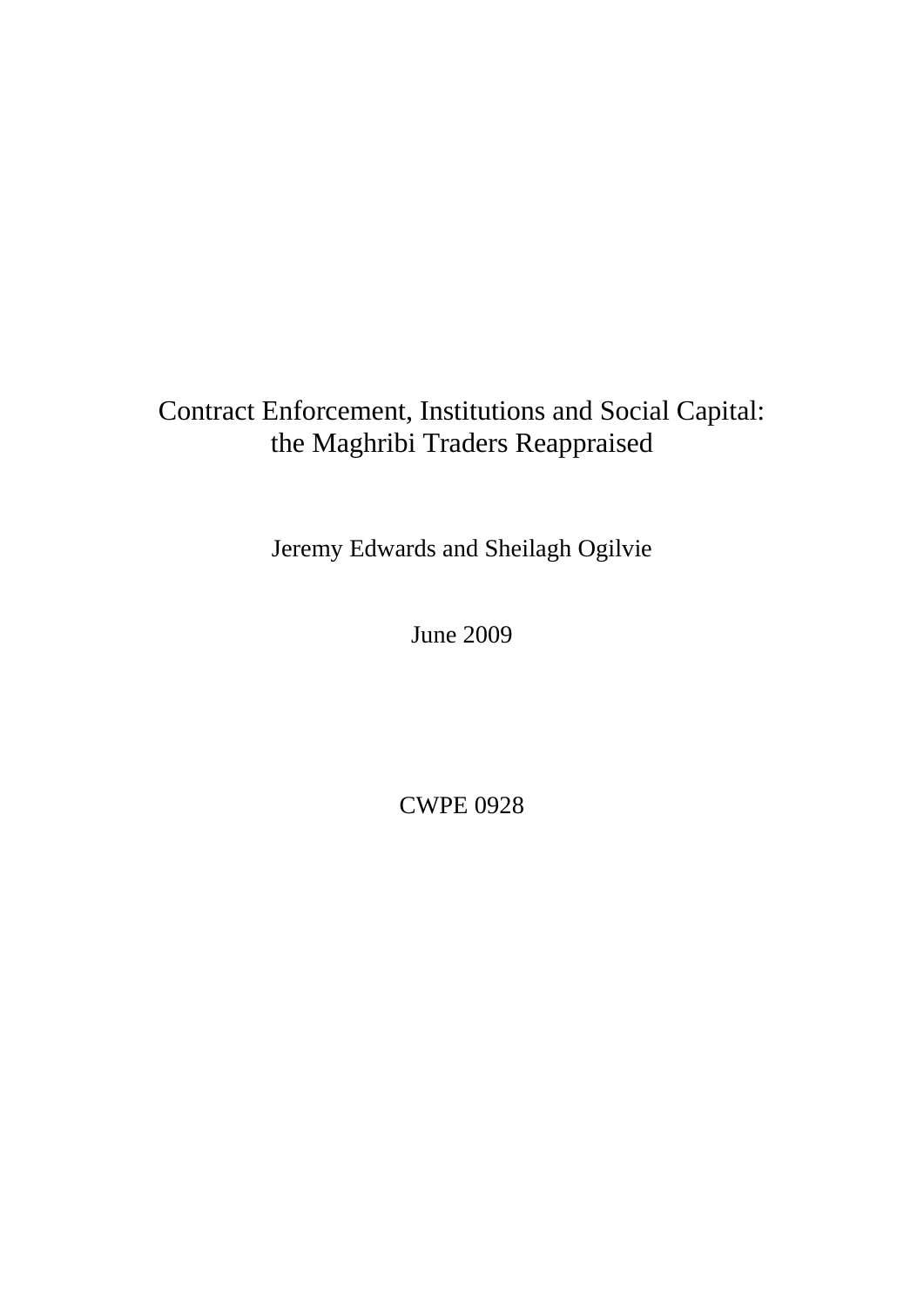# Contract Enforcement, Institutions and Social Capital: the Maghribi Traders Reappraised

Jeremy Edwards and Sheilagh Ogilvie

June 2009

CWPE 0928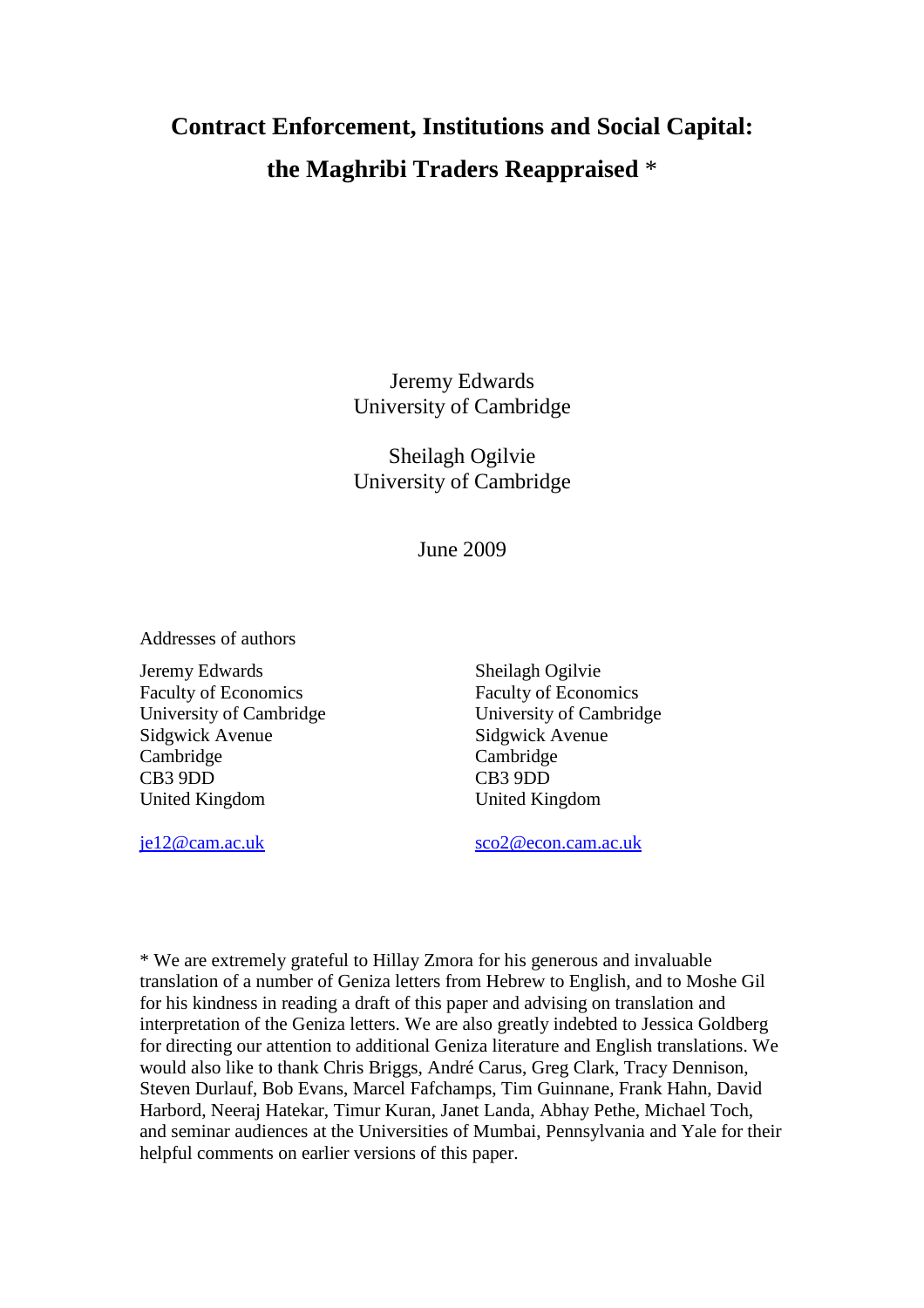# Contract Enforcement, Institutions and Social Capital: the Maghribi Traders Reappraised *

Jeremy Edwards
University of Cambridge

Sheilagh Ogilvie
University of Cambridge

June 2009

Addresses of authors

Jeremy Edwards
Faculty of Economics
University of Cambridge
Sidgwick Avenue
Cambridge
CB3 9DD
United Kingdom

je12@cam.ac.uk

Sheilagh Ogilvie
Faculty of Economics
University of Cambridge
Sidgwick Avenue
Cambridge
CB3 9DD
United Kingdom

sco2@econ.cam.ac.uk

* We are extremely grateful to Hillay Zmora for his generous and invaluable translation of a number of Geniza letters from Hebrew to English, and to Moshe Gil for his kindness in reading a draft of this paper and advising on translation and interpretation of the Geniza letters. We are also greatly indebted to Jessica Goldberg for directing our attention to additional Geniza literature and English translations. We would also like to thank Chris Briggs, André Carus, Greg Clark, Tracy Dennison, Steven Durlauf, Bob Evans, Marcel Fafchamps, Tim Guinnane, Frank Hahn, David Harbord, Neeraj Hatekar, Timur Kuran, Janet Landa, Abhay Pethe, Michael Toch, and seminar audiences at the Universities of Mumbai, Pennsylvania and Yale for their helpful comments on earlier versions of this paper.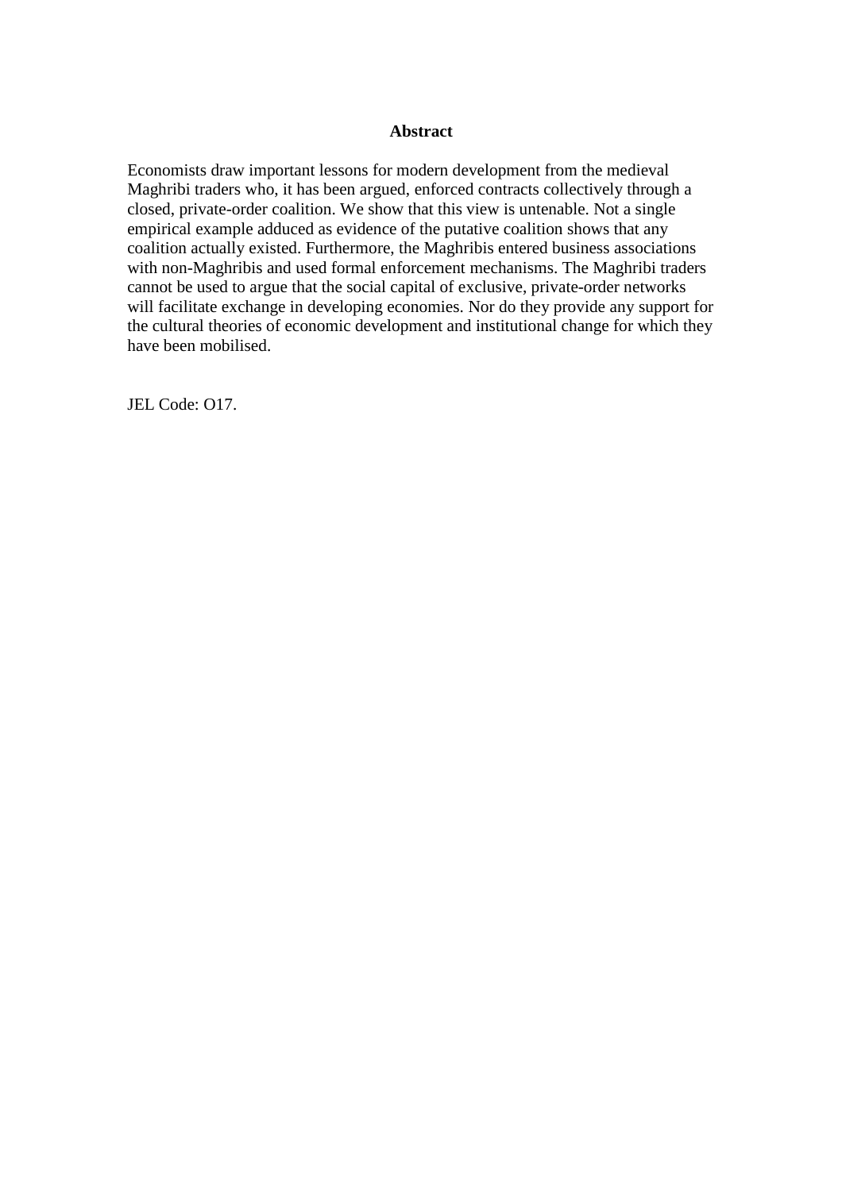## Abstract

Economists draw important lessons for modern development from the medieval Maghribi traders who, it has been argued, enforced contracts collectively through a closed, private-order coalition. We show that this view is untenable. Not a single empirical example adduced as evidence of the putative coalition shows that any coalition actually existed. Furthermore, the Maghribis entered business associations with non-Maghribis and used formal enforcement mechanisms. The Maghribi traders cannot be used to argue that the social capital of exclusive, private-order networks will facilitate exchange in developing economies. Nor do they provide any support for the cultural theories of economic development and institutional change for which they have been mobilised.

JEL Code: O17.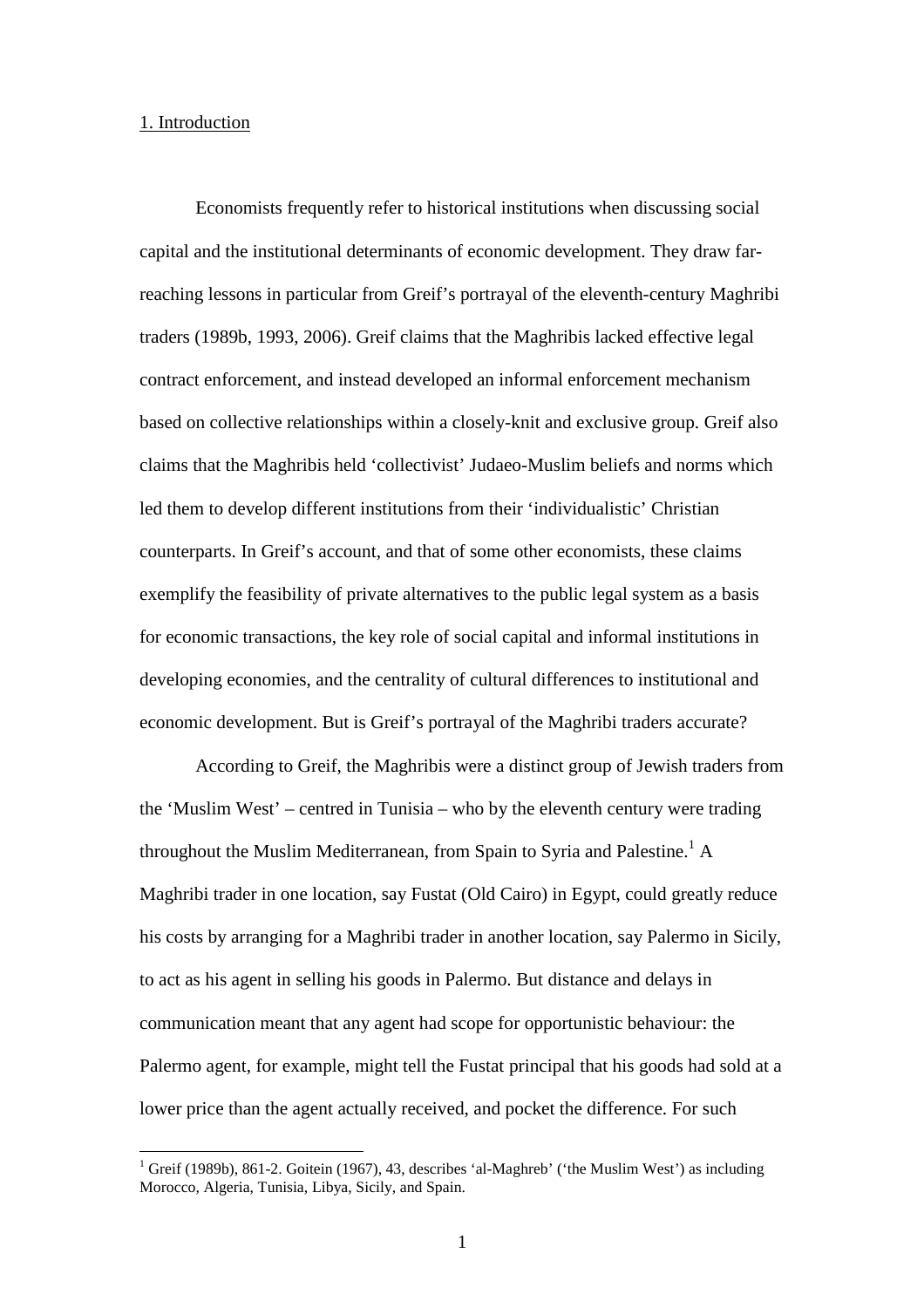## 1. Introduction

Economists frequently refer to historical institutions when discussing social capital and the institutional determinants of economic development. They draw far-reaching lessons in particular from Greif's portrayal of the eleventh-century Maghribi traders (1989b, 1993, 2006). Greif claims that the Maghribis lacked effective legal contract enforcement, and instead developed an informal enforcement mechanism based on collective relationships within a closely-knit and exclusive group. Greif also claims that the Maghribis held 'collectivist' Judaeo-Muslim beliefs and norms which led them to develop different institutions from their 'individualistic' Christian counterparts. In Greif's account, and that of some other economists, these claims exemplify the feasibility of private alternatives to the public legal system as a basis for economic transactions, the key role of social capital and informal institutions in developing economies, and the centrality of cultural differences to institutional and economic development. But is Greif's portrayal of the Maghribi traders accurate?

According to Greif, the Maghribis were a distinct group of Jewish traders from the 'Muslim West' – centred in Tunisia – who by the eleventh century were trading throughout the Muslim Mediterranean, from Spain to Syria and Palestine.[1] A Maghribi trader in one location, say Fustat (Old Cairo) in Egypt, could greatly reduce his costs by arranging for a Maghribi trader in another location, say Palermo in Sicily, to act as his agent in selling his goods in Palermo. But distance and delays in communication meant that any agent had scope for opportunistic behaviour: the Palermo agent, for example, might tell the Fustat principal that his goods had sold at a lower price than the agent actually received, and pocket the difference. For such

[1] Greif (1989b), 861-2. Goitein (1967), 43, describes 'al-Maghreb' ('the Muslim West') as including Morocco, Algeria, Tunisia, Libya, Sicily, and Spain.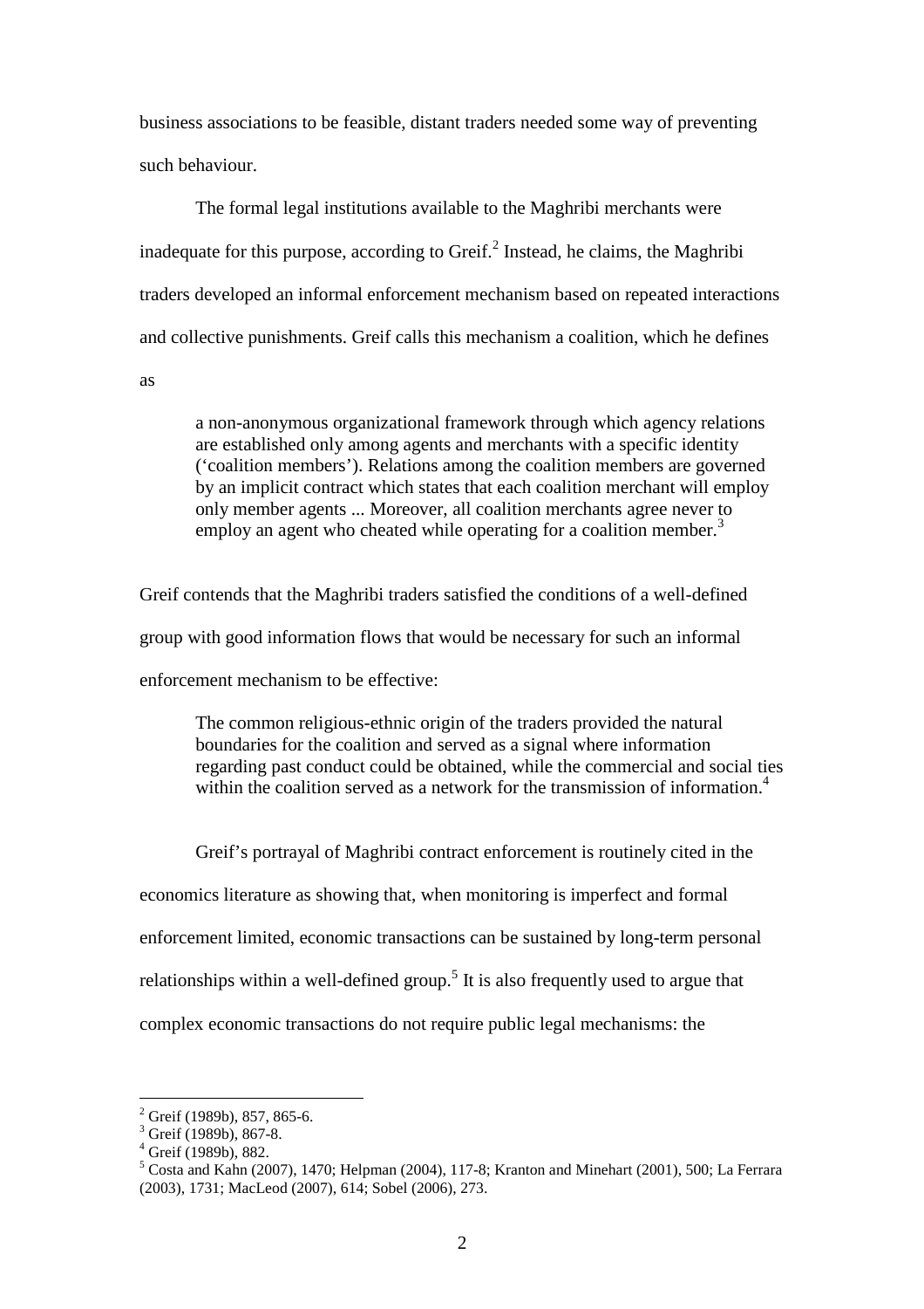business associations to be feasible, distant traders needed some way of preventing such behaviour.

The formal legal institutions available to the Maghribi merchants were inadequate for this purpose, according to Greif.[2] Instead, he claims, the Maghribi traders developed an informal enforcement mechanism based on repeated interactions and collective punishments. Greif calls this mechanism a coalition, which he defines as

> a non-anonymous organizational framework through which agency relations are established only among agents and merchants with a specific identity ('coalition members'). Relations among the coalition members are governed by an implicit contract which states that each coalition merchant will employ only member agents ... Moreover, all coalition merchants agree never to employ an agent who cheated while operating for a coalition member.[3]

Greif contends that the Maghribi traders satisfied the conditions of a well-defined group with good information flows that would be necessary for such an informal enforcement mechanism to be effective:

> The common religious-ethnic origin of the traders provided the natural boundaries for the coalition and served as a signal where information regarding past conduct could be obtained, while the commercial and social ties within the coalition served as a network for the transmission of information.[4]

Greif's portrayal of Maghribi contract enforcement is routinely cited in the economics literature as showing that, when monitoring is imperfect and formal enforcement limited, economic transactions can be sustained by long-term personal relationships within a well-defined group.[5] It is also frequently used to argue that complex economic transactions do not require public legal mechanisms: the

---

[2] Greif (1989b), 857, 865-6.

[3] Greif (1989b), 867-8.

[4] Greif (1989b), 882.

[5] Costa and Kahn (2007), 1470; Helpman (2004), 117-8; Kranton and Minehart (2001), 500; La Ferrara (2003), 1731; MacLeod (2007), 614; Sobel (2006), 273.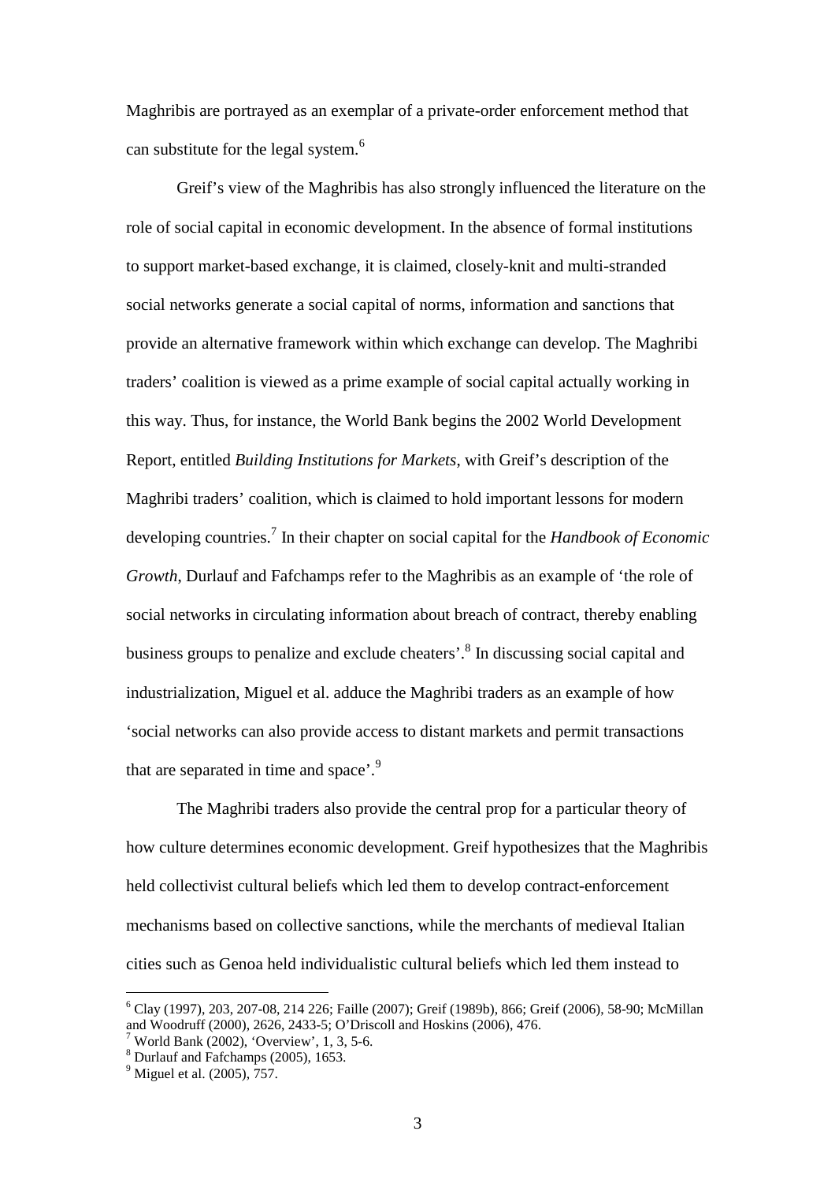Maghribis are portrayed as an exemplar of a private-order enforcement method that can substitute for the legal system.[6]

Greif's view of the Maghribis has also strongly influenced the literature on the role of social capital in economic development. In the absence of formal institutions to support market-based exchange, it is claimed, closely-knit and multi-stranded social networks generate a social capital of norms, information and sanctions that provide an alternative framework within which exchange can develop. The Maghribi traders' coalition is viewed as a prime example of social capital actually working in this way. Thus, for instance, the World Bank begins the 2002 World Development Report, entitled *Building Institutions for Markets*, with Greif's description of the Maghribi traders' coalition, which is claimed to hold important lessons for modern developing countries.[7] In their chapter on social capital for the *Handbook of Economic Growth*, Durlauf and Fafchamps refer to the Maghribis as an example of 'the role of social networks in circulating information about breach of contract, thereby enabling business groups to penalize and exclude cheaters'.[8] In discussing social capital and industrialization, Miguel et al. adduce the Maghribi traders as an example of how 'social networks can also provide access to distant markets and permit transactions that are separated in time and space'.[9]

The Maghribi traders also provide the central prop for a particular theory of how culture determines economic development. Greif hypothesizes that the Maghribis held collectivist cultural beliefs which led them to develop contract-enforcement mechanisms based on collective sanctions, while the merchants of medieval Italian cities such as Genoa held individualistic cultural beliefs which led them instead to

---

[6] Clay (1997), 203, 207-08, 214 226; Faille (2007); Greif (1989b), 866; Greif (2006), 58-90; McMillan and Woodruff (2000), 2626, 2433-5; O'Driscoll and Hoskins (2006), 476.

[7] World Bank (2002), 'Overview', 1, 3, 5-6.

[8] Durlauf and Fafchamps (2005), 1653.

[9] Miguel et al. (2005), 757.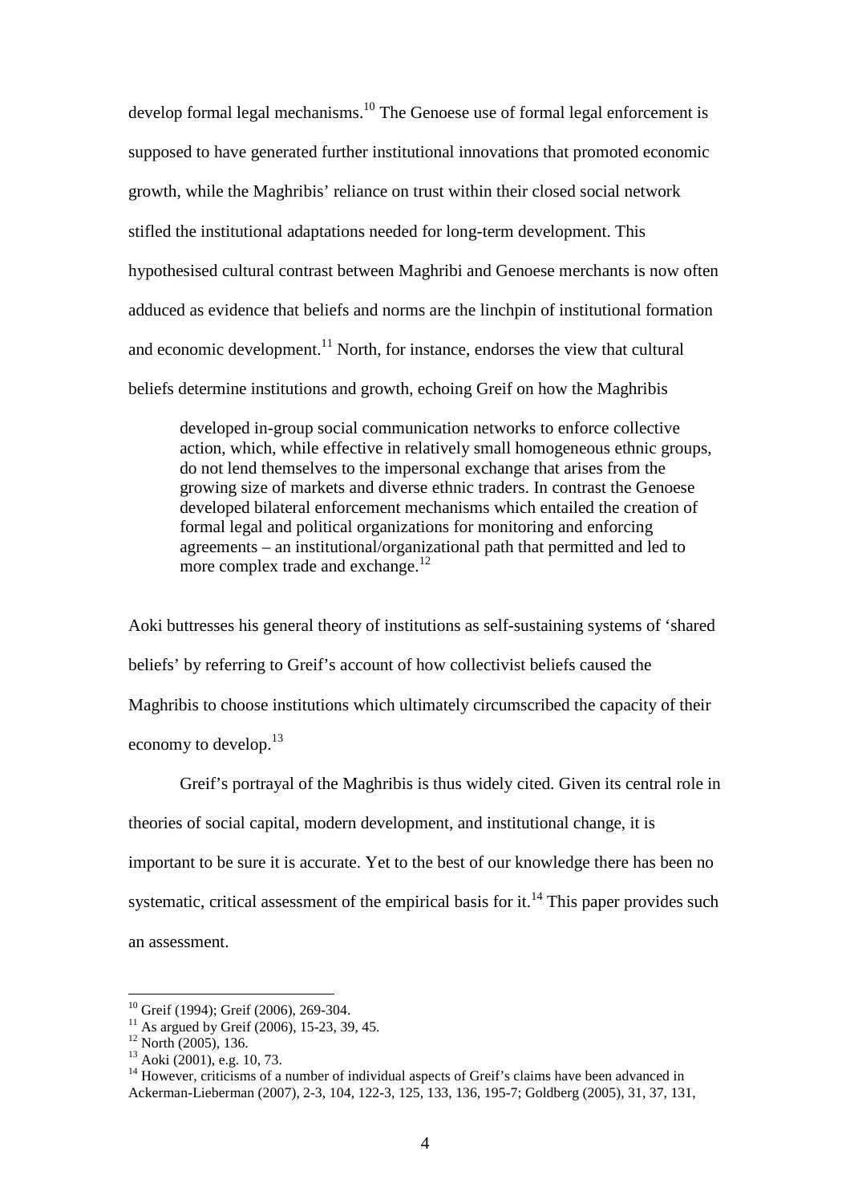develop formal legal mechanisms.[10] The Genoese use of formal legal enforcement is supposed to have generated further institutional innovations that promoted economic growth, while the Maghribis' reliance on trust within their closed social network stifled the institutional adaptations needed for long-term development. This hypothesised cultural contrast between Maghribi and Genoese merchants is now often adduced as evidence that beliefs and norms are the linchpin of institutional formation and economic development.[11] North, for instance, endorses the view that cultural beliefs determine institutions and growth, echoing Greif on how the Maghribis

> developed in-group social communication networks to enforce collective action, which, while effective in relatively small homogeneous ethnic groups, do not lend themselves to the impersonal exchange that arises from the growing size of markets and diverse ethnic traders. In contrast the Genoese developed bilateral enforcement mechanisms which entailed the creation of formal legal and political organizations for monitoring and enforcing agreements – an institutional/organizational path that permitted and led to more complex trade and exchange.[12]

Aoki buttresses his general theory of institutions as self-sustaining systems of 'shared beliefs' by referring to Greif's account of how collectivist beliefs caused the Maghribis to choose institutions which ultimately circumscribed the capacity of their economy to develop.[13]

Greif's portrayal of the Maghribis is thus widely cited. Given its central role in theories of social capital, modern development, and institutional change, it is important to be sure it is accurate. Yet to the best of our knowledge there has been no systematic, critical assessment of the empirical basis for it.[14] This paper provides such an assessment.

---

[10] Greif (1994); Greif (2006), 269-304.

[11] As argued by Greif (2006), 15-23, 39, 45.

[12] North (2005), 136.

[13] Aoki (2001), e.g. 10, 73.

[14] However, criticisms of a number of individual aspects of Greif's claims have been advanced in Ackerman-Lieberman (2007), 2-3, 104, 122-3, 125, 133, 136, 195-7; Goldberg (2005), 31, 37, 131,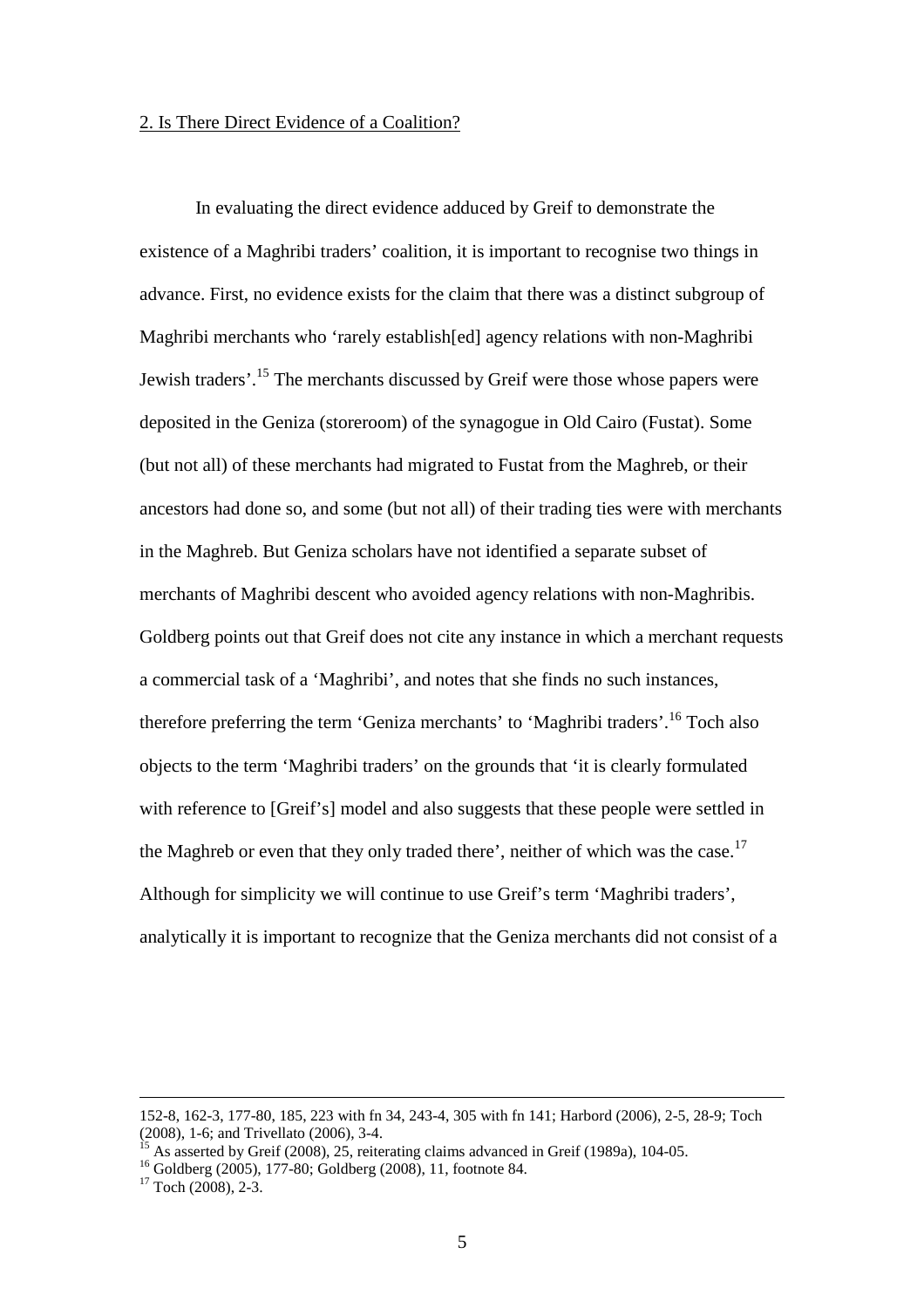## 2. Is There Direct Evidence of a Coalition?

In evaluating the direct evidence adduced by Greif to demonstrate the existence of a Maghribi traders' coalition, it is important to recognise two things in advance. First, no evidence exists for the claim that there was a distinct subgroup of Maghribi merchants who 'rarely establish[ed] agency relations with non-Maghribi Jewish traders'.[15] The merchants discussed by Greif were those whose papers were deposited in the Geniza (storeroom) of the synagogue in Old Cairo (Fustat). Some (but not all) of these merchants had migrated to Fustat from the Maghreb, or their ancestors had done so, and some (but not all) of their trading ties were with merchants in the Maghreb. But Geniza scholars have not identified a separate subset of merchants of Maghribi descent who avoided agency relations with non-Maghribis. Goldberg points out that Greif does not cite any instance in which a merchant requests a commercial task of a 'Maghribi', and notes that she finds no such instances, therefore preferring the term 'Geniza merchants' to 'Maghribi traders'.[16] Toch also objects to the term 'Maghribi traders' on the grounds that 'it is clearly formulated with reference to [Greif's] model and also suggests that these people were settled in the Maghreb or even that they only traded there', neither of which was the case.[17] Although for simplicity we will continue to use Greif's term 'Maghribi traders', analytically it is important to recognize that the Geniza merchants did not consist of a

---

152-8, 162-3, 177-80, 185, 223 with fn 34, 243-4, 305 with fn 141; Harbord (2006), 2-5, 28-9; Toch (2008), 1-6; and Trivellato (2006), 3-4.

[15] As asserted by Greif (2008), 25, reiterating claims advanced in Greif (1989a), 104-05.

[16] Goldberg (2005), 177-80; Goldberg (2008), 11, footnote 84.

[17] Toch (2008), 2-3.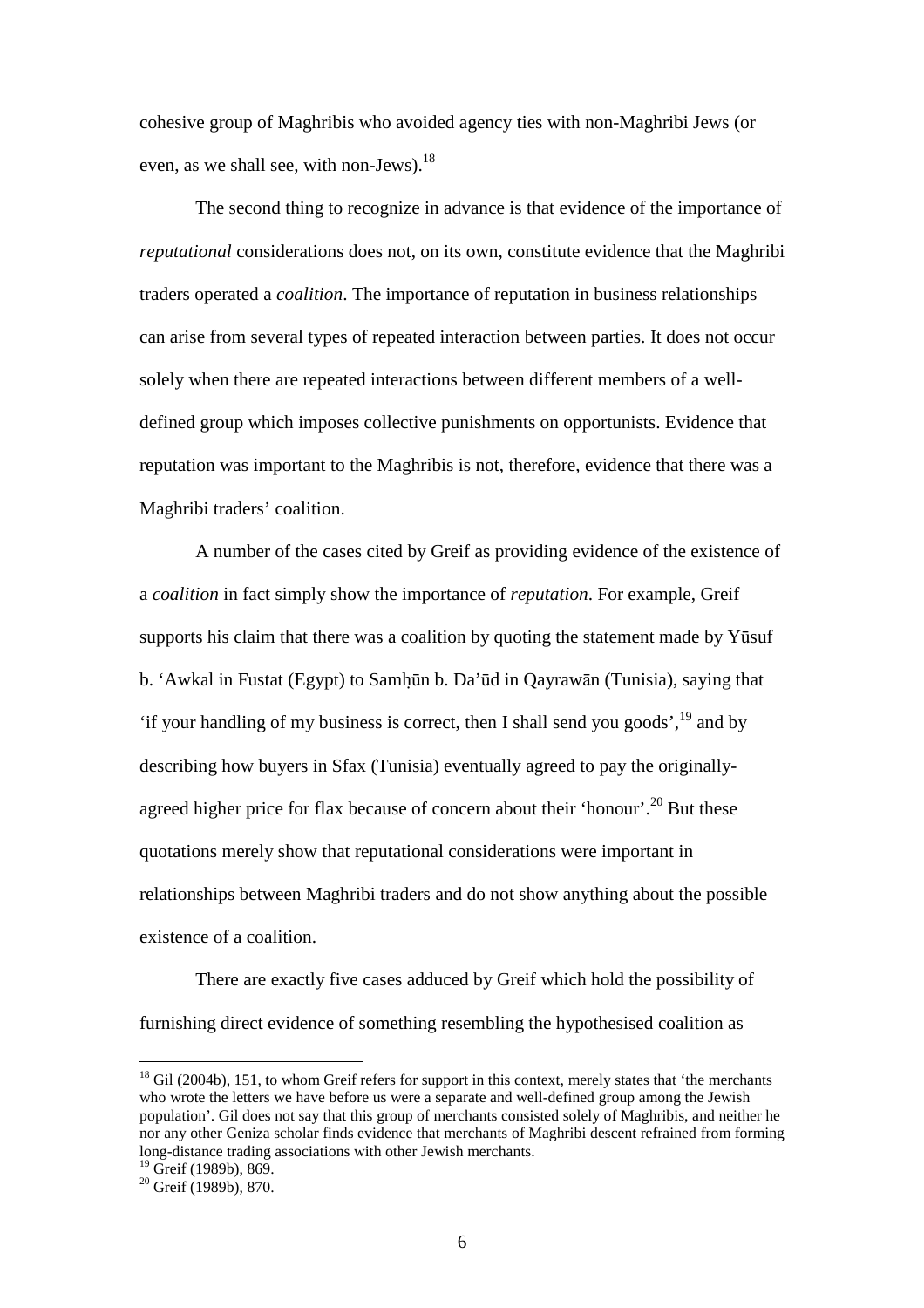cohesive group of Maghribis who avoided agency ties with non-Maghribi Jews (or even, as we shall see, with non-Jews).[18]

The second thing to recognize in advance is that evidence of the importance of *reputational* considerations does not, on its own, constitute evidence that the Maghribi traders operated a *coalition*. The importance of reputation in business relationships can arise from several types of repeated interaction between parties. It does not occur solely when there are repeated interactions between different members of a well-defined group which imposes collective punishments on opportunists. Evidence that reputation was important to the Maghribis is not, therefore, evidence that there was a Maghribi traders' coalition.

A number of the cases cited by Greif as providing evidence of the existence of a *coalition* in fact simply show the importance of *reputation*. For example, Greif supports his claim that there was a coalition by quoting the statement made by Yūsuf b. 'Awkal in Fustat (Egypt) to Samḥūn b. Da'ūd in Qayrawān (Tunisia), saying that 'if your handling of my business is correct, then I shall send you goods',[19] and by describing how buyers in Sfax (Tunisia) eventually agreed to pay the originally-agreed higher price for flax because of concern about their 'honour'.[20] But these quotations merely show that reputational considerations were important in relationships between Maghribi traders and do not show anything about the possible existence of a coalition.

There are exactly five cases adduced by Greif which hold the possibility of furnishing direct evidence of something resembling the hypothesised coalition as

---

[18] Gil (2004b), 151, to whom Greif refers for support in this context, merely states that 'the merchants who wrote the letters we have before us were a separate and well-defined group among the Jewish population'. Gil does not say that this group of merchants consisted solely of Maghribis, and neither he nor any other Geniza scholar finds evidence that merchants of Maghribi descent refrained from forming long-distance trading associations with other Jewish merchants.

[19] Greif (1989b), 869.

[20] Greif (1989b), 870.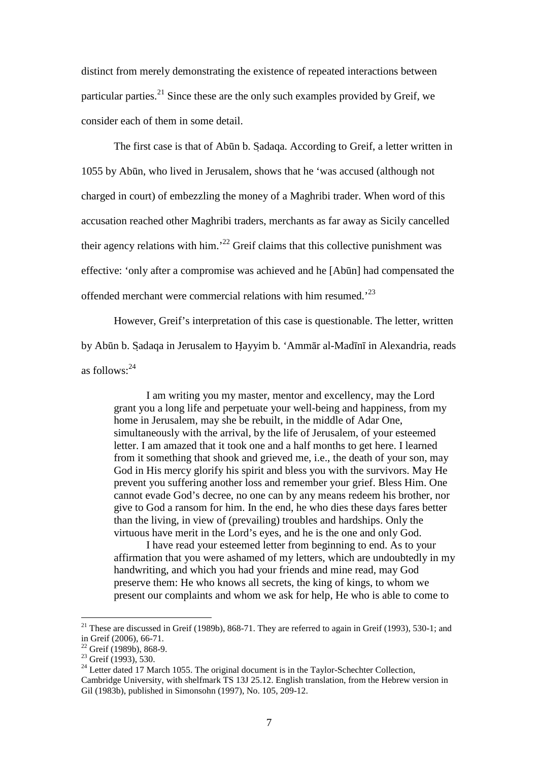distinct from merely demonstrating the existence of repeated interactions between particular parties.[21] Since these are the only such examples provided by Greif, we consider each of them in some detail.

The first case is that of Abūn b. Ṣadaqa. According to Greif, a letter written in 1055 by Abūn, who lived in Jerusalem, shows that he 'was accused (although not charged in court) of embezzling the money of a Maghribi trader. When word of this accusation reached other Maghribi traders, merchants as far away as Sicily cancelled their agency relations with him.'[22] Greif claims that this collective punishment was effective: 'only after a compromise was achieved and he [Abūn] had compensated the offended merchant were commercial relations with him resumed.'[23]

However, Greif's interpretation of this case is questionable. The letter, written by Abūn b. Ṣadaqa in Jerusalem to Ḥayyim b. 'Ammār al-Madīnī in Alexandria, reads as follows:[24]

> I am writing you my master, mentor and excellency, may the Lord grant you a long life and perpetuate your well-being and happiness, from my home in Jerusalem, may she be rebuilt, in the middle of Adar One, simultaneously with the arrival, by the life of Jerusalem, of your esteemed letter. I am amazed that it took one and a half months to get here. I learned from it something that shook and grieved me, i.e., the death of your son, may God in His mercy glorify his spirit and bless you with the survivors. May He prevent you suffering another loss and remember your grief. Bless Him. One cannot evade God's decree, no one can by any means redeem his brother, nor give to God a ransom for him. In the end, he who dies these days fares better than the living, in view of (prevailing) troubles and hardships. Only the virtuous have merit in the Lord's eyes, and he is the one and only God.
>
> I have read your esteemed letter from beginning to end. As to your affirmation that you were ashamed of my letters, which are undoubtedly in my handwriting, and which you had your friends and mine read, may God preserve them: He who knows all secrets, the king of kings, to whom we present our complaints and whom we ask for help, He who is able to come to

[21] These are discussed in Greif (1989b), 868-71. They are referred to again in Greif (1993), 530-1; and in Greif (2006), 66-71.

[22] Greif (1989b), 868-9.

[23] Greif (1993), 530.

[24] Letter dated 17 March 1055. The original document is in the Taylor-Schechter Collection, Cambridge University, with shelfmark TS 13J 25.12. English translation, from the Hebrew version in Gil (1983b), published in Simonsohn (1997), No. 105, 209-12.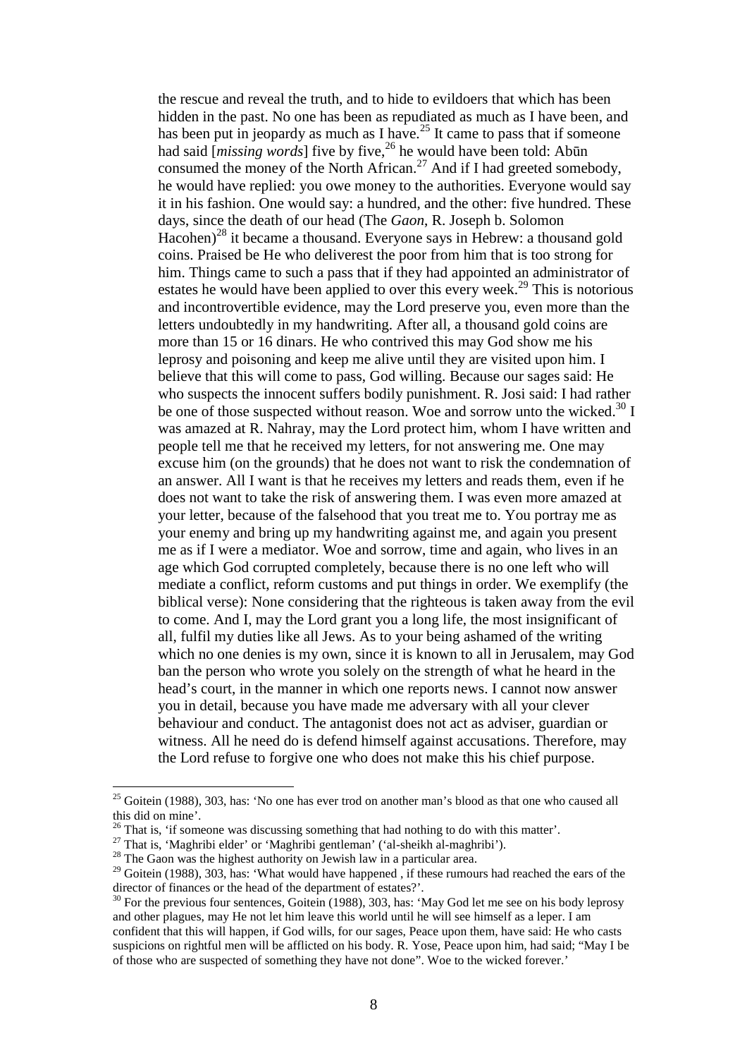the rescue and reveal the truth, and to hide to evildoers that which has been hidden in the past. No one has been as repudiated as much as I have been, and has been put in jeopardy as much as I have.[25] It came to pass that if someone had said [*missing words*] five by five,[26] he would have been told: Abūn consumed the money of the North African.[27] And if I had greeted somebody, he would have replied: you owe money to the authorities. Everyone would say it in his fashion. One would say: a hundred, and the other: five hundred. These days, since the death of our head (The *Gaon*, R. Joseph b. Solomon Hacohen)[28] it became a thousand. Everyone says in Hebrew: a thousand gold coins. Praised be He who deliverest the poor from him that is too strong for him. Things came to such a pass that if they had appointed an administrator of estates he would have been applied to over this every week.[29] This is notorious and incontrovertible evidence, may the Lord preserve you, even more than the letters undoubtedly in my handwriting. After all, a thousand gold coins are more than 15 or 16 dinars. He who contrived this may God show me his leprosy and poisoning and keep me alive until they are visited upon him. I believe that this will come to pass, God willing. Because our sages said: He who suspects the innocent suffers bodily punishment. R. Josi said: I had rather be one of those suspected without reason. Woe and sorrow unto the wicked.[30] I was amazed at R. Nahray, may the Lord protect him, whom I have written and people tell me that he received my letters, for not answering me. One may excuse him (on the grounds) that he does not want to risk the condemnation of an answer. All I want is that he receives my letters and reads them, even if he does not want to take the risk of answering them. I was even more amazed at your letter, because of the falsehood that you treat me to. You portray me as your enemy and bring up my handwriting against me, and again you present me as if I were a mediator. Woe and sorrow, time and again, who lives in an age which God corrupted completely, because there is no one left who will mediate a conflict, reform customs and put things in order. We exemplify (the biblical verse): None considering that the righteous is taken away from the evil to come. And I, may the Lord grant you a long life, the most insignificant of all, fulfil my duties like all Jews. As to your being ashamed of the writing which no one denies is my own, since it is known to all in Jerusalem, may God ban the person who wrote you solely on the strength of what he heard in the head's court, in the manner in which one reports news. I cannot now answer you in detail, because you have made me adversary with all your clever behaviour and conduct. The antagonist does not act as adviser, guardian or witness. All he need do is defend himself against accusations. Therefore, may the Lord refuse to forgive one who does not make this his chief purpose.

---

[25] Goitein (1988), 303, has: 'No one has ever trod on another man's blood as that one who caused all this did on mine'.

[26] That is, 'if someone was discussing something that had nothing to do with this matter'.

[27] That is, 'Maghribi elder' or 'Maghribi gentleman' ('al-sheikh al-maghribi').

[28] The Gaon was the highest authority on Jewish law in a particular area.

[29] Goitein (1988), 303, has: 'What would have happened , if these rumours had reached the ears of the director of finances or the head of the department of estates?'.

[30] For the previous four sentences, Goitein (1988), 303, has: 'May God let me see on his body leprosy and other plagues, may He not let him leave this world until he will see himself as a leper. I am confident that this will happen, if God wills, for our sages, Peace upon them, have said: He who casts suspicions on rightful men will be afflicted on his body. R. Yose, Peace upon him, had said; "May I be of those who are suspected of something they have not done". Woe to the wicked forever.'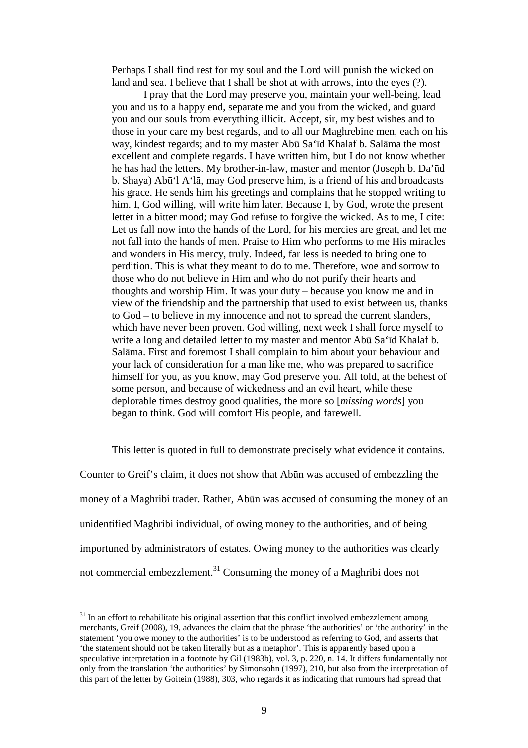> Perhaps I shall find rest for my soul and the Lord will punish the wicked on land and sea. I believe that I shall be shot at with arrows, into the eyes (?).
>
> I pray that the Lord may preserve you, maintain your well-being, lead you and us to a happy end, separate me and you from the wicked, and guard you and our souls from everything illicit. Accept, sir, my best wishes and to those in your care my best regards, and to all our Maghrebine men, each on his way, kindest regards; and to my master Abū Saʿīd Khalaf b. Salāma the most excellent and complete regards. I have written him, but I do not know whether he has had the letters. My brother-in-law, master and mentor (Joseph b. Da'ūd b. Shaya) Abū'l Aʿlā, may God preserve him, is a friend of his and broadcasts his grace. He sends him his greetings and complains that he stopped writing to him. I, God willing, will write him later. Because I, by God, wrote the present letter in a bitter mood; may God refuse to forgive the wicked. As to me, I cite: Let us fall now into the hands of the Lord, for his mercies are great, and let me not fall into the hands of men. Praise to Him who performs to me His miracles and wonders in His mercy, truly. Indeed, far less is needed to bring one to perdition. This is what they meant to do to me. Therefore, woe and sorrow to those who do not believe in Him and who do not purify their hearts and thoughts and worship Him. It was your duty – because you know me and in view of the friendship and the partnership that used to exist between us, thanks to God – to believe in my innocence and not to spread the current slanders, which have never been proven. God willing, next week I shall force myself to write a long and detailed letter to my master and mentor Abū Saʿīd Khalaf b. Salāma. First and foremost I shall complain to him about your behaviour and your lack of consideration for a man like me, who was prepared to sacrifice himself for you, as you know, may God preserve you. All told, at the behest of some person, and because of wickedness and an evil heart, while these deplorable times destroy good qualities, the more so [*missing words*] you began to think. God will comfort His people, and farewell.

This letter is quoted in full to demonstrate precisely what evidence it contains. Counter to Greif's claim, it does not show that Abūn was accused of embezzling the money of a Maghribi trader. Rather, Abūn was accused of consuming the money of an unidentified Maghribi individual, of owing money to the authorities, and of being importuned by administrators of estates. Owing money to the authorities was clearly not commercial embezzlement.[31] Consuming the money of a Maghribi does not

[31] In an effort to rehabilitate his original assertion that this conflict involved embezzlement among merchants, Greif (2008), 19, advances the claim that the phrase 'the authorities' or 'the authority' in the statement 'you owe money to the authorities' is to be understood as referring to God, and asserts that 'the statement should not be taken literally but as a metaphor'. This is apparently based upon a speculative interpretation in a footnote by Gil (1983b), vol. 3, p. 220, n. 14. It differs fundamentally not only from the translation 'the authorities' by Simonsohn (1997), 210, but also from the interpretation of this part of the letter by Goitein (1988), 303, who regards it as indicating that rumours had spread that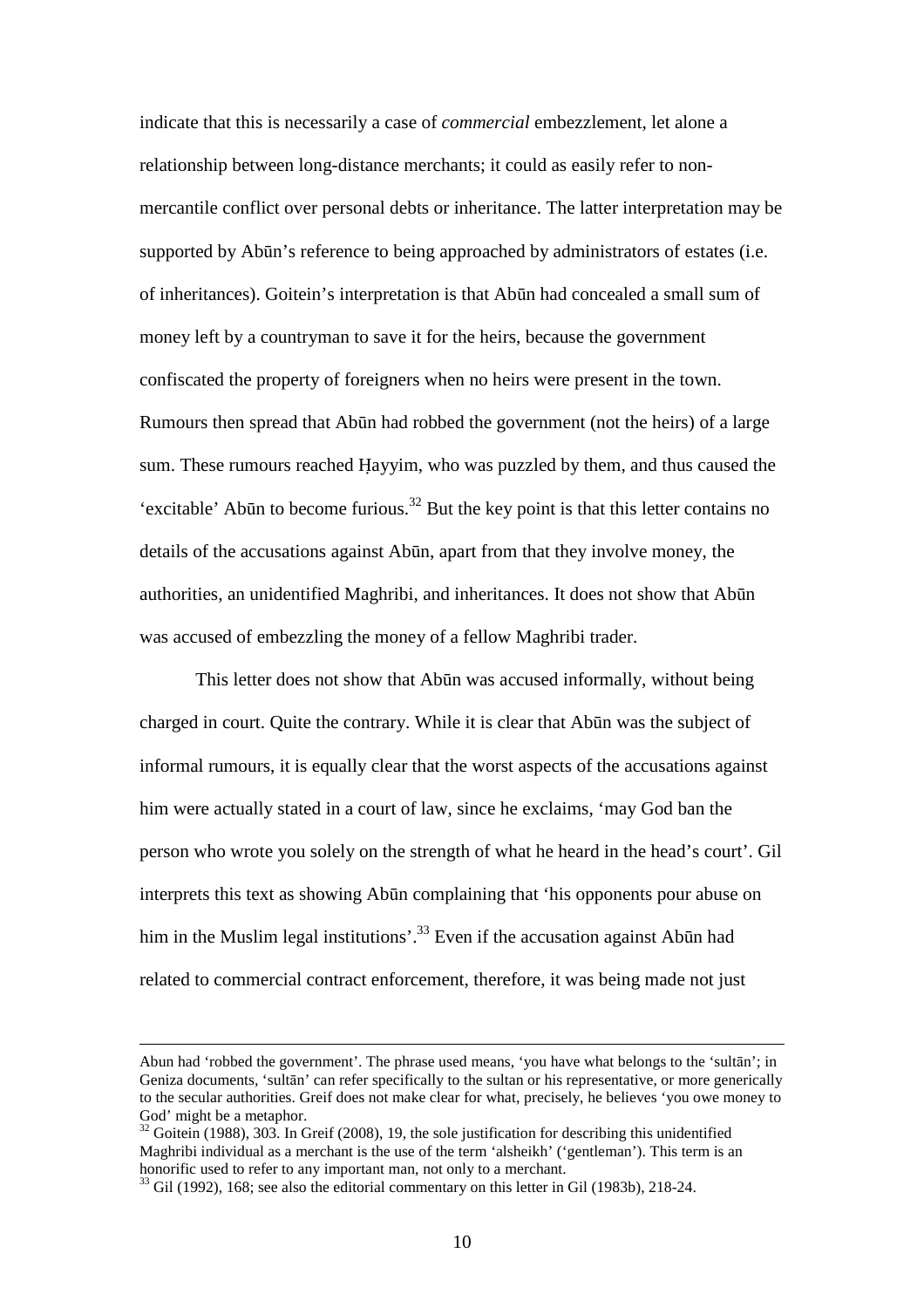indicate that this is necessarily a case of *commercial* embezzlement, let alone a relationship between long-distance merchants; it could as easily refer to non-mercantile conflict over personal debts or inheritance. The latter interpretation may be supported by Abūn's reference to being approached by administrators of estates (i.e. of inheritances). Goitein's interpretation is that Abūn had concealed a small sum of money left by a countryman to save it for the heirs, because the government confiscated the property of foreigners when no heirs were present in the town. Rumours then spread that Abūn had robbed the government (not the heirs) of a large sum. These rumours reached Ḥayyim, who was puzzled by them, and thus caused the 'excitable' Abūn to become furious.[32] But the key point is that this letter contains no details of the accusations against Abūn, apart from that they involve money, the authorities, an unidentified Maghribi, and inheritances. It does not show that Abūn was accused of embezzling the money of a fellow Maghribi trader.

This letter does not show that Abūn was accused informally, without being charged in court. Quite the contrary. While it is clear that Abūn was the subject of informal rumours, it is equally clear that the worst aspects of the accusations against him were actually stated in a court of law, since he exclaims, 'may God ban the person who wrote you solely on the strength of what he heard in the head's court'. Gil interprets this text as showing Abūn complaining that 'his opponents pour abuse on him in the Muslim legal institutions'.[33] Even if the accusation against Abūn had related to commercial contract enforcement, therefore, it was being made not just

---

Abun had 'robbed the government'. The phrase used means, 'you have what belongs to the 'sultān'; in Geniza documents, 'sultān' can refer specifically to the sultan or his representative, or more generically to the secular authorities. Greif does not make clear for what, precisely, he believes 'you owe money to God' might be a metaphor.

[32] Goitein (1988), 303. In Greif (2008), 19, the sole justification for describing this unidentified Maghribi individual as a merchant is the use of the term 'alsheikh' ('gentleman'). This term is an honorific used to refer to any important man, not only to a merchant.

[33] Gil (1992), 168; see also the editorial commentary on this letter in Gil (1983b), 218-24.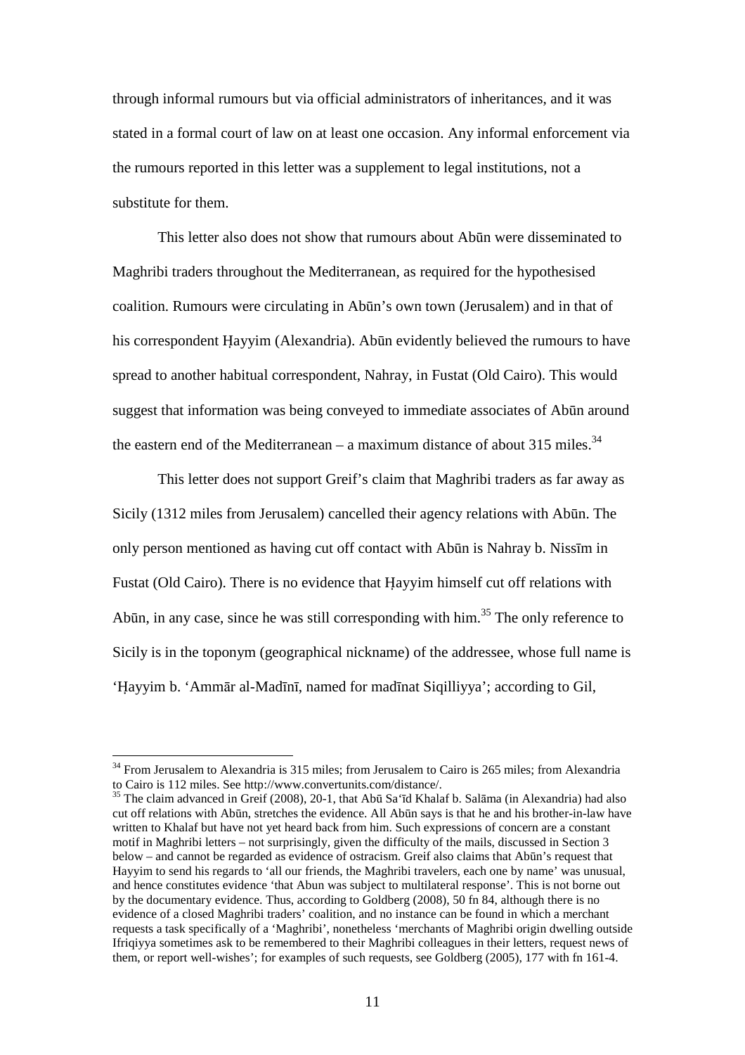through informal rumours but via official administrators of inheritances, and it was stated in a formal court of law on at least one occasion. Any informal enforcement via the rumours reported in this letter was a supplement to legal institutions, not a substitute for them.

This letter also does not show that rumours about Abūn were disseminated to Maghribi traders throughout the Mediterranean, as required for the hypothesised coalition. Rumours were circulating in Abūn's own town (Jerusalem) and in that of his correspondent Ḥayyim (Alexandria). Abūn evidently believed the rumours to have spread to another habitual correspondent, Nahray, in Fustat (Old Cairo). This would suggest that information was being conveyed to immediate associates of Abūn around the eastern end of the Mediterranean – a maximum distance of about 315 miles.[34]

This letter does not support Greif's claim that Maghribi traders as far away as Sicily (1312 miles from Jerusalem) cancelled their agency relations with Abūn. The only person mentioned as having cut off contact with Abūn is Nahray b. Nissīm in Fustat (Old Cairo). There is no evidence that Ḥayyim himself cut off relations with Abūn, in any case, since he was still corresponding with him.[35] The only reference to Sicily is in the toponym (geographical nickname) of the addressee, whose full name is 'Ḥayyim b. 'Ammār al-Madīnī, named for madīnat Siqilliyya'; according to Gil,

---

[34] From Jerusalem to Alexandria is 315 miles; from Jerusalem to Cairo is 265 miles; from Alexandria to Cairo is 112 miles. See http://www.convertunits.com/distance/.

[35] The claim advanced in Greif (2008), 20-1, that Abū Sa'īd Khalaf b. Salāma (in Alexandria) had also cut off relations with Abūn, stretches the evidence. All Abūn says is that he and his brother-in-law have written to Khalaf but have not yet heard back from him. Such expressions of concern are a constant motif in Maghribi letters – not surprisingly, given the difficulty of the mails, discussed in Section 3 below – and cannot be regarded as evidence of ostracism. Greif also claims that Abūn's request that Hayyim to send his regards to 'all our friends, the Maghribi travelers, each one by name' was unusual, and hence constitutes evidence 'that Abun was subject to multilateral response'. This is not borne out by the documentary evidence. Thus, according to Goldberg (2008), 50 fn 84, although there is no evidence of a closed Maghribi traders' coalition, and no instance can be found in which a merchant requests a task specifically of a 'Maghribi', nonetheless 'merchants of Maghribi origin dwelling outside Ifriqiyya sometimes ask to be remembered to their Maghribi colleagues in their letters, request news of them, or report well-wishes'; for examples of such requests, see Goldberg (2005), 177 with fn 161-4.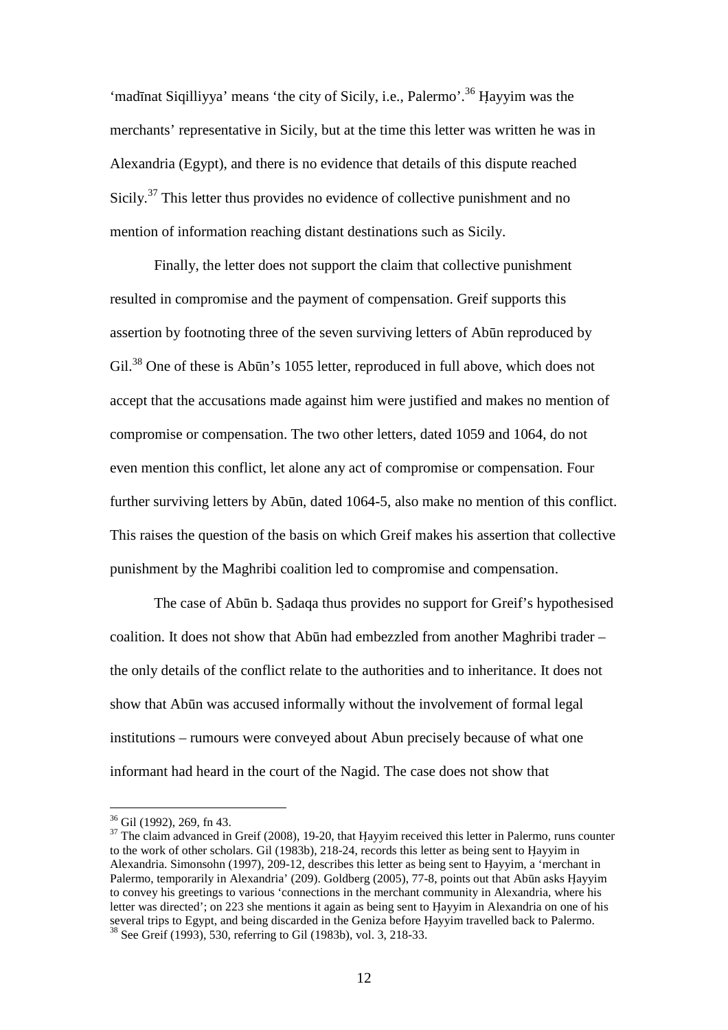'madīnat Siqilliyya' means 'the city of Sicily, i.e., Palermo'.[36] Ḥayyim was the merchants' representative in Sicily, but at the time this letter was written he was in Alexandria (Egypt), and there is no evidence that details of this dispute reached Sicily.[37] This letter thus provides no evidence of collective punishment and no mention of information reaching distant destinations such as Sicily.

Finally, the letter does not support the claim that collective punishment resulted in compromise and the payment of compensation. Greif supports this assertion by footnoting three of the seven surviving letters of Abūn reproduced by Gil.[38] One of these is Abūn's 1055 letter, reproduced in full above, which does not accept that the accusations made against him were justified and makes no mention of compromise or compensation. The two other letters, dated 1059 and 1064, do not even mention this conflict, let alone any act of compromise or compensation. Four further surviving letters by Abūn, dated 1064-5, also make no mention of this conflict. This raises the question of the basis on which Greif makes his assertion that collective punishment by the Maghribi coalition led to compromise and compensation.

The case of Abūn b. Ṣadaqa thus provides no support for Greif's hypothesised coalition. It does not show that Abūn had embezzled from another Maghribi trader – the only details of the conflict relate to the authorities and to inheritance. It does not show that Abūn was accused informally without the involvement of formal legal institutions – rumours were conveyed about Abun precisely because of what one informant had heard in the court of the Nagid. The case does not show that

---

[36] Gil (1992), 269, fn 43.

[37] The claim advanced in Greif (2008), 19-20, that Ḥayyim received this letter in Palermo, runs counter to the work of other scholars. Gil (1983b), 218-24, records this letter as being sent to Ḥayyim in Alexandria. Simonsohn (1997), 209-12, describes this letter as being sent to Ḥayyim, a 'merchant in Palermo, temporarily in Alexandria' (209). Goldberg (2005), 77-8, points out that Abūn asks Ḥayyim to convey his greetings to various 'connections in the merchant community in Alexandria, where his letter was directed'; on 223 she mentions it again as being sent to Ḥayyim in Alexandria on one of his several trips to Egypt, and being discarded in the Geniza before Ḥayyim travelled back to Palermo.

[38] See Greif (1993), 530, referring to Gil (1983b), vol. 3, 218-33.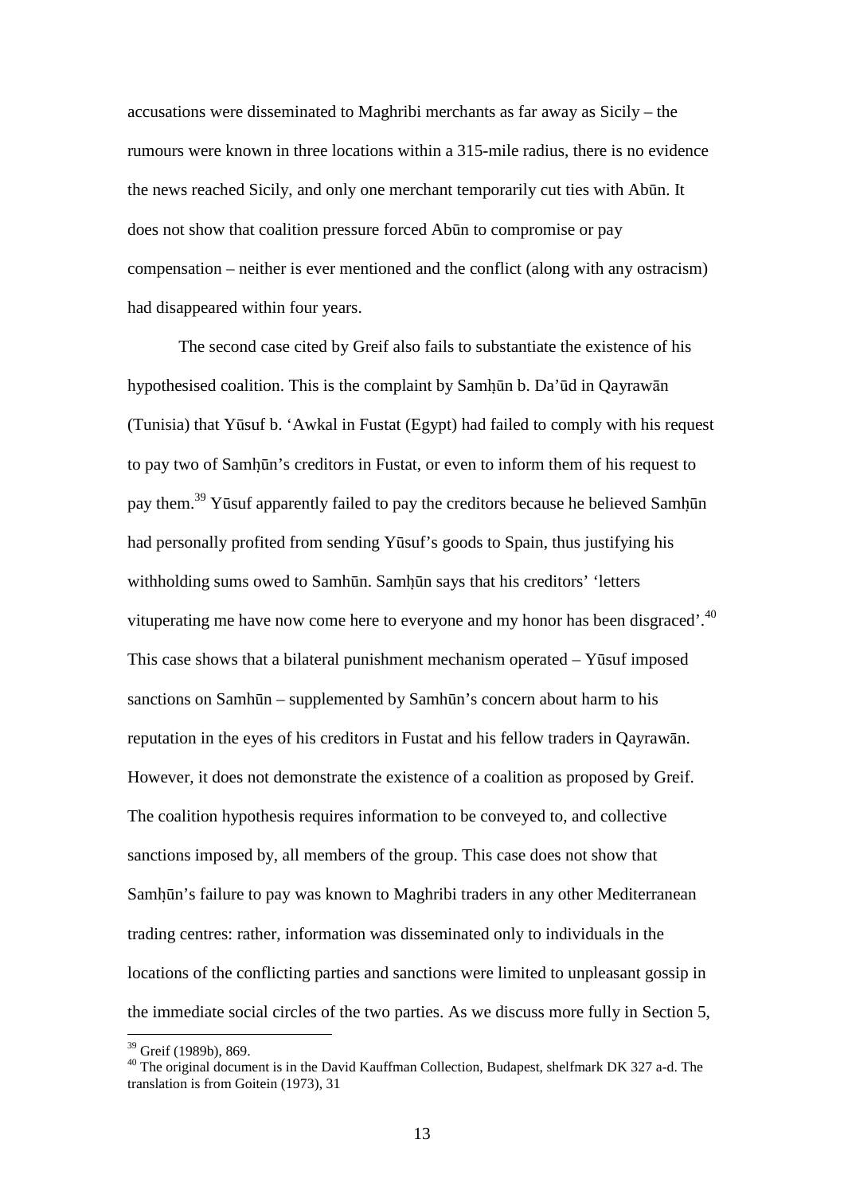accusations were disseminated to Maghribi merchants as far away as Sicily – the rumours were known in three locations within a 315-mile radius, there is no evidence the news reached Sicily, and only one merchant temporarily cut ties with Abūn. It does not show that coalition pressure forced Abūn to compromise or pay compensation – neither is ever mentioned and the conflict (along with any ostracism) had disappeared within four years.

The second case cited by Greif also fails to substantiate the existence of his hypothesised coalition. This is the complaint by Samḥūn b. Da'ūd in Qayrawān (Tunisia) that Yūsuf b. 'Awkal in Fustat (Egypt) had failed to comply with his request to pay two of Samḥūn's creditors in Fustat, or even to inform them of his request to pay them.[39] Yūsuf apparently failed to pay the creditors because he believed Samḥūn had personally profited from sending Yūsuf's goods to Spain, thus justifying his withholding sums owed to Samhūn. Samḥūn says that his creditors' 'letters vituperating me have now come here to everyone and my honor has been disgraced'.[40] This case shows that a bilateral punishment mechanism operated – Yūsuf imposed sanctions on Samhūn – supplemented by Samhūn's concern about harm to his reputation in the eyes of his creditors in Fustat and his fellow traders in Qayrawān. However, it does not demonstrate the existence of a coalition as proposed by Greif. The coalition hypothesis requires information to be conveyed to, and collective sanctions imposed by, all members of the group. This case does not show that Samḥūn's failure to pay was known to Maghribi traders in any other Mediterranean trading centres: rather, information was disseminated only to individuals in the locations of the conflicting parties and sanctions were limited to unpleasant gossip in the immediate social circles of the two parties. As we discuss more fully in Section 5,

[39] Greif (1989b), 869.

[40] The original document is in the David Kauffman Collection, Budapest, shelfmark DK 327 a-d. The translation is from Goitein (1973), 31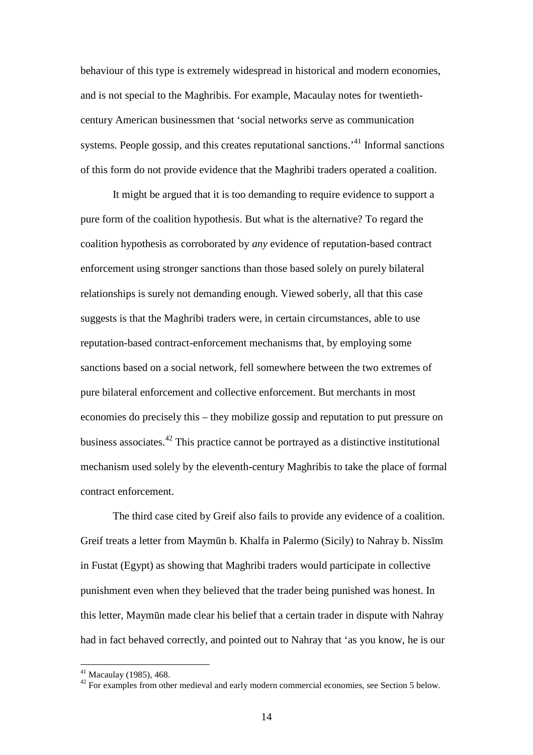behaviour of this type is extremely widespread in historical and modern economies, and is not special to the Maghribis. For example, Macaulay notes for twentieth-century American businessmen that 'social networks serve as communication systems. People gossip, and this creates reputational sanctions.'[41] Informal sanctions of this form do not provide evidence that the Maghribi traders operated a coalition.

It might be argued that it is too demanding to require evidence to support a pure form of the coalition hypothesis. But what is the alternative? To regard the coalition hypothesis as corroborated by *any* evidence of reputation-based contract enforcement using stronger sanctions than those based solely on purely bilateral relationships is surely not demanding enough. Viewed soberly, all that this case suggests is that the Maghribi traders were, in certain circumstances, able to use reputation-based contract-enforcement mechanisms that, by employing some sanctions based on a social network, fell somewhere between the two extremes of pure bilateral enforcement and collective enforcement. But merchants in most economies do precisely this – they mobilize gossip and reputation to put pressure on business associates.[42] This practice cannot be portrayed as a distinctive institutional mechanism used solely by the eleventh-century Maghribis to take the place of formal contract enforcement.

The third case cited by Greif also fails to provide any evidence of a coalition. Greif treats a letter from Maymūn b. Khalfa in Palermo (Sicily) to Nahray b. Nissīm in Fustat (Egypt) as showing that Maghribi traders would participate in collective punishment even when they believed that the trader being punished was honest. In this letter, Maymūn made clear his belief that a certain trader in dispute with Nahray had in fact behaved correctly, and pointed out to Nahray that 'as you know, he is our

[41] Macaulay (1985), 468.

[42] For examples from other medieval and early modern commercial economies, see Section 5 below.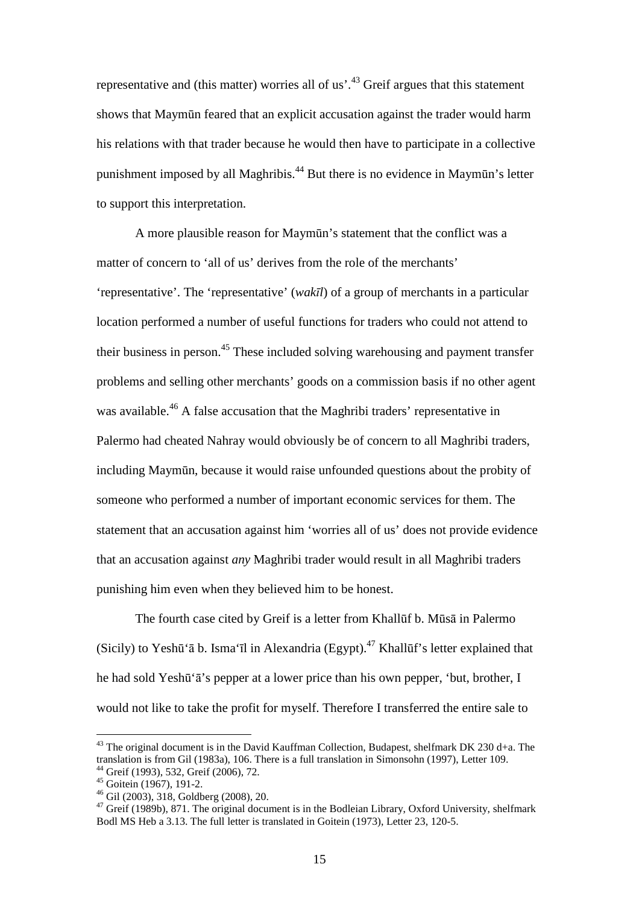representative and (this matter) worries all of us'.[43] Greif argues that this statement shows that Maymūn feared that an explicit accusation against the trader would harm his relations with that trader because he would then have to participate in a collective punishment imposed by all Maghribis.[44] But there is no evidence in Maymūn's letter to support this interpretation.

A more plausible reason for Maymūn's statement that the conflict was a matter of concern to 'all of us' derives from the role of the merchants' 'representative'. The 'representative' (*wakīl*) of a group of merchants in a particular location performed a number of useful functions for traders who could not attend to their business in person.[45] These included solving warehousing and payment transfer problems and selling other merchants' goods on a commission basis if no other agent was available.[46] A false accusation that the Maghribi traders' representative in Palermo had cheated Nahray would obviously be of concern to all Maghribi traders, including Maymūn, because it would raise unfounded questions about the probity of someone who performed a number of important economic services for them. The statement that an accusation against him 'worries all of us' does not provide evidence that an accusation against *any* Maghribi trader would result in all Maghribi traders punishing him even when they believed him to be honest.

The fourth case cited by Greif is a letter from Khallūf b. Mūsā in Palermo (Sicily) to Yeshūʻā b. Ismaʻīl in Alexandria (Egypt).[47] Khallūf's letter explained that he had sold Yeshūʻā's pepper at a lower price than his own pepper, 'but, brother, I would not like to take the profit for myself. Therefore I transferred the entire sale to

---

[43] The original document is in the David Kauffman Collection, Budapest, shelfmark DK 230 d+a. The translation is from Gil (1983a), 106. There is a full translation in Simonsohn (1997), Letter 109.

[44] Greif (1993), 532, Greif (2006), 72.

[45] Goitein (1967), 191-2.

[46] Gil (2003), 318, Goldberg (2008), 20.

[47] Greif (1989b), 871. The original document is in the Bodleian Library, Oxford University, shelfmark Bodl MS Heb a 3.13. The full letter is translated in Goitein (1973), Letter 23, 120-5.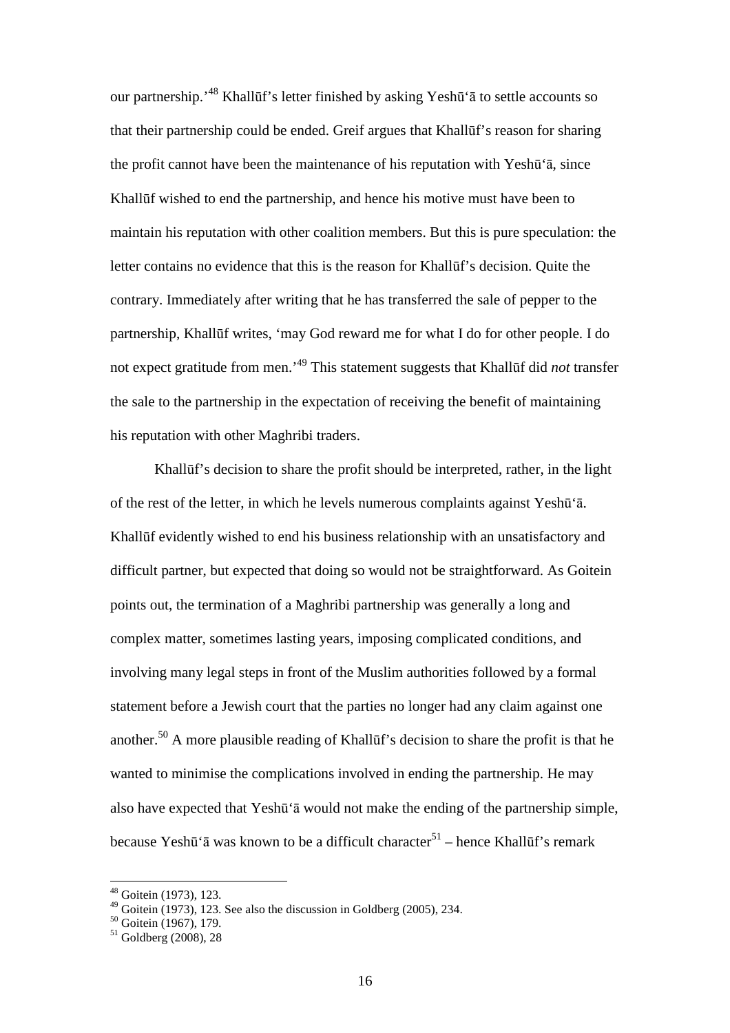our partnership.'[48] Khallūf's letter finished by asking Yeshūʿā to settle accounts so that their partnership could be ended. Greif argues that Khallūf's reason for sharing the profit cannot have been the maintenance of his reputation with Yeshūʿā, since Khallūf wished to end the partnership, and hence his motive must have been to maintain his reputation with other coalition members. But this is pure speculation: the letter contains no evidence that this is the reason for Khallūf's decision. Quite the contrary. Immediately after writing that he has transferred the sale of pepper to the partnership, Khallūf writes, 'may God reward me for what I do for other people. I do not expect gratitude from men.'[49] This statement suggests that Khallūf did *not* transfer the sale to the partnership in the expectation of receiving the benefit of maintaining his reputation with other Maghribi traders.

Khallūf's decision to share the profit should be interpreted, rather, in the light of the rest of the letter, in which he levels numerous complaints against Yeshūʿā. Khallūf evidently wished to end his business relationship with an unsatisfactory and difficult partner, but expected that doing so would not be straightforward. As Goitein points out, the termination of a Maghribi partnership was generally a long and complex matter, sometimes lasting years, imposing complicated conditions, and involving many legal steps in front of the Muslim authorities followed by a formal statement before a Jewish court that the parties no longer had any claim against one another.[50] A more plausible reading of Khallūf's decision to share the profit is that he wanted to minimise the complications involved in ending the partnership. He may also have expected that Yeshūʿā would not make the ending of the partnership simple, because Yeshūʿā was known to be a difficult character[51] – hence Khallūf's remark

[48] Goitein (1973), 123.
[49] Goitein (1973), 123. See also the discussion in Goldberg (2005), 234.
[50] Goitein (1967), 179.
[51] Goldberg (2008), 28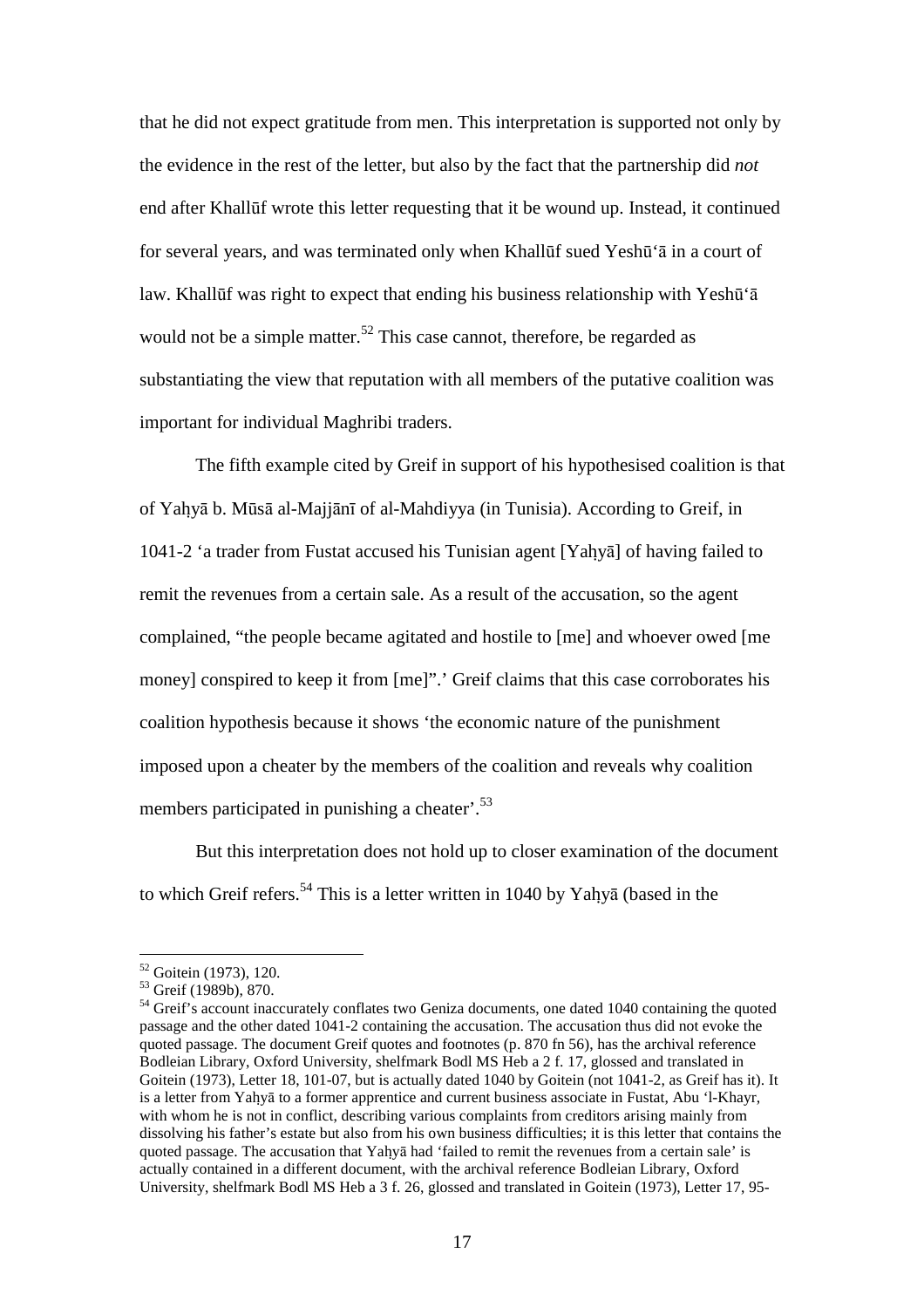that he did not expect gratitude from men. This interpretation is supported not only by the evidence in the rest of the letter, but also by the fact that the partnership did *not* end after Khallūf wrote this letter requesting that it be wound up. Instead, it continued for several years, and was terminated only when Khallūf sued Yeshū'ā in a court of law. Khallūf was right to expect that ending his business relationship with Yeshū'ā would not be a simple matter.[52] This case cannot, therefore, be regarded as substantiating the view that reputation with all members of the putative coalition was important for individual Maghribi traders.

The fifth example cited by Greif in support of his hypothesised coalition is that of Yaḥyā b. Mūsā al-Majjānī of al-Mahdiyya (in Tunisia). According to Greif, in 1041-2 'a trader from Fustat accused his Tunisian agent [Yaḥyā] of having failed to remit the revenues from a certain sale. As a result of the accusation, so the agent complained, "the people became agitated and hostile to [me] and whoever owed [me money] conspired to keep it from [me]".' Greif claims that this case corroborates his coalition hypothesis because it shows 'the economic nature of the punishment imposed upon a cheater by the members of the coalition and reveals why coalition members participated in punishing a cheater'.[53]

But this interpretation does not hold up to closer examination of the document to which Greif refers.[54] This is a letter written in 1040 by Yaḥyā (based in the

---

[52] Goitein (1973), 120.

[53] Greif (1989b), 870.

[54] Greif's account inaccurately conflates two Geniza documents, one dated 1040 containing the quoted passage and the other dated 1041-2 containing the accusation. The accusation thus did not evoke the quoted passage. The document Greif quotes and footnotes (p. 870 fn 56), has the archival reference Bodleian Library, Oxford University, shelfmark Bodl MS Heb a 2 f. 17, glossed and translated in Goitein (1973), Letter 18, 101-07, but is actually dated 1040 by Goitein (not 1041-2, as Greif has it). It is a letter from Yaḥyā to a former apprentice and current business associate in Fustat, Abu 'l-Khayr, with whom he is not in conflict, describing various complaints from creditors arising mainly from dissolving his father's estate but also from his own business difficulties; it is this letter that contains the quoted passage. The accusation that Yaḥyā had 'failed to remit the revenues from a certain sale' is actually contained in a different document, with the archival reference Bodleian Library, Oxford University, shelfmark Bodl MS Heb a 3 f. 26, glossed and translated in Goitein (1973), Letter 17, 95-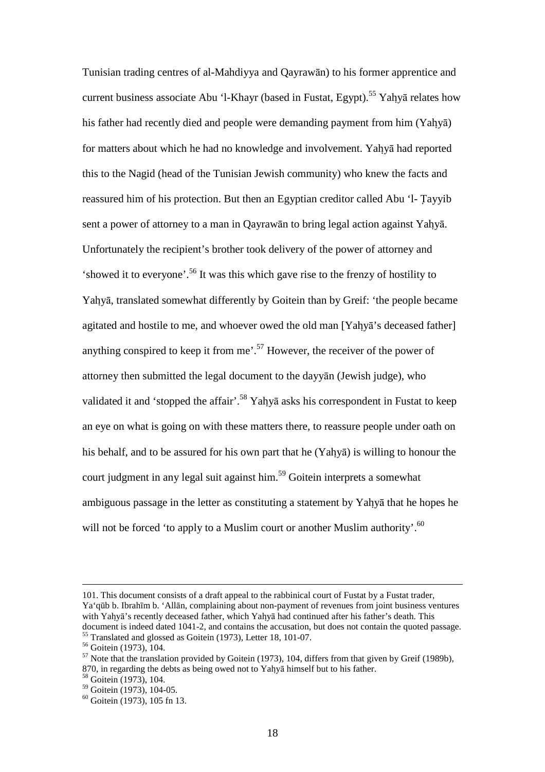Tunisian trading centres of al-Mahdiyya and Qayrawān) to his former apprentice and current business associate Abu 'l-Khayr (based in Fustat, Egypt).[55] Yaḥyā relates how his father had recently died and people were demanding payment from him (Yaḥyā) for matters about which he had no knowledge and involvement. Yaḥyā had reported this to the Nagid (head of the Tunisian Jewish community) who knew the facts and reassured him of his protection. But then an Egyptian creditor called Abu 'l- Ṭayyib sent a power of attorney to a man in Qayrawān to bring legal action against Yaḥyā. Unfortunately the recipient's brother took delivery of the power of attorney and 'showed it to everyone'.[56] It was this which gave rise to the frenzy of hostility to Yaḥyā, translated somewhat differently by Goitein than by Greif: 'the people became agitated and hostile to me, and whoever owed the old man [Yaḥyā's deceased father] anything conspired to keep it from me'.[57] However, the receiver of the power of attorney then submitted the legal document to the dayyān (Jewish judge), who validated it and 'stopped the affair'.[58] Yaḥyā asks his correspondent in Fustat to keep an eye on what is going on with these matters there, to reassure people under oath on his behalf, and to be assured for his own part that he (Yaḥyā) is willing to honour the court judgment in any legal suit against him.[59] Goitein interprets a somewhat ambiguous passage in the letter as constituting a statement by Yaḥyā that he hopes he will not be forced 'to apply to a Muslim court or another Muslim authority'.[60]

---

101. This document consists of a draft appeal to the rabbinical court of Fustat by a Fustat trader, Ya'qūb b. Ibrahīm b. 'Allān, complaining about non-payment of revenues from joint business ventures with Yaḥyā's recently deceased father, which Yaḥyā had continued after his father's death. This document is indeed dated 1041-2, and contains the accusation, but does not contain the quoted passage.

[55] Translated and glossed as Goitein (1973), Letter 18, 101-07.

[56] Goitein (1973), 104.

[57] Note that the translation provided by Goitein (1973), 104, differs from that given by Greif (1989b), 870, in regarding the debts as being owed not to Yaḥyā himself but to his father.

[58] Goitein (1973), 104.

[59] Goitein (1973), 104-05.

[60] Goitein (1973), 105 fn 13.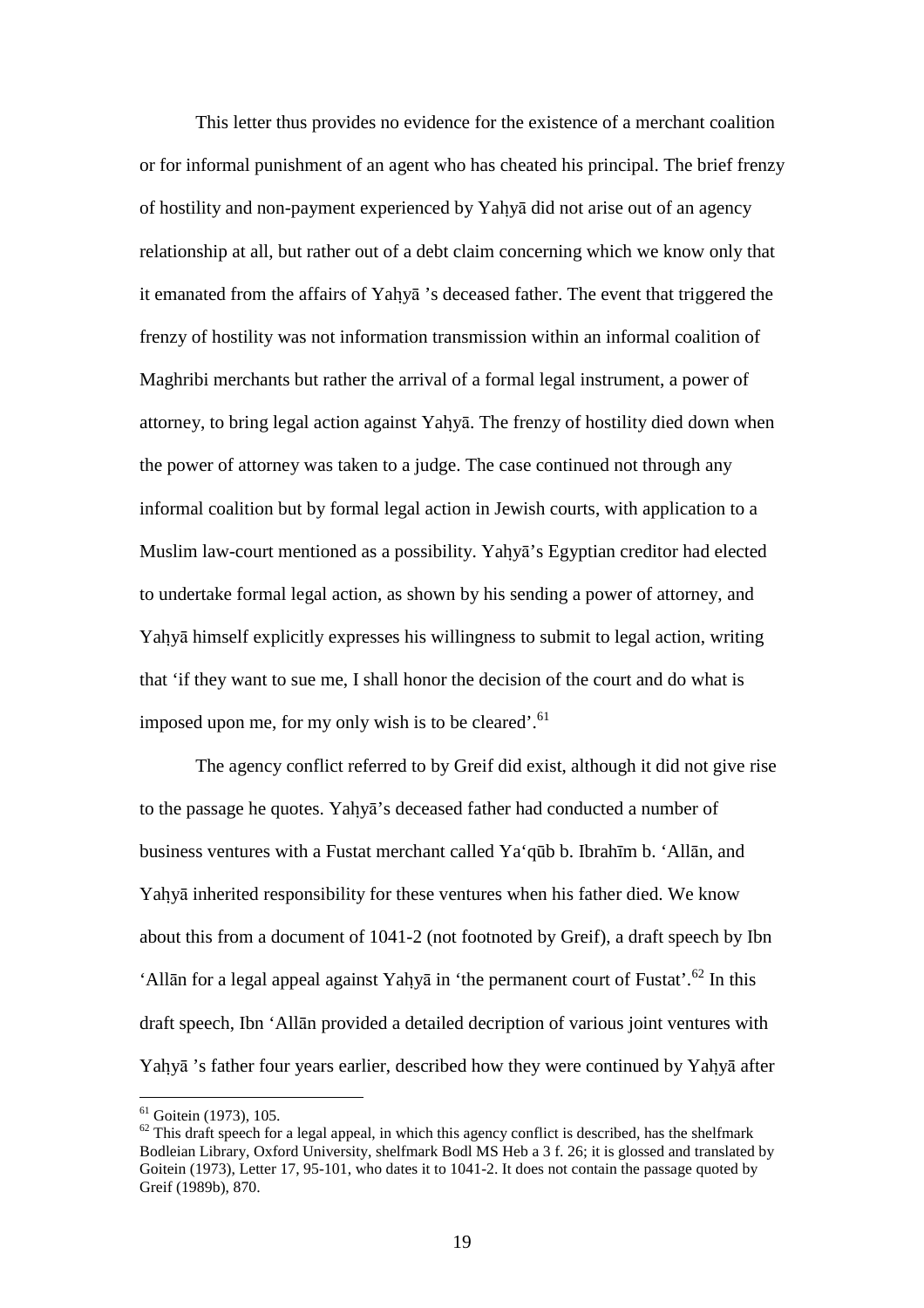This letter thus provides no evidence for the existence of a merchant coalition or for informal punishment of an agent who has cheated his principal. The brief frenzy of hostility and non-payment experienced by Yaḥyā did not arise out of an agency relationship at all, but rather out of a debt claim concerning which we know only that it emanated from the affairs of Yaḥyā 's deceased father. The event that triggered the frenzy of hostility was not information transmission within an informal coalition of Maghribi merchants but rather the arrival of a formal legal instrument, a power of attorney, to bring legal action against Yaḥyā. The frenzy of hostility died down when the power of attorney was taken to a judge. The case continued not through any informal coalition but by formal legal action in Jewish courts, with application to a Muslim law-court mentioned as a possibility. Yaḥyā's Egyptian creditor had elected to undertake formal legal action, as shown by his sending a power of attorney, and Yaḥyā himself explicitly expresses his willingness to submit to legal action, writing that 'if they want to sue me, I shall honor the decision of the court and do what is imposed upon me, for my only wish is to be cleared'.[61]

The agency conflict referred to by Greif did exist, although it did not give rise to the passage he quotes. Yaḥyā's deceased father had conducted a number of business ventures with a Fustat merchant called Ya'qūb b. Ibrahīm b. 'Allān, and Yaḥyā inherited responsibility for these ventures when his father died. We know about this from a document of 1041-2 (not footnoted by Greif), a draft speech by Ibn 'Allān for a legal appeal against Yaḥyā in 'the permanent court of Fustat'.[62] In this draft speech, Ibn 'Allān provided a detailed decription of various joint ventures with Yaḥyā 's father four years earlier, described how they were continued by Yaḥyā after

---

[61] Goitein (1973), 105.

[62] This draft speech for a legal appeal, in which this agency conflict is described, has the shelfmark Bodleian Library, Oxford University, shelfmark Bodl MS Heb a 3 f. 26; it is glossed and translated by Goitein (1973), Letter 17, 95-101, who dates it to 1041-2. It does not contain the passage quoted by Greif (1989b), 870.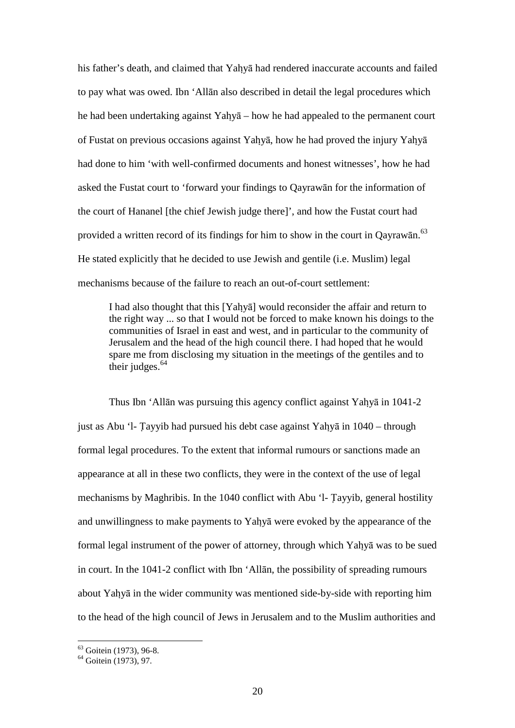his father's death, and claimed that Yaḥyā had rendered inaccurate accounts and failed to pay what was owed. Ibn 'Allān also described in detail the legal procedures which he had been undertaking against Yaḥyā – how he had appealed to the permanent court of Fustat on previous occasions against Yaḥyā, how he had proved the injury Yaḥyā had done to him 'with well-confirmed documents and honest witnesses', how he had asked the Fustat court to 'forward your findings to Qayrawān for the information of the court of Hananel [the chief Jewish judge there]', and how the Fustat court had provided a written record of its findings for him to show in the court in Qayrawān.[63] He stated explicitly that he decided to use Jewish and gentile (i.e. Muslim) legal mechanisms because of the failure to reach an out-of-court settlement:

> I had also thought that this [Yaḥyā] would reconsider the affair and return to the right way ... so that I would not be forced to make known his doings to the communities of Israel in east and west, and in particular to the community of Jerusalem and the head of the high council there. I had hoped that he would spare me from disclosing my situation in the meetings of the gentiles and to their judges.[64]

Thus Ibn 'Allān was pursuing this agency conflict against Yaḥyā in 1041-2 just as Abu 'l- Ṭayyib had pursued his debt case against Yaḥyā in 1040 – through formal legal procedures. To the extent that informal rumours or sanctions made an appearance at all in these two conflicts, they were in the context of the use of legal mechanisms by Maghribis. In the 1040 conflict with Abu 'l- Ṭayyib, general hostility and unwillingness to make payments to Yaḥyā were evoked by the appearance of the formal legal instrument of the power of attorney, through which Yaḥyā was to be sued in court. In the 1041-2 conflict with Ibn 'Allān, the possibility of spreading rumours about Yaḥyā in the wider community was mentioned side-by-side with reporting him to the head of the high council of Jews in Jerusalem and to the Muslim authorities and

---

[63] Goitein (1973), 96-8.

[64] Goitein (1973), 97.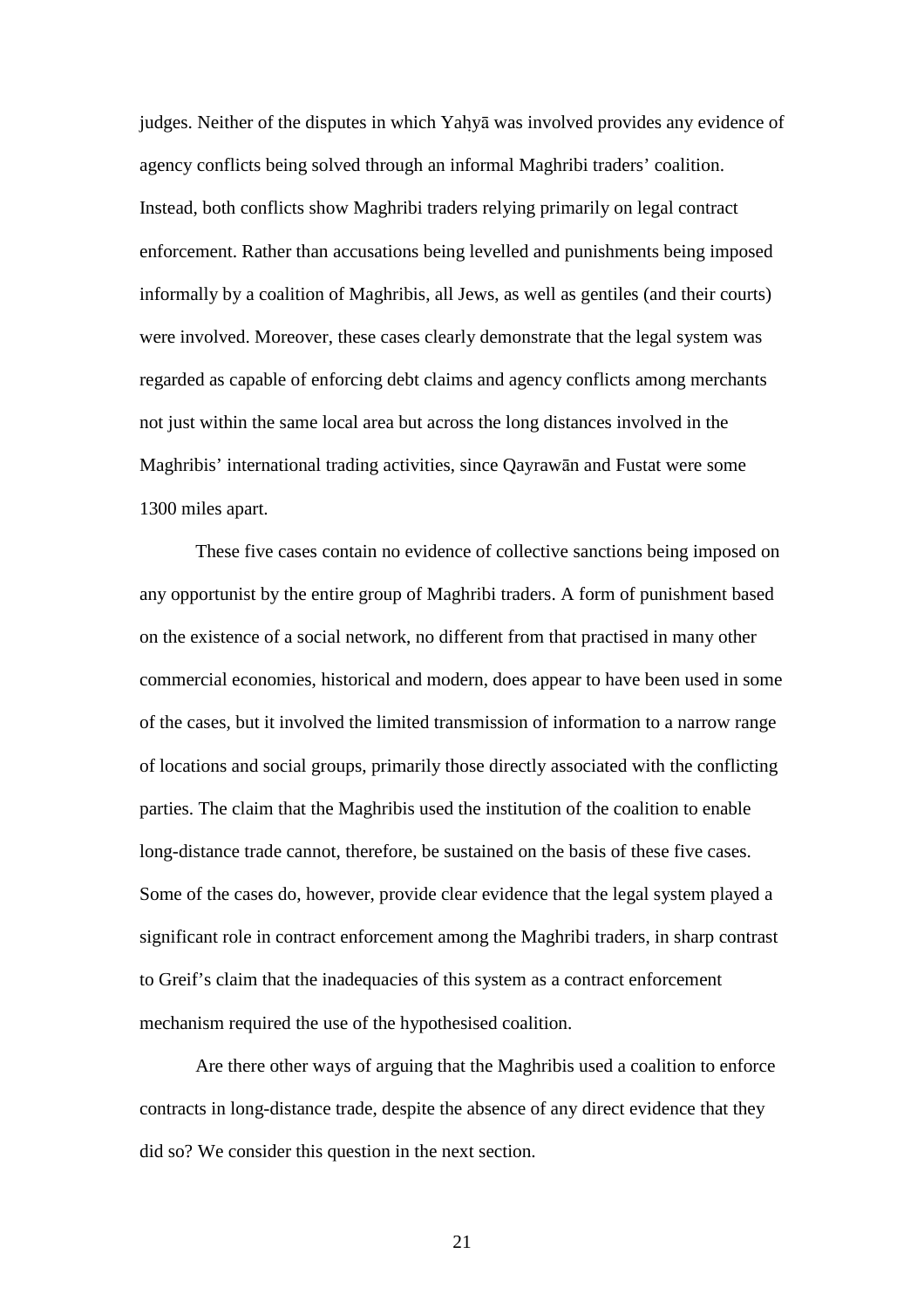judges. Neither of the disputes in which Yaḥyā was involved provides any evidence of agency conflicts being solved through an informal Maghribi traders' coalition. Instead, both conflicts show Maghribi traders relying primarily on legal contract enforcement. Rather than accusations being levelled and punishments being imposed informally by a coalition of Maghribis, all Jews, as well as gentiles (and their courts) were involved. Moreover, these cases clearly demonstrate that the legal system was regarded as capable of enforcing debt claims and agency conflicts among merchants not just within the same local area but across the long distances involved in the Maghribis' international trading activities, since Qayrawān and Fustat were some 1300 miles apart.

These five cases contain no evidence of collective sanctions being imposed on any opportunist by the entire group of Maghribi traders. A form of punishment based on the existence of a social network, no different from that practised in many other commercial economies, historical and modern, does appear to have been used in some of the cases, but it involved the limited transmission of information to a narrow range of locations and social groups, primarily those directly associated with the conflicting parties. The claim that the Maghribis used the institution of the coalition to enable long-distance trade cannot, therefore, be sustained on the basis of these five cases. Some of the cases do, however, provide clear evidence that the legal system played a significant role in contract enforcement among the Maghribi traders, in sharp contrast to Greif's claim that the inadequacies of this system as a contract enforcement mechanism required the use of the hypothesised coalition.

Are there other ways of arguing that the Maghribis used a coalition to enforce contracts in long-distance trade, despite the absence of any direct evidence that they did so? We consider this question in the next section.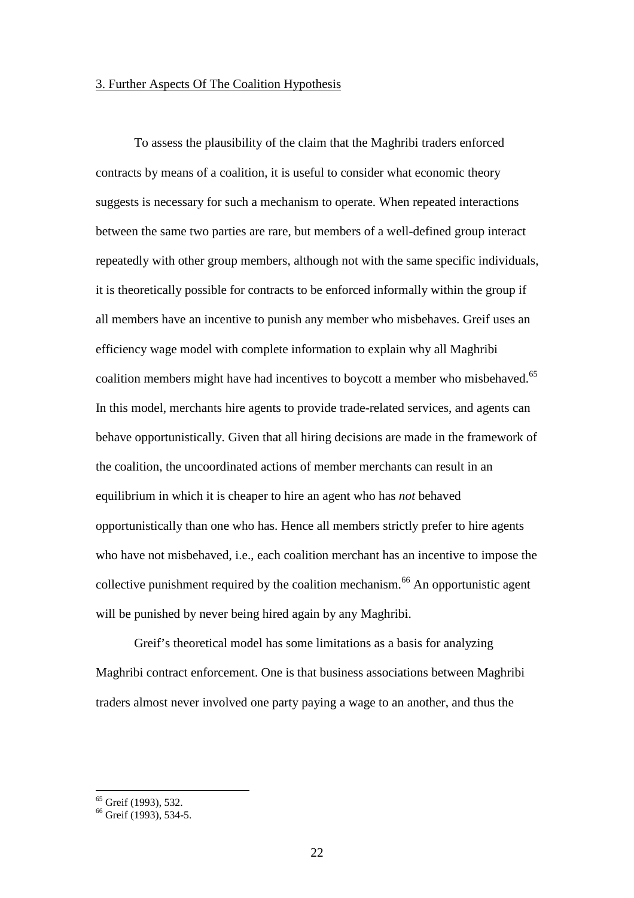## 3. Further Aspects Of The Coalition Hypothesis

To assess the plausibility of the claim that the Maghribi traders enforced contracts by means of a coalition, it is useful to consider what economic theory suggests is necessary for such a mechanism to operate. When repeated interactions between the same two parties are rare, but members of a well-defined group interact repeatedly with other group members, although not with the same specific individuals, it is theoretically possible for contracts to be enforced informally within the group if all members have an incentive to punish any member who misbehaves. Greif uses an efficiency wage model with complete information to explain why all Maghribi coalition members might have had incentives to boycott a member who misbehaved.[65] In this model, merchants hire agents to provide trade-related services, and agents can behave opportunistically. Given that all hiring decisions are made in the framework of the coalition, the uncoordinated actions of member merchants can result in an equilibrium in which it is cheaper to hire an agent who has *not* behaved opportunistically than one who has. Hence all members strictly prefer to hire agents who have not misbehaved, i.e., each coalition merchant has an incentive to impose the collective punishment required by the coalition mechanism.[66] An opportunistic agent will be punished by never being hired again by any Maghribi.

Greif's theoretical model has some limitations as a basis for analyzing Maghribi contract enforcement. One is that business associations between Maghribi traders almost never involved one party paying a wage to an another, and thus the

[65] Greif (1993), 532.

[66] Greif (1993), 534-5.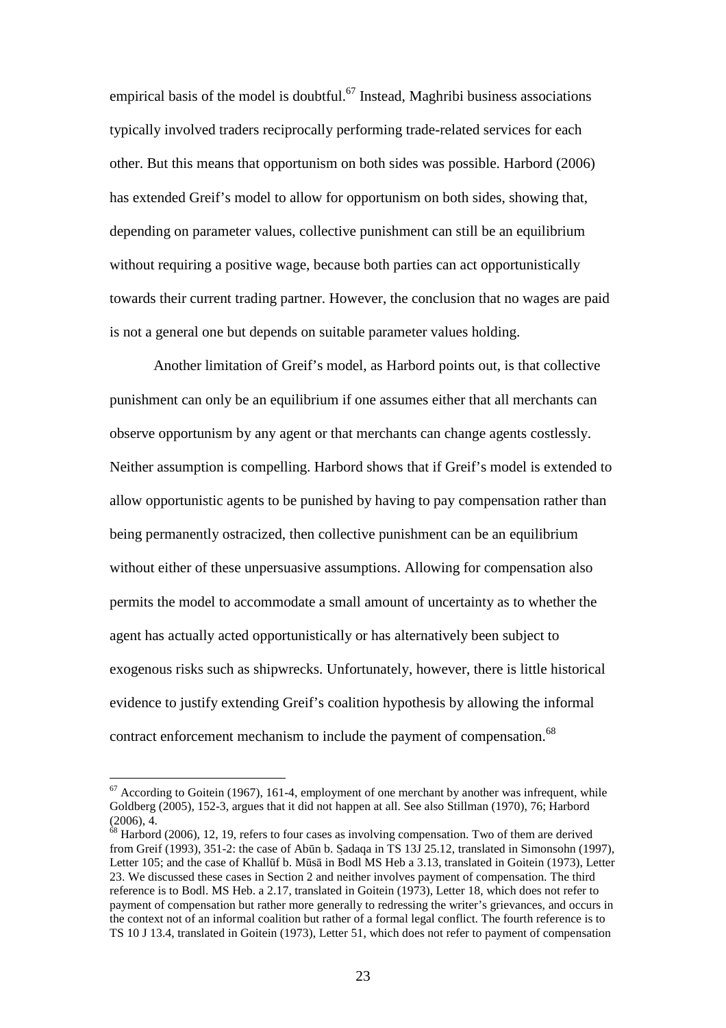empirical basis of the model is doubtful.[67] Instead, Maghribi business associations typically involved traders reciprocally performing trade-related services for each other. But this means that opportunism on both sides was possible. Harbord (2006) has extended Greif's model to allow for opportunism on both sides, showing that, depending on parameter values, collective punishment can still be an equilibrium without requiring a positive wage, because both parties can act opportunistically towards their current trading partner. However, the conclusion that no wages are paid is not a general one but depends on suitable parameter values holding.

Another limitation of Greif's model, as Harbord points out, is that collective punishment can only be an equilibrium if one assumes either that all merchants can observe opportunism by any agent or that merchants can change agents costlessly. Neither assumption is compelling. Harbord shows that if Greif's model is extended to allow opportunistic agents to be punished by having to pay compensation rather than being permanently ostracized, then collective punishment can be an equilibrium without either of these unpersuasive assumptions. Allowing for compensation also permits the model to accommodate a small amount of uncertainty as to whether the agent has actually acted opportunistically or has alternatively been subject to exogenous risks such as shipwrecks. Unfortunately, however, there is little historical evidence to justify extending Greif's coalition hypothesis by allowing the informal contract enforcement mechanism to include the payment of compensation.[68]

---

[67] According to Goitein (1967), 161-4, employment of one merchant by another was infrequent, while Goldberg (2005), 152-3, argues that it did not happen at all. See also Stillman (1970), 76; Harbord (2006), 4.

[68] Harbord (2006), 12, 19, refers to four cases as involving compensation. Two of them are derived from Greif (1993), 351-2: the case of Abūn b. Ṣadaqa in TS 13J 25.12, translated in Simonsohn (1997), Letter 105; and the case of Khallūf b. Mūsā in Bodl MS Heb a 3.13, translated in Goitein (1973), Letter 23. We discussed these cases in Section 2 and neither involves payment of compensation. The third reference is to Bodl. MS Heb. a 2.17, translated in Goitein (1973), Letter 18, which does not refer to payment of compensation but rather more generally to redressing the writer's grievances, and occurs in the context not of an informal coalition but rather of a formal legal conflict. The fourth reference is to TS 10 J 13.4, translated in Goitein (1973), Letter 51, which does not refer to payment of compensation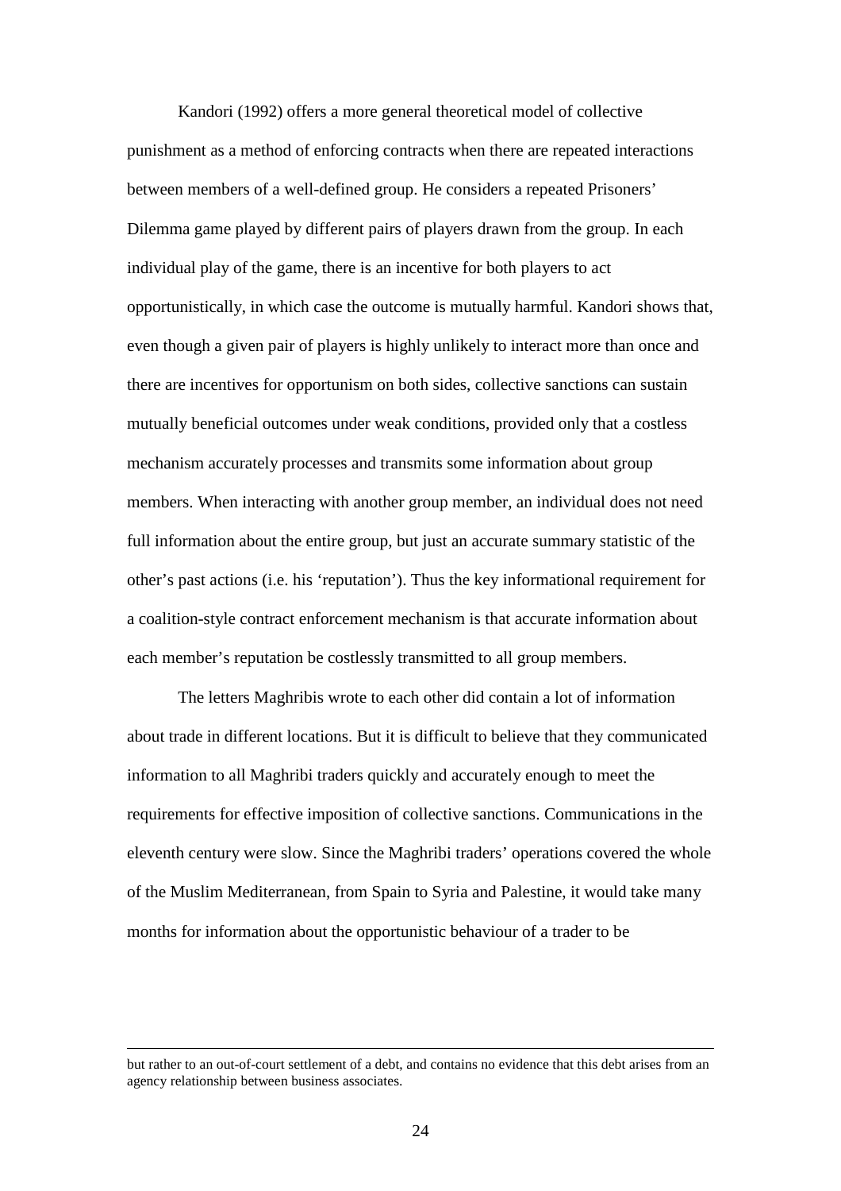Kandori (1992) offers a more general theoretical model of collective punishment as a method of enforcing contracts when there are repeated interactions between members of a well-defined group. He considers a repeated Prisoners' Dilemma game played by different pairs of players drawn from the group. In each individual play of the game, there is an incentive for both players to act opportunistically, in which case the outcome is mutually harmful. Kandori shows that, even though a given pair of players is highly unlikely to interact more than once and there are incentives for opportunism on both sides, collective sanctions can sustain mutually beneficial outcomes under weak conditions, provided only that a costless mechanism accurately processes and transmits some information about group members. When interacting with another group member, an individual does not need full information about the entire group, but just an accurate summary statistic of the other's past actions (i.e. his 'reputation'). Thus the key informational requirement for a coalition-style contract enforcement mechanism is that accurate information about each member's reputation be costlessly transmitted to all group members.

The letters Maghribis wrote to each other did contain a lot of information about trade in different locations. But it is difficult to believe that they communicated information to all Maghribi traders quickly and accurately enough to meet the requirements for effective imposition of collective sanctions. Communications in the eleventh century were slow. Since the Maghribi traders' operations covered the whole of the Muslim Mediterranean, from Spain to Syria and Palestine, it would take many months for information about the opportunistic behaviour of a trader to be

---

but rather to an out-of-court settlement of a debt, and contains no evidence that this debt arises from an agency relationship between business associates.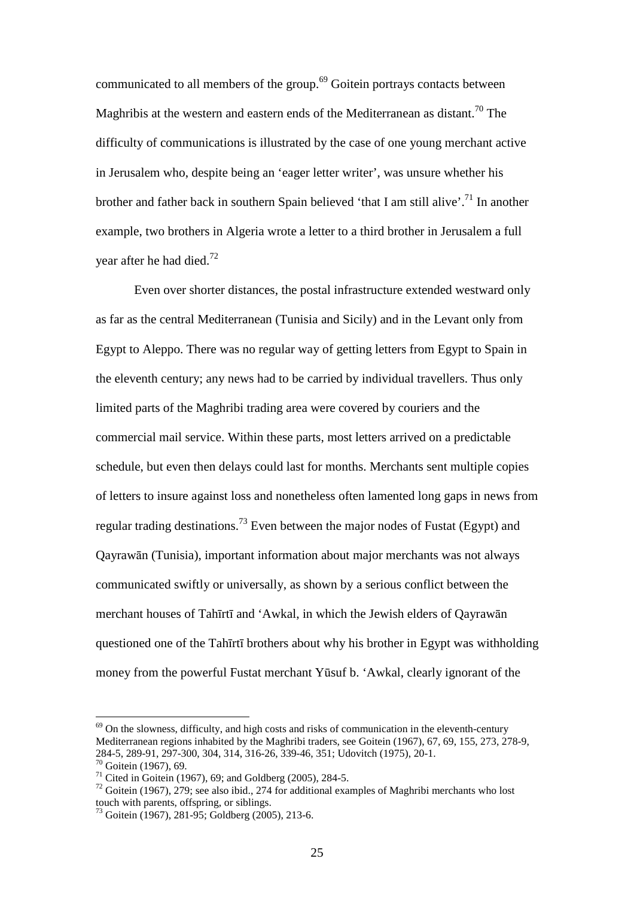communicated to all members of the group.[69] Goitein portrays contacts between Maghribis at the western and eastern ends of the Mediterranean as distant.[70] The difficulty of communications is illustrated by the case of one young merchant active in Jerusalem who, despite being an 'eager letter writer', was unsure whether his brother and father back in southern Spain believed 'that I am still alive'.[71] In another example, two brothers in Algeria wrote a letter to a third brother in Jerusalem a full year after he had died.[72]

Even over shorter distances, the postal infrastructure extended westward only as far as the central Mediterranean (Tunisia and Sicily) and in the Levant only from Egypt to Aleppo. There was no regular way of getting letters from Egypt to Spain in the eleventh century; any news had to be carried by individual travellers. Thus only limited parts of the Maghribi trading area were covered by couriers and the commercial mail service. Within these parts, most letters arrived on a predictable schedule, but even then delays could last for months. Merchants sent multiple copies of letters to insure against loss and nonetheless often lamented long gaps in news from regular trading destinations.[73] Even between the major nodes of Fustat (Egypt) and Qayrawān (Tunisia), important information about major merchants was not always communicated swiftly or universally, as shown by a serious conflict between the merchant houses of Tahīrtī and 'Awkal, in which the Jewish elders of Qayrawān questioned one of the Tahīrtī brothers about why his brother in Egypt was withholding money from the powerful Fustat merchant Yūsuf b. 'Awkal, clearly ignorant of the

---

[69] On the slowness, difficulty, and high costs and risks of communication in the eleventh-century Mediterranean regions inhabited by the Maghribi traders, see Goitein (1967), 67, 69, 155, 273, 278-9, 284-5, 289-91, 297-300, 304, 314, 316-26, 339-46, 351; Udovitch (1975), 20-1.

[70] Goitein (1967), 69.

[71] Cited in Goitein (1967), 69; and Goldberg (2005), 284-5.

[72] Goitein (1967), 279; see also ibid., 274 for additional examples of Maghribi merchants who lost touch with parents, offspring, or siblings.

[73] Goitein (1967), 281-95; Goldberg (2005), 213-6.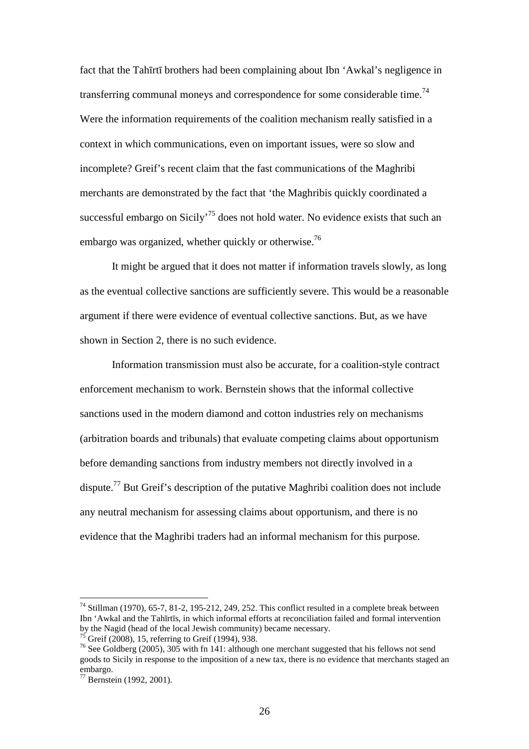fact that the Tahīrtī brothers had been complaining about Ibn 'Awkal's negligence in transferring communal moneys and correspondence for some considerable time.[74] Were the information requirements of the coalition mechanism really satisfied in a context in which communications, even on important issues, were so slow and incomplete? Greif's recent claim that the fast communications of the Maghribi merchants are demonstrated by the fact that 'the Maghribis quickly coordinated a successful embargo on Sicily'[75] does not hold water. No evidence exists that such an embargo was organized, whether quickly or otherwise.[76]

It might be argued that it does not matter if information travels slowly, as long as the eventual collective sanctions are sufficiently severe. This would be a reasonable argument if there were evidence of eventual collective sanctions. But, as we have shown in Section 2, there is no such evidence.

Information transmission must also be accurate, for a coalition-style contract enforcement mechanism to work. Bernstein shows that the informal collective sanctions used in the modern diamond and cotton industries rely on mechanisms (arbitration boards and tribunals) that evaluate competing claims about opportunism before demanding sanctions from industry members not directly involved in a dispute.[77] But Greif's description of the putative Maghribi coalition does not include any neutral mechanism for assessing claims about opportunism, and there is no evidence that the Maghribi traders had an informal mechanism for this purpose.

---

[74] Stillman (1970), 65-7, 81-2, 195-212, 249, 252. This conflict resulted in a complete break between Ibn 'Awkal and the Tahīrtīs, in which informal efforts at reconciliation failed and formal intervention by the Nagid (head of the local Jewish community) became necessary.

[75] Greif (2008), 15, referring to Greif (1994), 938.

[76] See Goldberg (2005), 305 with fn 141: although one merchant suggested that his fellows not send goods to Sicily in response to the imposition of a new tax, there is no evidence that merchants staged an embargo.

[77] Bernstein (1992, 2001).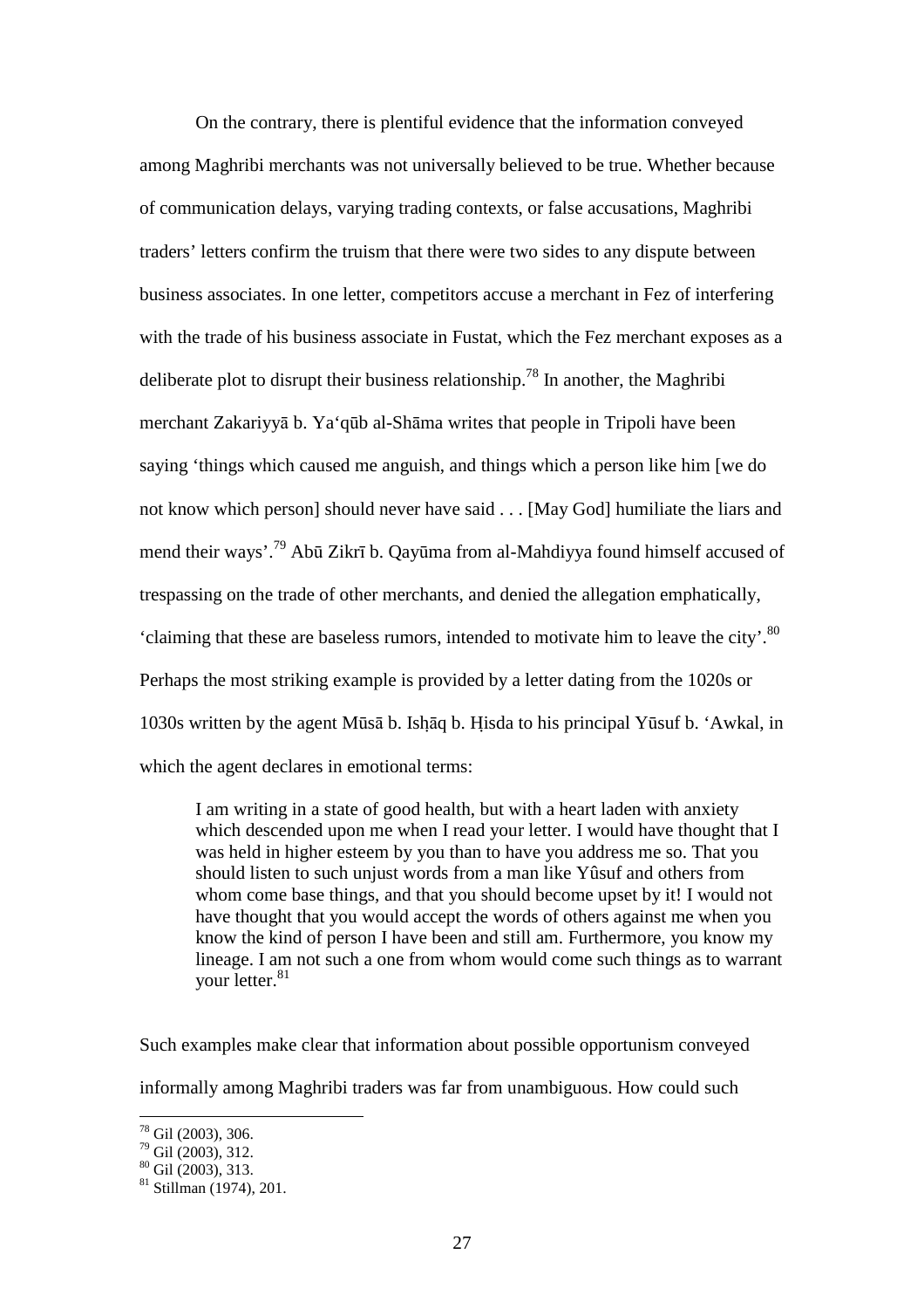On the contrary, there is plentiful evidence that the information conveyed among Maghribi merchants was not universally believed to be true. Whether because of communication delays, varying trading contexts, or false accusations, Maghribi traders' letters confirm the truism that there were two sides to any dispute between business associates. In one letter, competitors accuse a merchant in Fez of interfering with the trade of his business associate in Fustat, which the Fez merchant exposes as a deliberate plot to disrupt their business relationship.[78] In another, the Maghribi merchant Zakariyyā b. Ya'qūb al-Shāma writes that people in Tripoli have been saying 'things which caused me anguish, and things which a person like him [we do not know which person] should never have said . . . [May God] humiliate the liars and mend their ways'.[79] Abū Zikrī b. Qayūma from al-Mahdiyya found himself accused of trespassing on the trade of other merchants, and denied the allegation emphatically, 'claiming that these are baseless rumors, intended to motivate him to leave the city'.[80] Perhaps the most striking example is provided by a letter dating from the 1020s or 1030s written by the agent Mūsā b. Isḥāq b. Ḥisda to his principal Yūsuf b. 'Awkal, in which the agent declares in emotional terms:

> I am writing in a state of good health, but with a heart laden with anxiety which descended upon me when I read your letter. I would have thought that I was held in higher esteem by you than to have you address me so. That you should listen to such unjust words from a man like Yûsuf and others from whom come base things, and that you should become upset by it! I would not have thought that you would accept the words of others against me when you know the kind of person I have been and still am. Furthermore, you know my lineage. I am not such a one from whom would come such things as to warrant your letter.[81]

Such examples make clear that information about possible opportunism conveyed informally among Maghribi traders was far from unambiguous. How could such

---

[78] Gil (2003), 306.
[79] Gil (2003), 312.
[80] Gil (2003), 313.
[81] Stillman (1974), 201.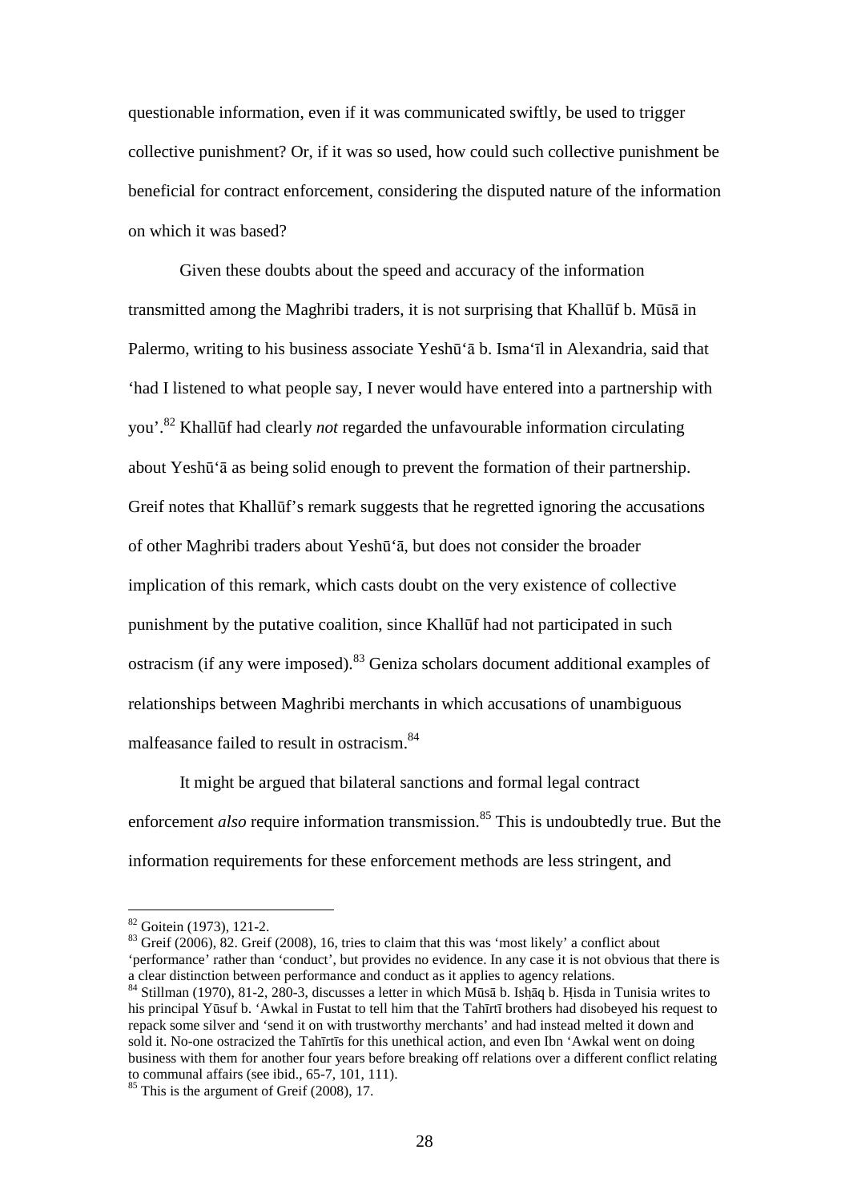questionable information, even if it was communicated swiftly, be used to trigger collective punishment? Or, if it was so used, how could such collective punishment be beneficial for contract enforcement, considering the disputed nature of the information on which it was based?

Given these doubts about the speed and accuracy of the information transmitted among the Maghribi traders, it is not surprising that Khallūf b. Mūsā in Palermo, writing to his business associate Yeshū'ā b. Isma'īl in Alexandria, said that 'had I listened to what people say, I never would have entered into a partnership with you'.[82] Khallūf had clearly *not* regarded the unfavourable information circulating about Yeshū'ā as being solid enough to prevent the formation of their partnership. Greif notes that Khallūf's remark suggests that he regretted ignoring the accusations of other Maghribi traders about Yeshū'ā, but does not consider the broader implication of this remark, which casts doubt on the very existence of collective punishment by the putative coalition, since Khallūf had not participated in such ostracism (if any were imposed).[83] Geniza scholars document additional examples of relationships between Maghribi merchants in which accusations of unambiguous malfeasance failed to result in ostracism.[84]

It might be argued that bilateral sanctions and formal legal contract enforcement *also* require information transmission.[85] This is undoubtedly true. But the information requirements for these enforcement methods are less stringent, and

---

[82] Goitein (1973), 121-2.

[83] Greif (2006), 82. Greif (2008), 16, tries to claim that this was 'most likely' a conflict about 'performance' rather than 'conduct', but provides no evidence. In any case it is not obvious that there is a clear distinction between performance and conduct as it applies to agency relations.

[84] Stillman (1970), 81-2, 280-3, discusses a letter in which Mūsā b. Isḥāq b. Ḥisda in Tunisia writes to his principal Yūsuf b. 'Awkal in Fustat to tell him that the Tahīrtī brothers had disobeyed his request to repack some silver and 'send it on with trustworthy merchants' and had instead melted it down and sold it. No-one ostracized the Tahīrtīs for this unethical action, and even Ibn 'Awkal went on doing business with them for another four years before breaking off relations over a different conflict relating to communal affairs (see ibid., 65-7, 101, 111).

[85] This is the argument of Greif (2008), 17.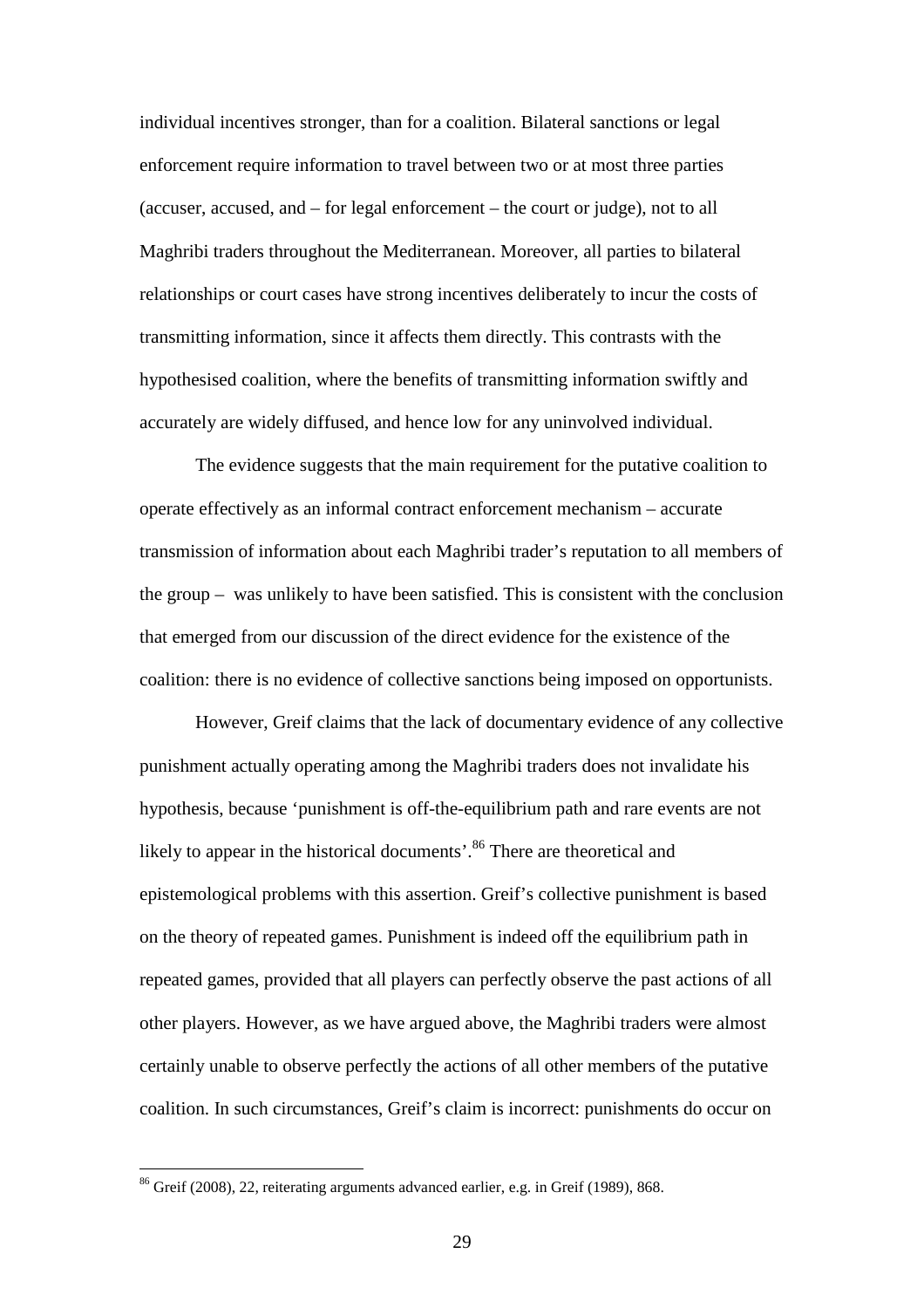individual incentives stronger, than for a coalition. Bilateral sanctions or legal enforcement require information to travel between two or at most three parties (accuser, accused, and – for legal enforcement – the court or judge), not to all Maghribi traders throughout the Mediterranean. Moreover, all parties to bilateral relationships or court cases have strong incentives deliberately to incur the costs of transmitting information, since it affects them directly. This contrasts with the hypothesised coalition, where the benefits of transmitting information swiftly and accurately are widely diffused, and hence low for any uninvolved individual.

The evidence suggests that the main requirement for the putative coalition to operate effectively as an informal contract enforcement mechanism – accurate transmission of information about each Maghribi trader's reputation to all members of the group – was unlikely to have been satisfied. This is consistent with the conclusion that emerged from our discussion of the direct evidence for the existence of the coalition: there is no evidence of collective sanctions being imposed on opportunists.

However, Greif claims that the lack of documentary evidence of any collective punishment actually operating among the Maghribi traders does not invalidate his hypothesis, because 'punishment is off-the-equilibrium path and rare events are not likely to appear in the historical documents'.[86] There are theoretical and epistemological problems with this assertion. Greif's collective punishment is based on the theory of repeated games. Punishment is indeed off the equilibrium path in repeated games, provided that all players can perfectly observe the past actions of all other players. However, as we have argued above, the Maghribi traders were almost certainly unable to observe perfectly the actions of all other members of the putative coalition. In such circumstances, Greif's claim is incorrect: punishments do occur on

[86] Greif (2008), 22, reiterating arguments advanced earlier, e.g. in Greif (1989), 868.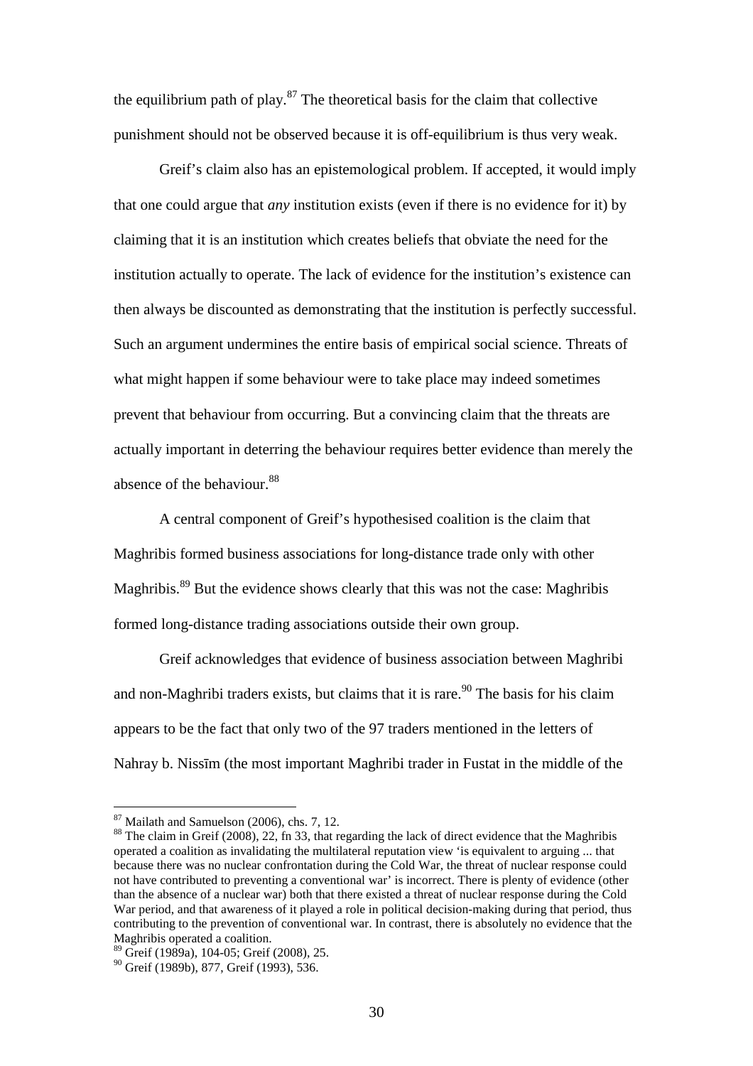the equilibrium path of play.[87] The theoretical basis for the claim that collective punishment should not be observed because it is off-equilibrium is thus very weak.

Greif's claim also has an epistemological problem. If accepted, it would imply that one could argue that *any* institution exists (even if there is no evidence for it) by claiming that it is an institution which creates beliefs that obviate the need for the institution actually to operate. The lack of evidence for the institution's existence can then always be discounted as demonstrating that the institution is perfectly successful. Such an argument undermines the entire basis of empirical social science. Threats of what might happen if some behaviour were to take place may indeed sometimes prevent that behaviour from occurring. But a convincing claim that the threats are actually important in deterring the behaviour requires better evidence than merely the absence of the behaviour.[88]

A central component of Greif's hypothesised coalition is the claim that Maghribis formed business associations for long-distance trade only with other Maghribis.[89] But the evidence shows clearly that this was not the case: Maghribis formed long-distance trading associations outside their own group.

Greif acknowledges that evidence of business association between Maghribi and non-Maghribi traders exists, but claims that it is rare.[90] The basis for his claim appears to be the fact that only two of the 97 traders mentioned in the letters of Nahray b. Nissīm (the most important Maghribi trader in Fustat in the middle of the

---

[87] Mailath and Samuelson (2006), chs. 7, 12.

[88] The claim in Greif (2008), 22, fn 33, that regarding the lack of direct evidence that the Maghribis operated a coalition as invalidating the multilateral reputation view 'is equivalent to arguing ... that because there was no nuclear confrontation during the Cold War, the threat of nuclear response could not have contributed to preventing a conventional war' is incorrect. There is plenty of evidence (other than the absence of a nuclear war) both that there existed a threat of nuclear response during the Cold War period, and that awareness of it played a role in political decision-making during that period, thus contributing to the prevention of conventional war. In contrast, there is absolutely no evidence that the Maghribis operated a coalition.

[89] Greif (1989a), 104-05; Greif (2008), 25.

[90] Greif (1989b), 877, Greif (1993), 536.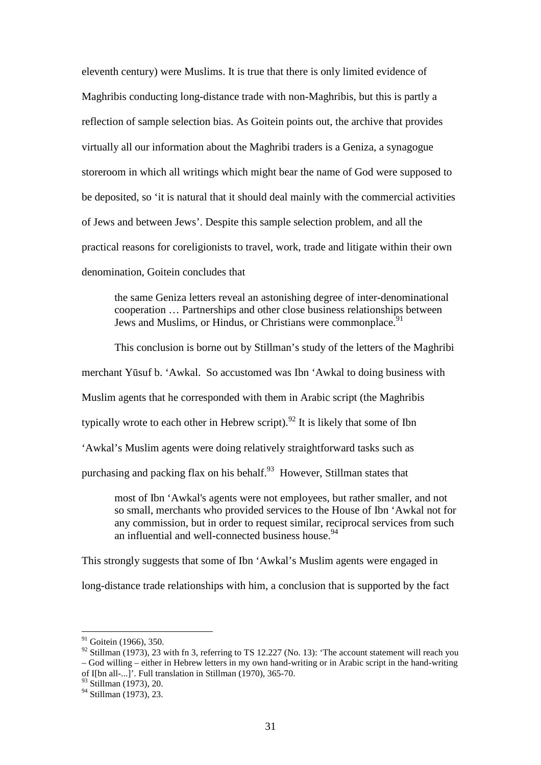eleventh century) were Muslims. It is true that there is only limited evidence of Maghribis conducting long-distance trade with non-Maghribis, but this is partly a reflection of sample selection bias. As Goitein points out, the archive that provides virtually all our information about the Maghribi traders is a Geniza, a synagogue storeroom in which all writings which might bear the name of God were supposed to be deposited, so 'it is natural that it should deal mainly with the commercial activities of Jews and between Jews'. Despite this sample selection problem, and all the practical reasons for coreligionists to travel, work, trade and litigate within their own denomination, Goitein concludes that

> the same Geniza letters reveal an astonishing degree of inter-denominational cooperation … Partnerships and other close business relationships between Jews and Muslims, or Hindus, or Christians were commonplace.[91]

This conclusion is borne out by Stillman's study of the letters of the Maghribi merchant Yūsuf b. 'Awkal. So accustomed was Ibn 'Awkal to doing business with Muslim agents that he corresponded with them in Arabic script (the Maghribis typically wrote to each other in Hebrew script).[92] It is likely that some of Ibn 'Awkal's Muslim agents were doing relatively straightforward tasks such as purchasing and packing flax on his behalf.[93] However, Stillman states that

> most of Ibn 'Awkal's agents were not employees, but rather smaller, and not so small, merchants who provided services to the House of Ibn 'Awkal not for any commission, but in order to request similar, reciprocal services from such an influential and well-connected business house.[94]

This strongly suggests that some of Ibn 'Awkal's Muslim agents were engaged in long-distance trade relationships with him, a conclusion that is supported by the fact

---

[91] Goitein (1966), 350.

[92] Stillman (1973), 23 with fn 3, referring to TS 12.227 (No. 13): 'The account statement will reach you – God willing – either in Hebrew letters in my own hand-writing or in Arabic script in the hand-writing of I[bn all-...]'. Full translation in Stillman (1970), 365-70.

[93] Stillman (1973), 20.

[94] Stillman (1973), 23.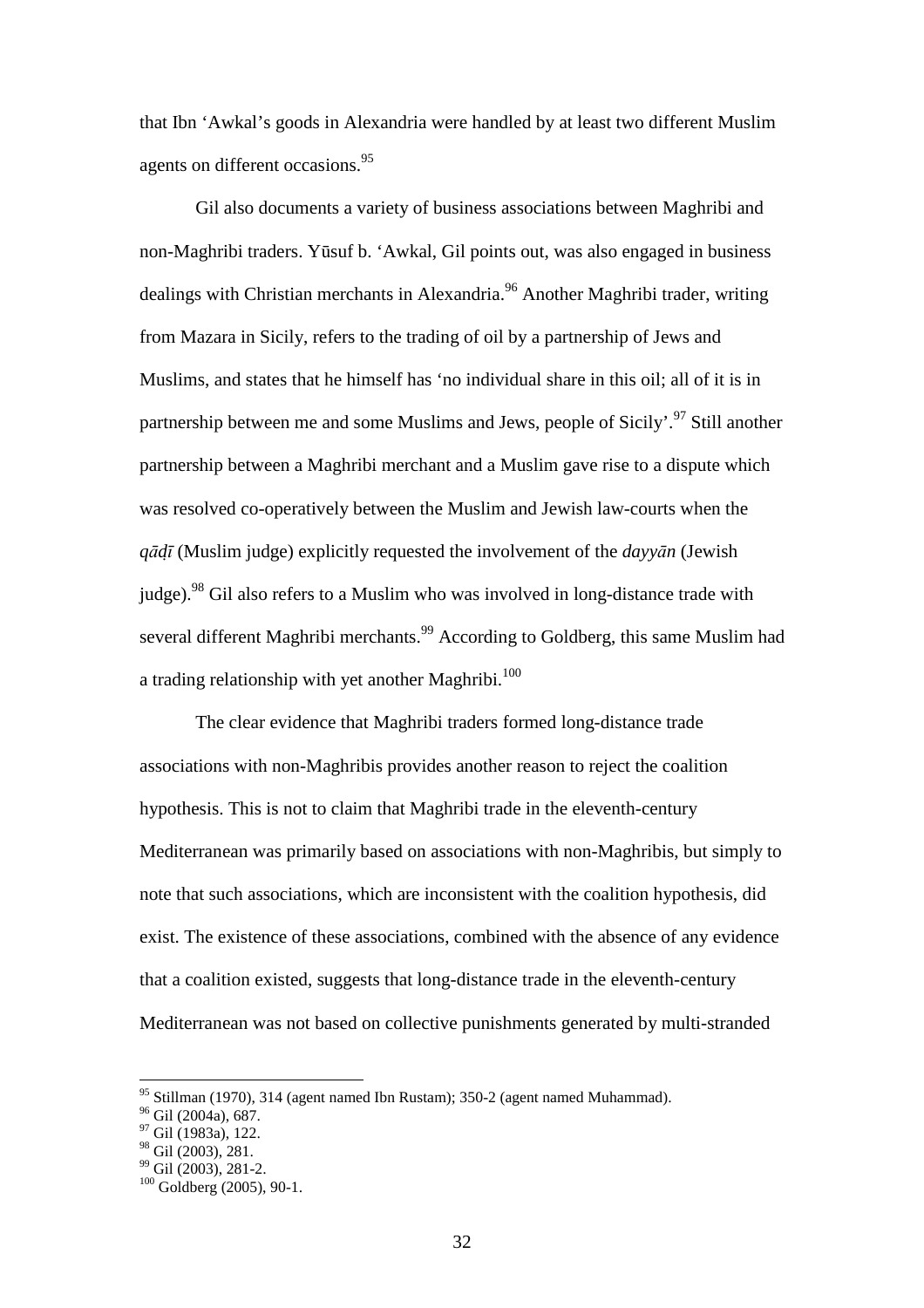that Ibn 'Awkal's goods in Alexandria were handled by at least two different Muslim agents on different occasions.[95]

Gil also documents a variety of business associations between Maghribi and non-Maghribi traders. Yūsuf b. 'Awkal, Gil points out, was also engaged in business dealings with Christian merchants in Alexandria.[96] Another Maghribi trader, writing from Mazara in Sicily, refers to the trading of oil by a partnership of Jews and Muslims, and states that he himself has 'no individual share in this oil; all of it is in partnership between me and some Muslims and Jews, people of Sicily'.[97] Still another partnership between a Maghribi merchant and a Muslim gave rise to a dispute which was resolved co-operatively between the Muslim and Jewish law-courts when the *qāḍī* (Muslim judge) explicitly requested the involvement of the *dayyān* (Jewish judge).[98] Gil also refers to a Muslim who was involved in long-distance trade with several different Maghribi merchants.[99] According to Goldberg, this same Muslim had a trading relationship with yet another Maghribi.[100]

The clear evidence that Maghribi traders formed long-distance trade associations with non-Maghribis provides another reason to reject the coalition hypothesis. This is not to claim that Maghribi trade in the eleventh-century Mediterranean was primarily based on associations with non-Maghribis, but simply to note that such associations, which are inconsistent with the coalition hypothesis, did exist. The existence of these associations, combined with the absence of any evidence that a coalition existed, suggests that long-distance trade in the eleventh-century Mediterranean was not based on collective punishments generated by multi-stranded

---

[95] Stillman (1970), 314 (agent named Ibn Rustam); 350-2 (agent named Muhammad).

[96] Gil (2004a), 687.

[97] Gil (1983a), 122.

[98] Gil (2003), 281.

[99] Gil (2003), 281-2.

[100] Goldberg (2005), 90-1.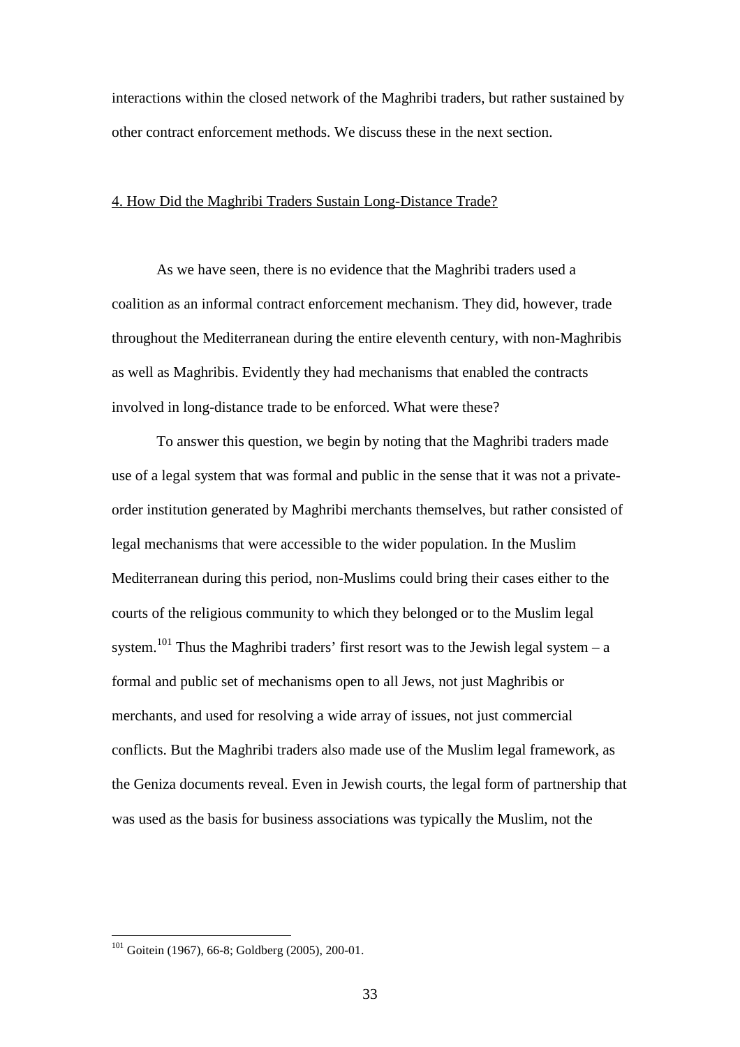interactions within the closed network of the Maghribi traders, but rather sustained by other contract enforcement methods. We discuss these in the next section.

## 4. How Did the Maghribi Traders Sustain Long-Distance Trade?

As we have seen, there is no evidence that the Maghribi traders used a coalition as an informal contract enforcement mechanism. They did, however, trade throughout the Mediterranean during the entire eleventh century, with non-Maghribis as well as Maghribis. Evidently they had mechanisms that enabled the contracts involved in long-distance trade to be enforced. What were these?

To answer this question, we begin by noting that the Maghribi traders made use of a legal system that was formal and public in the sense that it was not a private-order institution generated by Maghribi merchants themselves, but rather consisted of legal mechanisms that were accessible to the wider population. In the Muslim Mediterranean during this period, non-Muslims could bring their cases either to the courts of the religious community to which they belonged or to the Muslim legal system.[101] Thus the Maghribi traders' first resort was to the Jewish legal system – a formal and public set of mechanisms open to all Jews, not just Maghribis or merchants, and used for resolving a wide array of issues, not just commercial conflicts. But the Maghribi traders also made use of the Muslim legal framework, as the Geniza documents reveal. Even in Jewish courts, the legal form of partnership that was used as the basis for business associations was typically the Muslim, not the

[101] Goitein (1967), 66-8; Goldberg (2005), 200-01.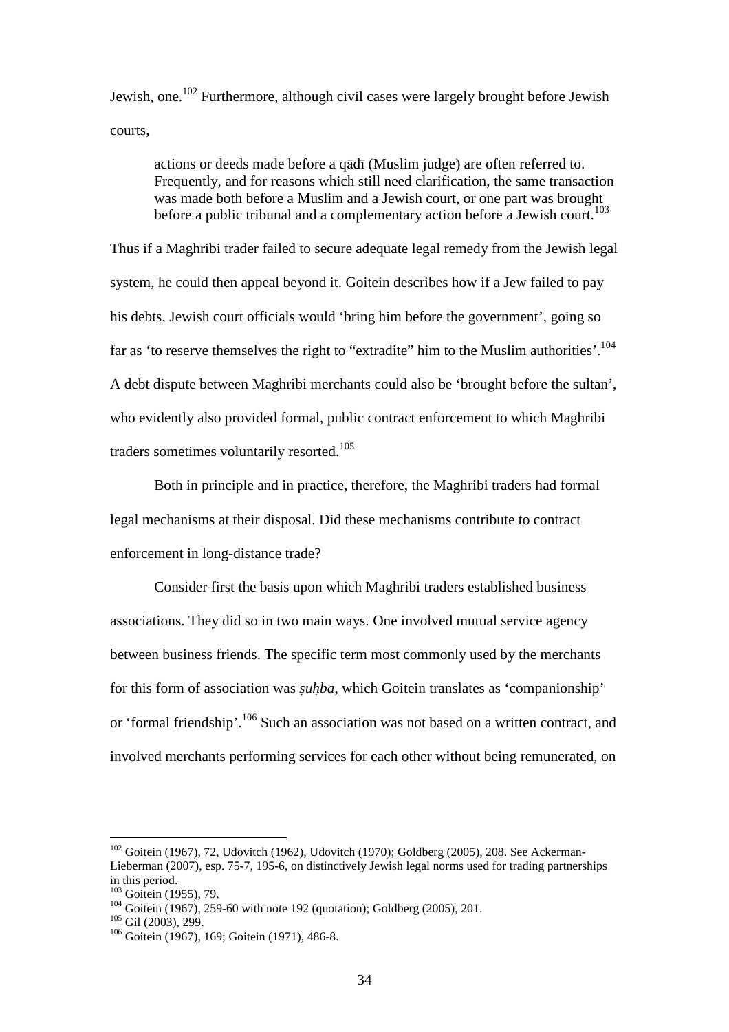Jewish, one.[102] Furthermore, although civil cases were largely brought before Jewish courts,

> actions or deeds made before a qāḍī (Muslim judge) are often referred to. Frequently, and for reasons which still need clarification, the same transaction was made both before a Muslim and a Jewish court, or one part was brought before a public tribunal and a complementary action before a Jewish court.[103]

Thus if a Maghribi trader failed to secure adequate legal remedy from the Jewish legal system, he could then appeal beyond it. Goitein describes how if a Jew failed to pay his debts, Jewish court officials would 'bring him before the government', going so far as 'to reserve themselves the right to "extradite" him to the Muslim authorities'.[104] A debt dispute between Maghribi merchants could also be 'brought before the sultan', who evidently also provided formal, public contract enforcement to which Maghribi traders sometimes voluntarily resorted.[105]

Both in principle and in practice, therefore, the Maghribi traders had formal legal mechanisms at their disposal. Did these mechanisms contribute to contract enforcement in long-distance trade?

Consider first the basis upon which Maghribi traders established business associations. They did so in two main ways. One involved mutual service agency between business friends. The specific term most commonly used by the merchants for this form of association was *ṣuḥba*, which Goitein translates as 'companionship' or 'formal friendship'.[106] Such an association was not based on a written contract, and involved merchants performing services for each other without being remunerated, on

---

[102] Goitein (1967), 72, Udovitch (1962), Udovitch (1970); Goldberg (2005), 208. See Ackerman-Lieberman (2007), esp. 75-7, 195-6, on distinctively Jewish legal norms used for trading partnerships in this period.

[103] Goitein (1955), 79.

[104] Goitein (1967), 259-60 with note 192 (quotation); Goldberg (2005), 201.

[105] Gil (2003), 299.

[106] Goitein (1967), 169; Goitein (1971), 486-8.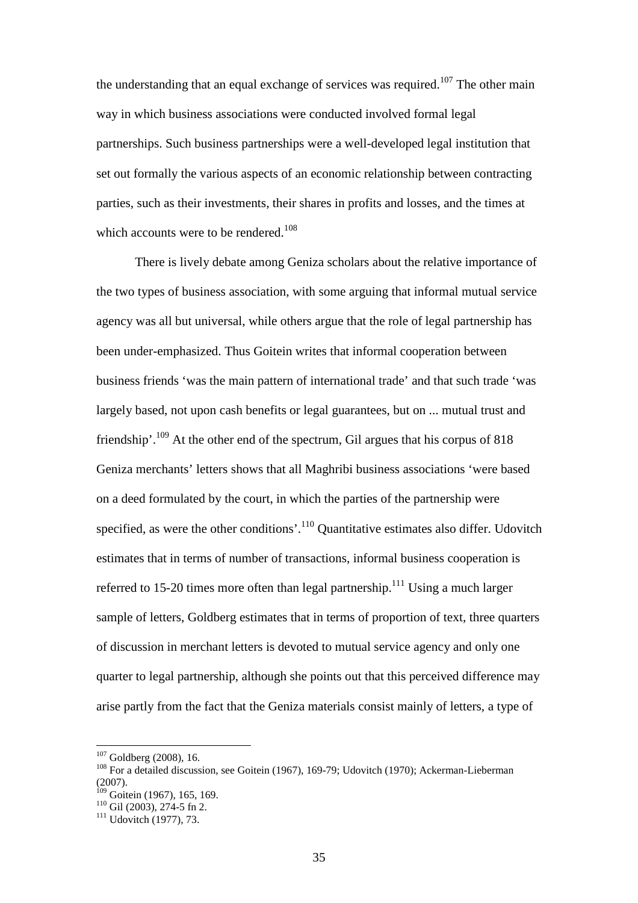the understanding that an equal exchange of services was required.[107] The other main way in which business associations were conducted involved formal legal partnerships. Such business partnerships were a well-developed legal institution that set out formally the various aspects of an economic relationship between contracting parties, such as their investments, their shares in profits and losses, and the times at which accounts were to be rendered.[108]

There is lively debate among Geniza scholars about the relative importance of the two types of business association, with some arguing that informal mutual service agency was all but universal, while others argue that the role of legal partnership has been under-emphasized. Thus Goitein writes that informal cooperation between business friends 'was the main pattern of international trade' and that such trade 'was largely based, not upon cash benefits or legal guarantees, but on ... mutual trust and friendship'.[109] At the other end of the spectrum, Gil argues that his corpus of 818 Geniza merchants' letters shows that all Maghribi business associations 'were based on a deed formulated by the court, in which the parties of the partnership were specified, as were the other conditions'.[110] Quantitative estimates also differ. Udovitch estimates that in terms of number of transactions, informal business cooperation is referred to 15-20 times more often than legal partnership.[111] Using a much larger sample of letters, Goldberg estimates that in terms of proportion of text, three quarters of discussion in merchant letters is devoted to mutual service agency and only one quarter to legal partnership, although she points out that this perceived difference may arise partly from the fact that the Geniza materials consist mainly of letters, a type of

[107] Goldberg (2008), 16.

[108] For a detailed discussion, see Goitein (1967), 169-79; Udovitch (1970); Ackerman-Lieberman (2007).

[109] Goitein (1967), 165, 169.

[110] Gil (2003), 274-5 fn 2.

[111] Udovitch (1977), 73.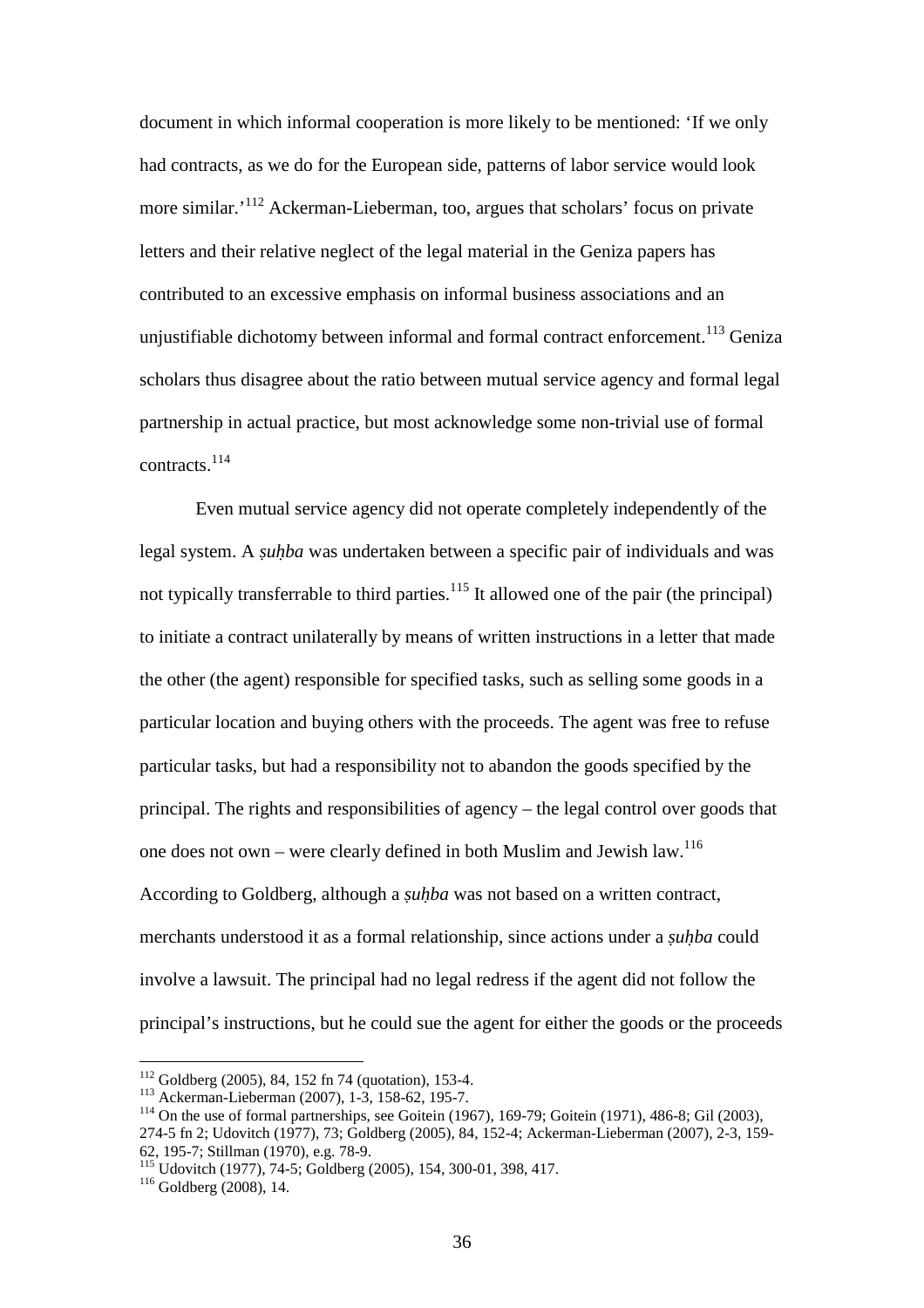document in which informal cooperation is more likely to be mentioned: 'If we only had contracts, as we do for the European side, patterns of labor service would look more similar.'[112] Ackerman-Lieberman, too, argues that scholars' focus on private letters and their relative neglect of the legal material in the Geniza papers has contributed to an excessive emphasis on informal business associations and an unjustifiable dichotomy between informal and formal contract enforcement.[113] Geniza scholars thus disagree about the ratio between mutual service agency and formal legal partnership in actual practice, but most acknowledge some non-trivial use of formal contracts.[114]

Even mutual service agency did not operate completely independently of the legal system. A *ṣuḥba* was undertaken between a specific pair of individuals and was not typically transferrable to third parties.[115] It allowed one of the pair (the principal) to initiate a contract unilaterally by means of written instructions in a letter that made the other (the agent) responsible for specified tasks, such as selling some goods in a particular location and buying others with the proceeds. The agent was free to refuse particular tasks, but had a responsibility not to abandon the goods specified by the principal. The rights and responsibilities of agency – the legal control over goods that one does not own – were clearly defined in both Muslim and Jewish law.[116] According to Goldberg, although a *ṣuḥba* was not based on a written contract, merchants understood it as a formal relationship, since actions under a *ṣuḥba* could involve a lawsuit. The principal had no legal redress if the agent did not follow the principal's instructions, but he could sue the agent for either the goods or the proceeds

---

[112] Goldberg (2005), 84, 152 fn 74 (quotation), 153-4.

[113] Ackerman-Lieberman (2007), 1-3, 158-62, 195-7.

[114] On the use of formal partnerships, see Goitein (1967), 169-79; Goitein (1971), 486-8; Gil (2003), 274-5 fn 2; Udovitch (1977), 73; Goldberg (2005), 84, 152-4; Ackerman-Lieberman (2007), 2-3, 159-62, 195-7; Stillman (1970), e.g. 78-9.

[115] Udovitch (1977), 74-5; Goldberg (2005), 154, 300-01, 398, 417.

[116] Goldberg (2008), 14.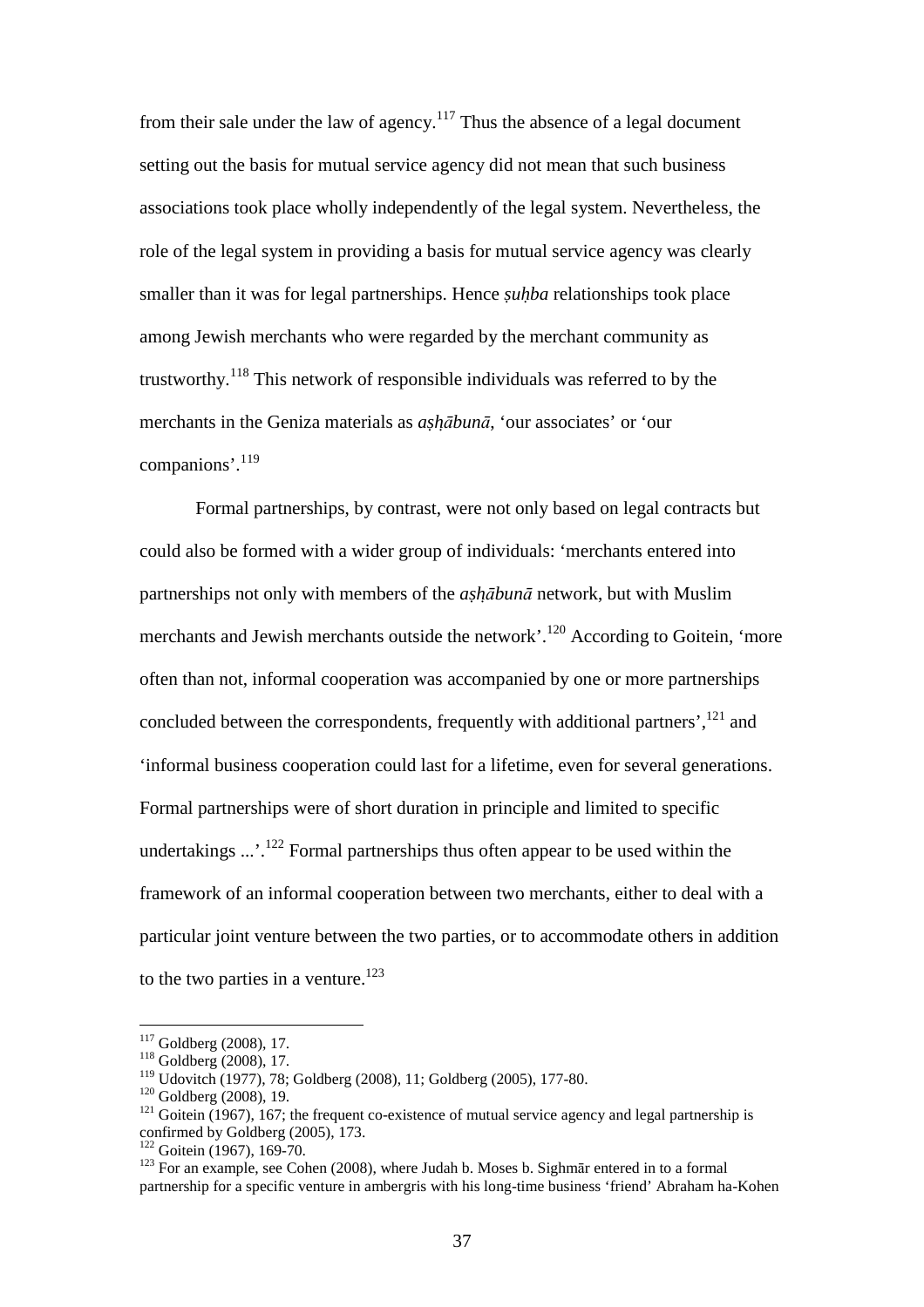from their sale under the law of agency.[117] Thus the absence of a legal document setting out the basis for mutual service agency did not mean that such business associations took place wholly independently of the legal system. Nevertheless, the role of the legal system in providing a basis for mutual service agency was clearly smaller than it was for legal partnerships. Hence *ṣuḥba* relationships took place among Jewish merchants who were regarded by the merchant community as trustworthy.[118] This network of responsible individuals was referred to by the merchants in the Geniza materials as *aṣḥābunā*, 'our associates' or 'our companions'.[119]

Formal partnerships, by contrast, were not only based on legal contracts but could also be formed with a wider group of individuals: 'merchants entered into partnerships not only with members of the *aṣḥābunā* network, but with Muslim merchants and Jewish merchants outside the network'.[120] According to Goitein, 'more often than not, informal cooperation was accompanied by one or more partnerships concluded between the correspondents, frequently with additional partners',[121] and 'informal business cooperation could last for a lifetime, even for several generations. Formal partnerships were of short duration in principle and limited to specific undertakings ...'.[122] Formal partnerships thus often appear to be used within the framework of an informal cooperation between two merchants, either to deal with a particular joint venture between the two parties, or to accommodate others in addition to the two parties in a venture.[123]

---

[117] Goldberg (2008), 17.

[118] Goldberg (2008), 17.

[119] Udovitch (1977), 78; Goldberg (2008), 11; Goldberg (2005), 177-80.

[120] Goldberg (2008), 19.

[121] Goitein (1967), 167; the frequent co-existence of mutual service agency and legal partnership is confirmed by Goldberg (2005), 173.

[122] Goitein (1967), 169-70.

[123] For an example, see Cohen (2008), where Judah b. Moses b. Sighmār entered in to a formal partnership for a specific venture in ambergris with his long-time business 'friend' Abraham ha-Kohen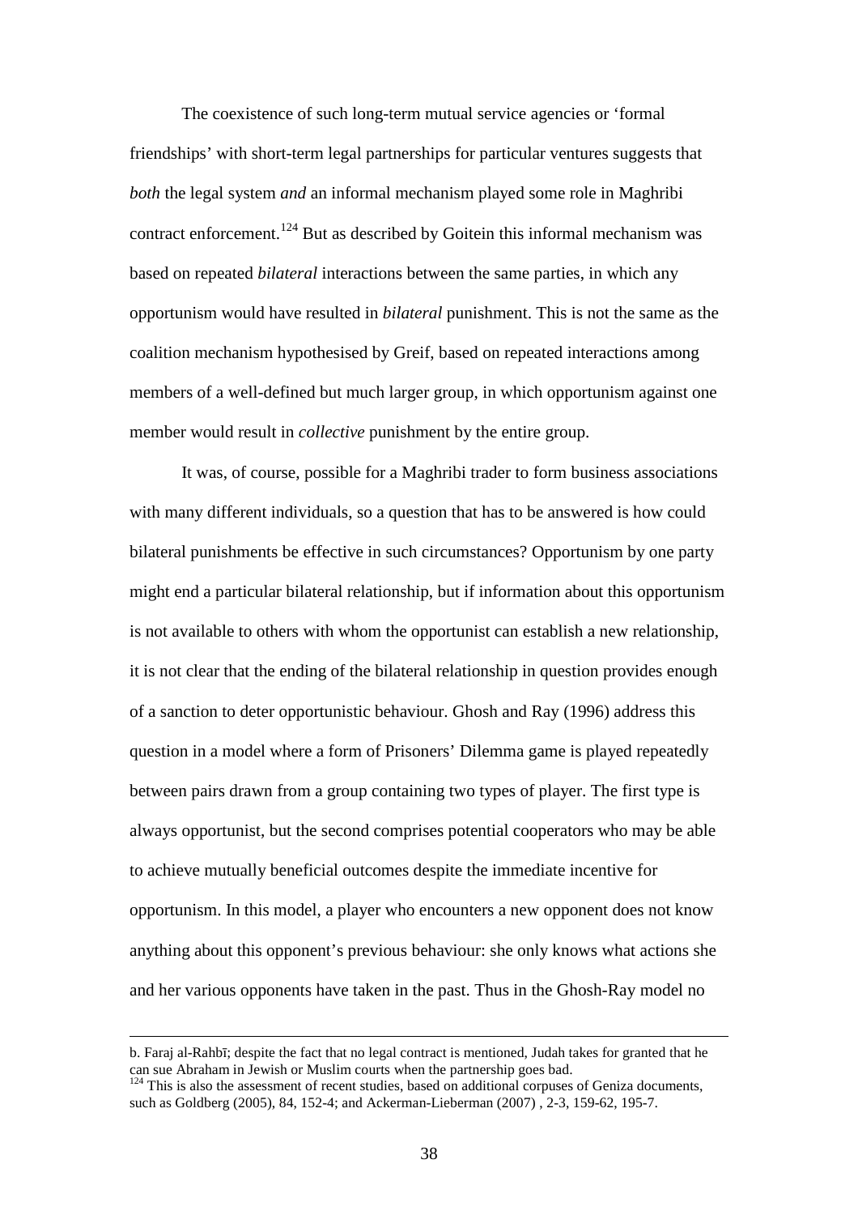The coexistence of such long-term mutual service agencies or 'formal friendships' with short-term legal partnerships for particular ventures suggests that *both* the legal system *and* an informal mechanism played some role in Maghribi contract enforcement.[124] But as described by Goitein this informal mechanism was based on repeated *bilateral* interactions between the same parties, in which any opportunism would have resulted in *bilateral* punishment. This is not the same as the coalition mechanism hypothesised by Greif, based on repeated interactions among members of a well-defined but much larger group, in which opportunism against one member would result in *collective* punishment by the entire group.

It was, of course, possible for a Maghribi trader to form business associations with many different individuals, so a question that has to be answered is how could bilateral punishments be effective in such circumstances? Opportunism by one party might end a particular bilateral relationship, but if information about this opportunism is not available to others with whom the opportunist can establish a new relationship, it is not clear that the ending of the bilateral relationship in question provides enough of a sanction to deter opportunistic behaviour. Ghosh and Ray (1996) address this question in a model where a form of Prisoners' Dilemma game is played repeatedly between pairs drawn from a group containing two types of player. The first type is always opportunist, but the second comprises potential cooperators who may be able to achieve mutually beneficial outcomes despite the immediate incentive for opportunism. In this model, a player who encounters a new opponent does not know anything about this opponent's previous behaviour: she only knows what actions she and her various opponents have taken in the past. Thus in the Ghosh-Ray model no

---

b. Faraj al-Rahbī; despite the fact that no legal contract is mentioned, Judah takes for granted that he can sue Abraham in Jewish or Muslim courts when the partnership goes bad.

[124] This is also the assessment of recent studies, based on additional corpuses of Geniza documents, such as Goldberg (2005), 84, 152-4; and Ackerman-Lieberman (2007) , 2-3, 159-62, 195-7.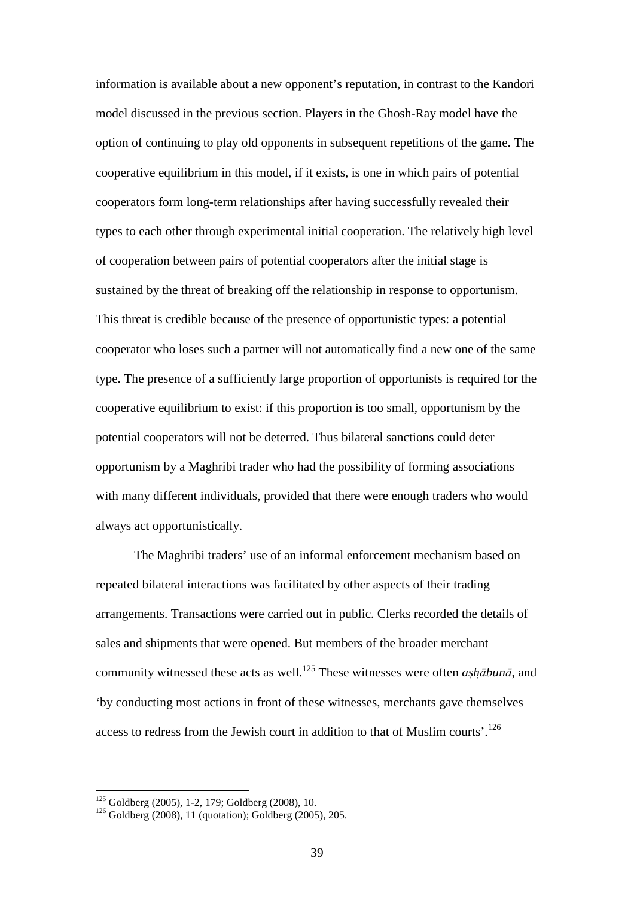information is available about a new opponent's reputation, in contrast to the Kandori model discussed in the previous section. Players in the Ghosh-Ray model have the option of continuing to play old opponents in subsequent repetitions of the game. The cooperative equilibrium in this model, if it exists, is one in which pairs of potential cooperators form long-term relationships after having successfully revealed their types to each other through experimental initial cooperation. The relatively high level of cooperation between pairs of potential cooperators after the initial stage is sustained by the threat of breaking off the relationship in response to opportunism. This threat is credible because of the presence of opportunistic types: a potential cooperator who loses such a partner will not automatically find a new one of the same type. The presence of a sufficiently large proportion of opportunists is required for the cooperative equilibrium to exist: if this proportion is too small, opportunism by the potential cooperators will not be deterred. Thus bilateral sanctions could deter opportunism by a Maghribi trader who had the possibility of forming associations with many different individuals, provided that there were enough traders who would always act opportunistically.

The Maghribi traders' use of an informal enforcement mechanism based on repeated bilateral interactions was facilitated by other aspects of their trading arrangements. Transactions were carried out in public. Clerks recorded the details of sales and shipments that were opened. But members of the broader merchant community witnessed these acts as well.[125] These witnesses were often *aṣḥābunā*, and 'by conducting most actions in front of these witnesses, merchants gave themselves access to redress from the Jewish court in addition to that of Muslim courts'.[126]

[125] Goldberg (2005), 1-2, 179; Goldberg (2008), 10.

[126] Goldberg (2008), 11 (quotation); Goldberg (2005), 205.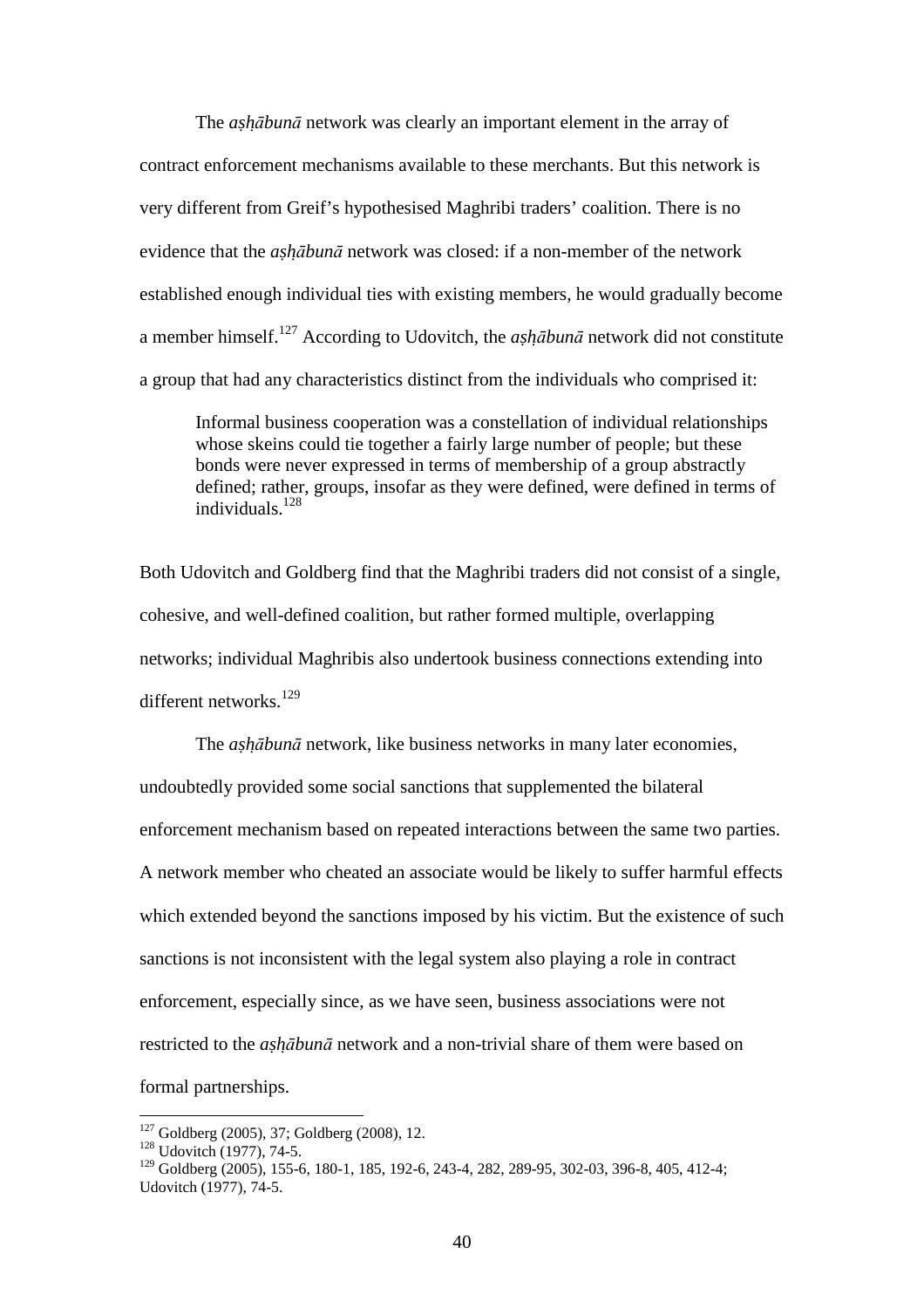The *aṣḥābunā* network was clearly an important element in the array of contract enforcement mechanisms available to these merchants. But this network is very different from Greif's hypothesised Maghribi traders' coalition. There is no evidence that the *aṣḥābunā* network was closed: if a non-member of the network established enough individual ties with existing members, he would gradually become a member himself.[127] According to Udovitch, the *aṣḥābunā* network did not constitute a group that had any characteristics distinct from the individuals who comprised it:

> Informal business cooperation was a constellation of individual relationships whose skeins could tie together a fairly large number of people; but these bonds were never expressed in terms of membership of a group abstractly defined; rather, groups, insofar as they were defined, were defined in terms of individuals.[128]

Both Udovitch and Goldberg find that the Maghribi traders did not consist of a single, cohesive, and well-defined coalition, but rather formed multiple, overlapping networks; individual Maghribis also undertook business connections extending into different networks.[129]

The *aṣḥābunā* network, like business networks in many later economies, undoubtedly provided some social sanctions that supplemented the bilateral enforcement mechanism based on repeated interactions between the same two parties. A network member who cheated an associate would be likely to suffer harmful effects which extended beyond the sanctions imposed by his victim. But the existence of such sanctions is not inconsistent with the legal system also playing a role in contract enforcement, especially since, as we have seen, business associations were not restricted to the *aṣḥābunā* network and a non-trivial share of them were based on formal partnerships.

---

[127] Goldberg (2005), 37; Goldberg (2008), 12.

[128] Udovitch (1977), 74-5.

[129] Goldberg (2005), 155-6, 180-1, 185, 192-6, 243-4, 282, 289-95, 302-03, 396-8, 405, 412-4; Udovitch (1977), 74-5.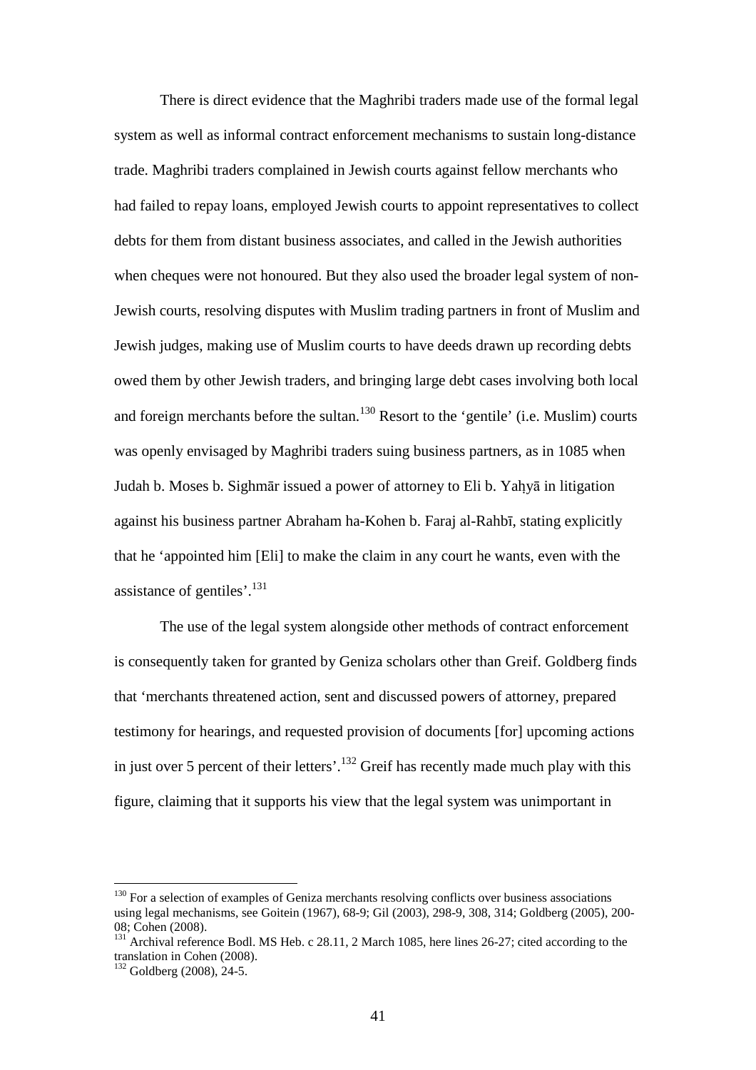There is direct evidence that the Maghribi traders made use of the formal legal system as well as informal contract enforcement mechanisms to sustain long-distance trade. Maghribi traders complained in Jewish courts against fellow merchants who had failed to repay loans, employed Jewish courts to appoint representatives to collect debts for them from distant business associates, and called in the Jewish authorities when cheques were not honoured. But they also used the broader legal system of non-Jewish courts, resolving disputes with Muslim trading partners in front of Muslim and Jewish judges, making use of Muslim courts to have deeds drawn up recording debts owed them by other Jewish traders, and bringing large debt cases involving both local and foreign merchants before the sultan.[130] Resort to the 'gentile' (i.e. Muslim) courts was openly envisaged by Maghribi traders suing business partners, as in 1085 when Judah b. Moses b. Sighmār issued a power of attorney to Eli b. Yaḥyā in litigation against his business partner Abraham ha-Kohen b. Faraj al-Rahbī, stating explicitly that he 'appointed him [Eli] to make the claim in any court he wants, even with the assistance of gentiles'.[131]

The use of the legal system alongside other methods of contract enforcement is consequently taken for granted by Geniza scholars other than Greif. Goldberg finds that 'merchants threatened action, sent and discussed powers of attorney, prepared testimony for hearings, and requested provision of documents [for] upcoming actions in just over 5 percent of their letters'.[132] Greif has recently made much play with this figure, claiming that it supports his view that the legal system was unimportant in

[130] For a selection of examples of Geniza merchants resolving conflicts over business associations using legal mechanisms, see Goitein (1967), 68-9; Gil (2003), 298-9, 308, 314; Goldberg (2005), 200-08; Cohen (2008).

[131] Archival reference Bodl. MS Heb. c 28.11, 2 March 1085, here lines 26-27; cited according to the translation in Cohen (2008).

[132] Goldberg (2008), 24-5.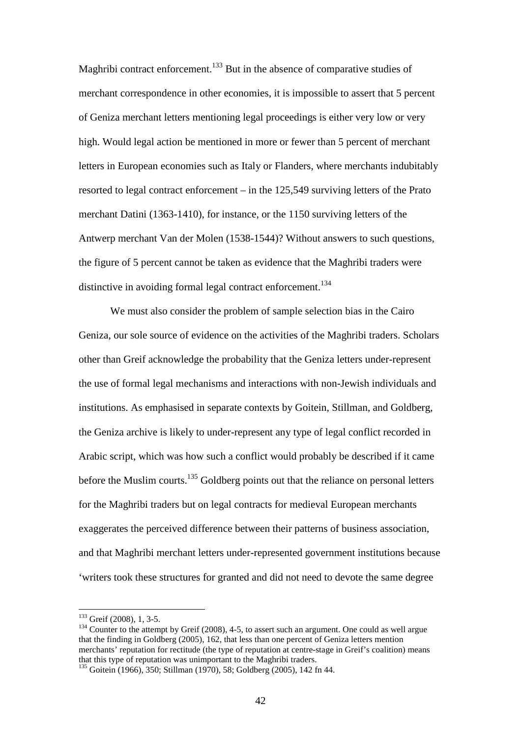Maghribi contract enforcement.[133] But in the absence of comparative studies of merchant correspondence in other economies, it is impossible to assert that 5 percent of Geniza merchant letters mentioning legal proceedings is either very low or very high. Would legal action be mentioned in more or fewer than 5 percent of merchant letters in European economies such as Italy or Flanders, where merchants indubitably resorted to legal contract enforcement – in the 125,549 surviving letters of the Prato merchant Datini (1363-1410), for instance, or the 1150 surviving letters of the Antwerp merchant Van der Molen (1538-1544)? Without answers to such questions, the figure of 5 percent cannot be taken as evidence that the Maghribi traders were distinctive in avoiding formal legal contract enforcement.[134]

We must also consider the problem of sample selection bias in the Cairo Geniza, our sole source of evidence on the activities of the Maghribi traders. Scholars other than Greif acknowledge the probability that the Geniza letters under-represent the use of formal legal mechanisms and interactions with non-Jewish individuals and institutions. As emphasised in separate contexts by Goitein, Stillman, and Goldberg, the Geniza archive is likely to under-represent any type of legal conflict recorded in Arabic script, which was how such a conflict would probably be described if it came before the Muslim courts.[135] Goldberg points out that the reliance on personal letters for the Maghribi traders but on legal contracts for medieval European merchants exaggerates the perceived difference between their patterns of business association, and that Maghribi merchant letters under-represented government institutions because 'writers took these structures for granted and did not need to devote the same degree

---

[133] Greif (2008), 1, 3-5.

[134] Counter to the attempt by Greif (2008), 4-5, to assert such an argument. One could as well argue that the finding in Goldberg (2005), 162, that less than one percent of Geniza letters mention merchants' reputation for rectitude (the type of reputation at centre-stage in Greif's coalition) means that this type of reputation was unimportant to the Maghribi traders.

[135] Goitein (1966), 350; Stillman (1970), 58; Goldberg (2005), 142 fn 44.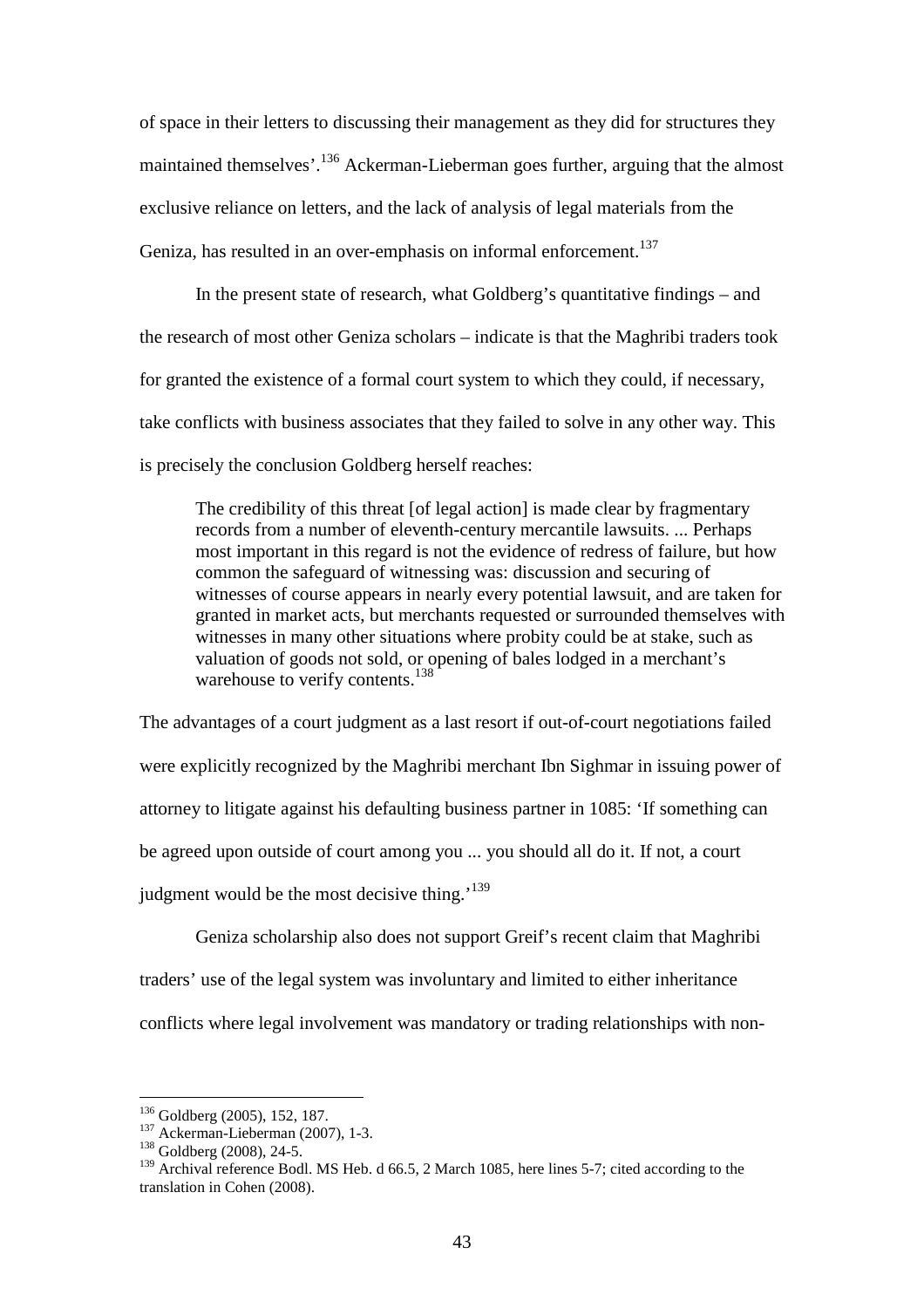of space in their letters to discussing their management as they did for structures they maintained themselves'.[136] Ackerman-Lieberman goes further, arguing that the almost exclusive reliance on letters, and the lack of analysis of legal materials from the Geniza, has resulted in an over-emphasis on informal enforcement.[137]

In the present state of research, what Goldberg's quantitative findings – and the research of most other Geniza scholars – indicate is that the Maghribi traders took for granted the existence of a formal court system to which they could, if necessary, take conflicts with business associates that they failed to solve in any other way. This is precisely the conclusion Goldberg herself reaches:

> The credibility of this threat [of legal action] is made clear by fragmentary records from a number of eleventh-century mercantile lawsuits. ... Perhaps most important in this regard is not the evidence of redress of failure, but how common the safeguard of witnessing was: discussion and securing of witnesses of course appears in nearly every potential lawsuit, and are taken for granted in market acts, but merchants requested or surrounded themselves with witnesses in many other situations where probity could be at stake, such as valuation of goods not sold, or opening of bales lodged in a merchant's warehouse to verify contents.[138]

The advantages of a court judgment as a last resort if out-of-court negotiations failed were explicitly recognized by the Maghribi merchant Ibn Sighmar in issuing power of attorney to litigate against his defaulting business partner in 1085: 'If something can be agreed upon outside of court among you ... you should all do it. If not, a court judgment would be the most decisive thing.'[139]

Geniza scholarship also does not support Greif's recent claim that Maghribi traders' use of the legal system was involuntary and limited to either inheritance conflicts where legal involvement was mandatory or trading relationships with non-

---

[136] Goldberg (2005), 152, 187.

[137] Ackerman-Lieberman (2007), 1-3.

[138] Goldberg (2008), 24-5.

[139] Archival reference Bodl. MS Heb. d 66.5, 2 March 1085, here lines 5-7; cited according to the translation in Cohen (2008).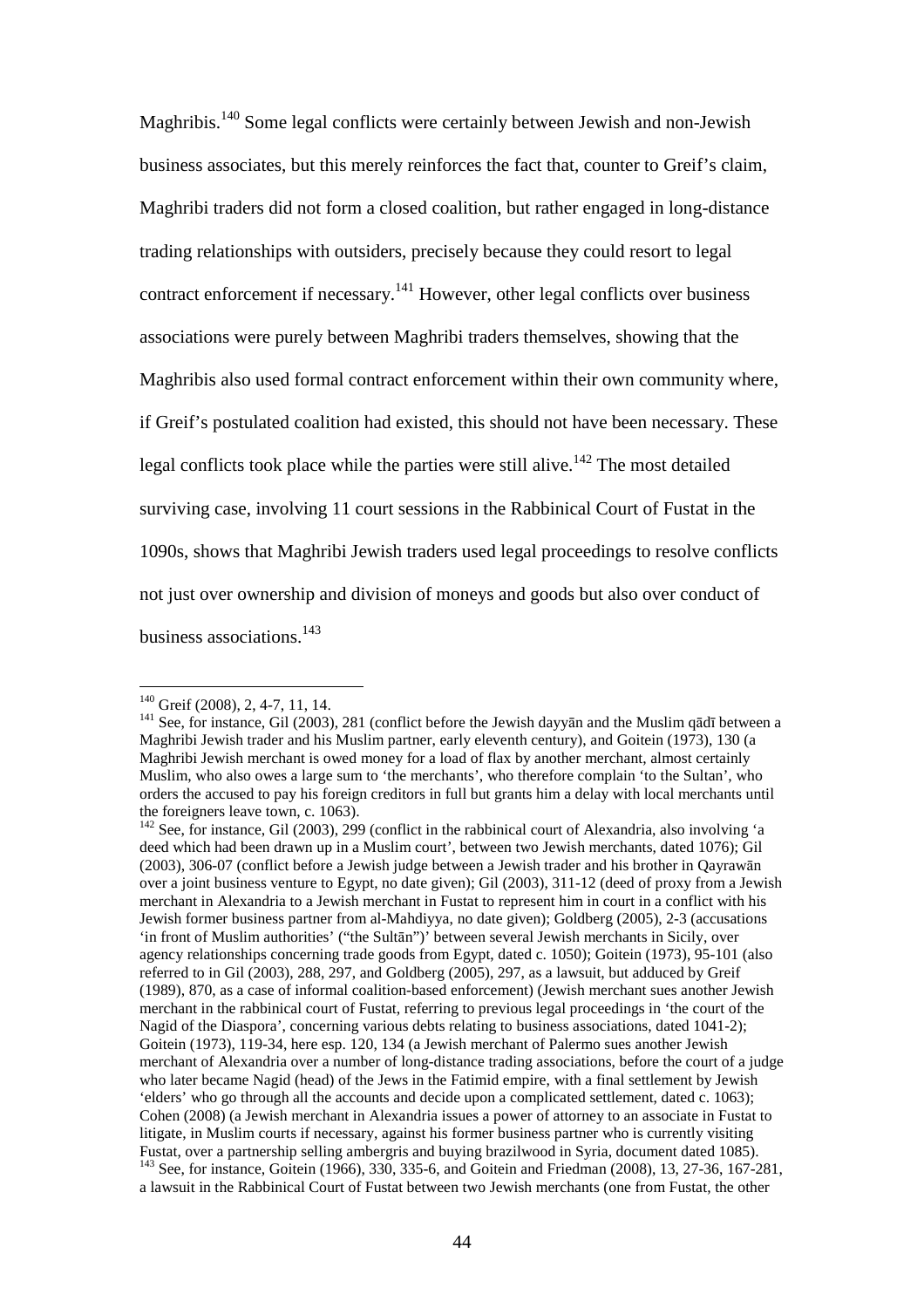Maghribis.[140] Some legal conflicts were certainly between Jewish and non-Jewish business associates, but this merely reinforces the fact that, counter to Greif's claim, Maghribi traders did not form a closed coalition, but rather engaged in long-distance trading relationships with outsiders, precisely because they could resort to legal contract enforcement if necessary.[141] However, other legal conflicts over business associations were purely between Maghribi traders themselves, showing that the Maghribis also used formal contract enforcement within their own community where, if Greif's postulated coalition had existed, this should not have been necessary. These legal conflicts took place while the parties were still alive.[142] The most detailed surviving case, involving 11 court sessions in the Rabbinical Court of Fustat in the 1090s, shows that Maghribi Jewish traders used legal proceedings to resolve conflicts not just over ownership and division of moneys and goods but also over conduct of business associations.[143]

---

[140] Greif (2008), 2, 4-7, 11, 14.

[141] See, for instance, Gil (2003), 281 (conflict before the Jewish dayyān and the Muslim qāḍī between a Maghribi Jewish trader and his Muslim partner, early eleventh century), and Goitein (1973), 130 (a Maghribi Jewish merchant is owed money for a load of flax by another merchant, almost certainly Muslim, who also owes a large sum to 'the merchants', who therefore complain 'to the Sultan', who orders the accused to pay his foreign creditors in full but grants him a delay with local merchants until the foreigners leave town, c. 1063).

[142] See, for instance, Gil (2003), 299 (conflict in the rabbinical court of Alexandria, also involving 'a deed which had been drawn up in a Muslim court', between two Jewish merchants, dated 1076); Gil (2003), 306-07 (conflict before a Jewish judge between a Jewish trader and his brother in Qayrawān over a joint business venture to Egypt, no date given); Gil (2003), 311-12 (deed of proxy from a Jewish merchant in Alexandria to a Jewish merchant in Fustat to represent him in court in a conflict with his Jewish former business partner from al-Mahdiyya, no date given); Goldberg (2005), 2-3 (accusations 'in front of Muslim authorities' ("the Sultān")' between several Jewish merchants in Sicily, over agency relationships concerning trade goods from Egypt, dated c. 1050); Goitein (1973), 95-101 (also referred to in Gil (2003), 288, 297, and Goldberg (2005), 297, as a lawsuit, but adduced by Greif (1989), 870, as a case of informal coalition-based enforcement) (Jewish merchant sues another Jewish merchant in the rabbinical court of Fustat, referring to previous legal proceedings in 'the court of the Nagid of the Diaspora', concerning various debts relating to business associations, dated 1041-2); Goitein (1973), 119-34, here esp. 120, 134 (a Jewish merchant of Palermo sues another Jewish merchant of Alexandria over a number of long-distance trading associations, before the court of a judge who later became Nagid (head) of the Jews in the Fatimid empire, with a final settlement by Jewish 'elders' who go through all the accounts and decide upon a complicated settlement, dated c. 1063); Cohen (2008) (a Jewish merchant in Alexandria issues a power of attorney to an associate in Fustat to litigate, in Muslim courts if necessary, against his former business partner who is currently visiting Fustat, over a partnership selling ambergris and buying brazilwood in Syria, document dated 1085).

[143] See, for instance, Goitein (1966), 330, 335-6, and Goitein and Friedman (2008), 13, 27-36, 167-281, a lawsuit in the Rabbinical Court of Fustat between two Jewish merchants (one from Fustat, the other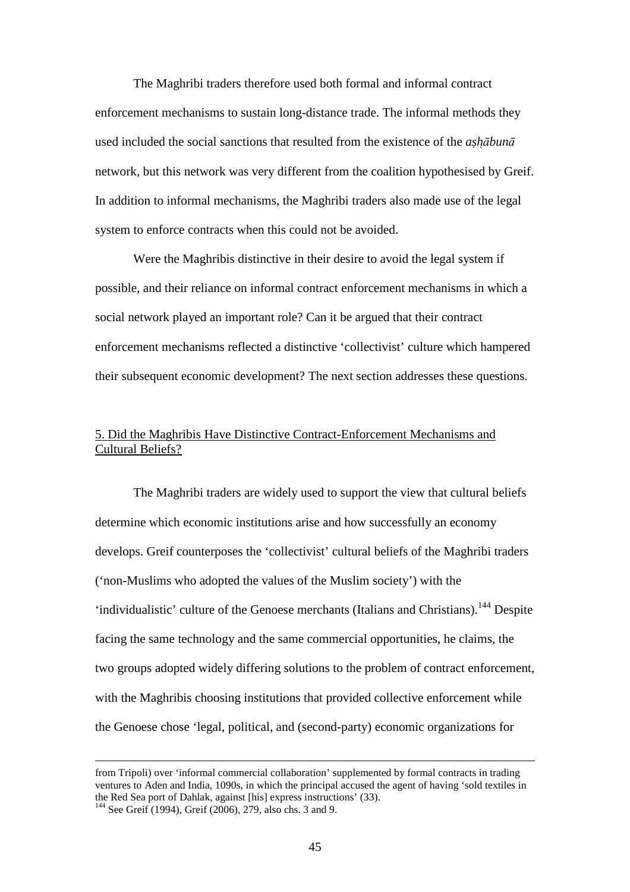The Maghribi traders therefore used both formal and informal contract enforcement mechanisms to sustain long-distance trade. The informal methods they used included the social sanctions that resulted from the existence of the *aṣḥābunā* network, but this network was very different from the coalition hypothesised by Greif. In addition to informal mechanisms, the Maghribi traders also made use of the legal system to enforce contracts when this could not be avoided.

Were the Maghribis distinctive in their desire to avoid the legal system if possible, and their reliance on informal contract enforcement mechanisms in which a social network played an important role? Can it be argued that their contract enforcement mechanisms reflected a distinctive 'collectivist' culture which hampered their subsequent economic development? The next section addresses these questions.

## 5. Did the Maghribis Have Distinctive Contract-Enforcement Mechanisms and Cultural Beliefs?

The Maghribi traders are widely used to support the view that cultural beliefs determine which economic institutions arise and how successfully an economy develops. Greif counterposes the 'collectivist' cultural beliefs of the Maghribi traders ('non-Muslims who adopted the values of the Muslim society') with the 'individualistic' culture of the Genoese merchants (Italians and Christians).[144] Despite facing the same technology and the same commercial opportunities, he claims, the two groups adopted widely differing solutions to the problem of contract enforcement, with the Maghribis choosing institutions that provided collective enforcement while the Genoese chose 'legal, political, and (second-party) economic organizations for

---

from Tripoli) over 'informal commercial collaboration' supplemented by formal contracts in trading ventures to Aden and India, 1090s, in which the principal accused the agent of having 'sold textiles in the Red Sea port of Dahlak, against [his] express instructions' (33).

[144] See Greif (1994), Greif (2006), 279, also chs. 3 and 9.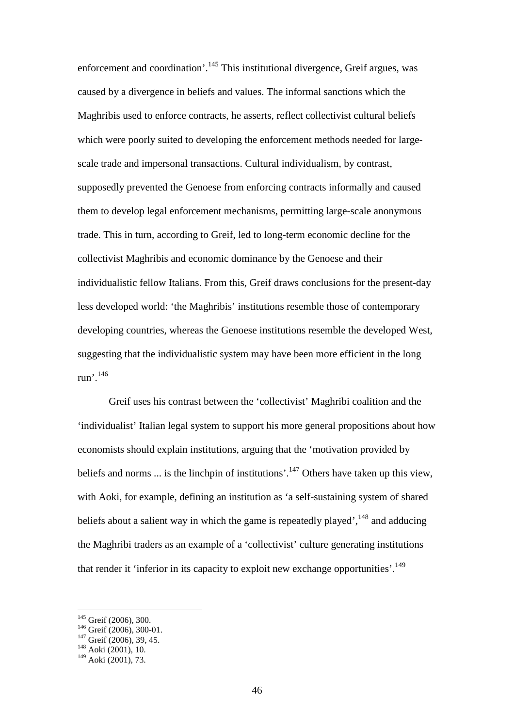enforcement and coordination'.[145] This institutional divergence, Greif argues, was caused by a divergence in beliefs and values. The informal sanctions which the Maghribis used to enforce contracts, he asserts, reflect collectivist cultural beliefs which were poorly suited to developing the enforcement methods needed for large-scale trade and impersonal transactions. Cultural individualism, by contrast, supposedly prevented the Genoese from enforcing contracts informally and caused them to develop legal enforcement mechanisms, permitting large-scale anonymous trade. This in turn, according to Greif, led to long-term economic decline for the collectivist Maghribis and economic dominance by the Genoese and their individualistic fellow Italians. From this, Greif draws conclusions for the present-day less developed world: 'the Maghribis' institutions resemble those of contemporary developing countries, whereas the Genoese institutions resemble the developed West, suggesting that the individualistic system may have been more efficient in the long run'.[146]

Greif uses his contrast between the 'collectivist' Maghribi coalition and the 'individualist' Italian legal system to support his more general propositions about how economists should explain institutions, arguing that the 'motivation provided by beliefs and norms ... is the linchpin of institutions'.[147] Others have taken up this view, with Aoki, for example, defining an institution as 'a self-sustaining system of shared beliefs about a salient way in which the game is repeatedly played',[148] and adducing the Maghribi traders as an example of a 'collectivist' culture generating institutions that render it 'inferior in its capacity to exploit new exchange opportunities'.[149]

---

[145] Greif (2006), 300.
[146] Greif (2006), 300-01.
[147] Greif (2006), 39, 45.
[148] Aoki (2001), 10.
[149] Aoki (2001), 73.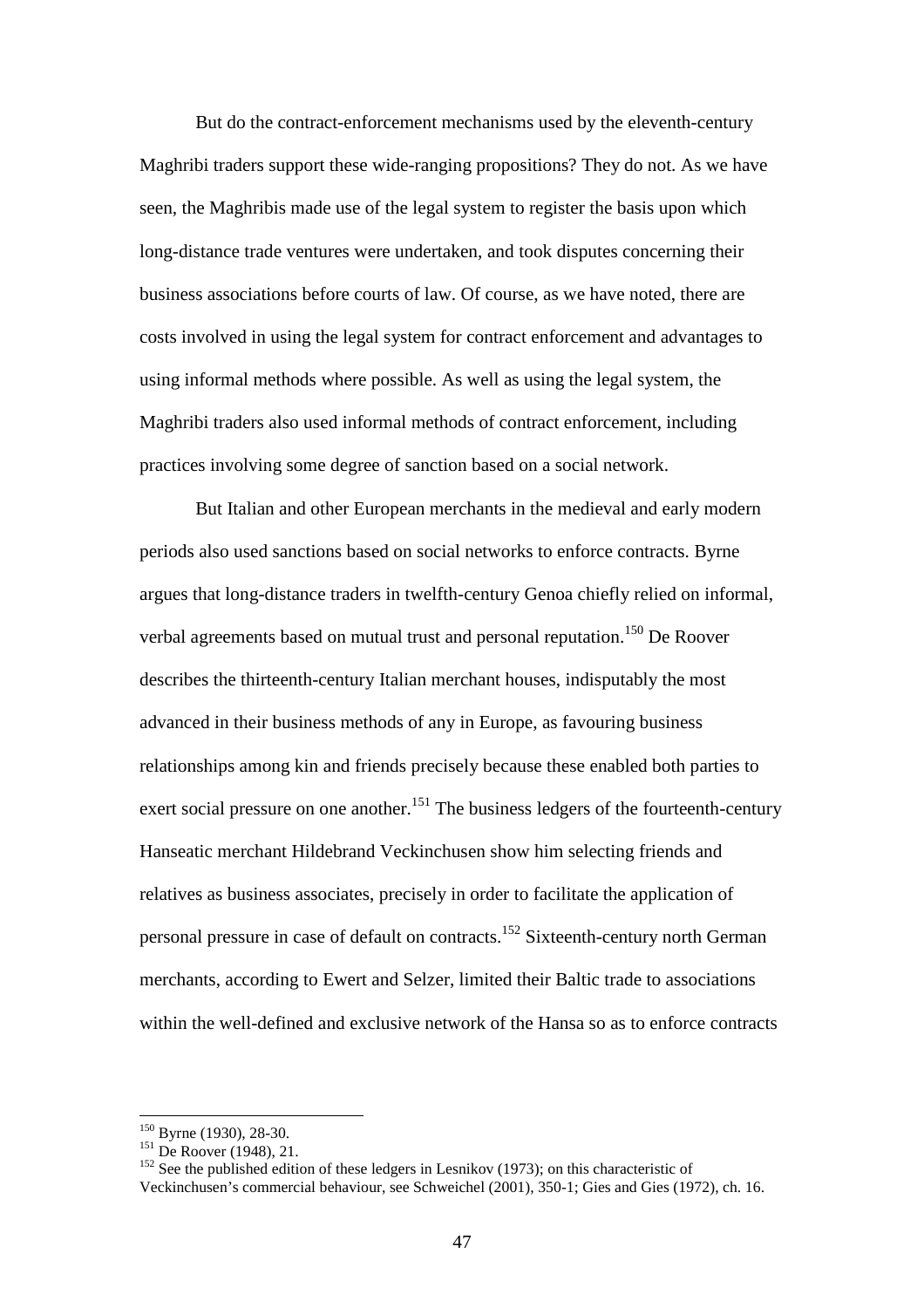But do the contract-enforcement mechanisms used by the eleventh-century Maghribi traders support these wide-ranging propositions? They do not. As we have seen, the Maghribis made use of the legal system to register the basis upon which long-distance trade ventures were undertaken, and took disputes concerning their business associations before courts of law. Of course, as we have noted, there are costs involved in using the legal system for contract enforcement and advantages to using informal methods where possible. As well as using the legal system, the Maghribi traders also used informal methods of contract enforcement, including practices involving some degree of sanction based on a social network.

But Italian and other European merchants in the medieval and early modern periods also used sanctions based on social networks to enforce contracts. Byrne argues that long-distance traders in twelfth-century Genoa chiefly relied on informal, verbal agreements based on mutual trust and personal reputation.[150] De Roover describes the thirteenth-century Italian merchant houses, indisputably the most advanced in their business methods of any in Europe, as favouring business relationships among kin and friends precisely because these enabled both parties to exert social pressure on one another.[151] The business ledgers of the fourteenth-century Hanseatic merchant Hildebrand Veckinchusen show him selecting friends and relatives as business associates, precisely in order to facilitate the application of personal pressure in case of default on contracts.[152] Sixteenth-century north German merchants, according to Ewert and Selzer, limited their Baltic trade to associations within the well-defined and exclusive network of the Hansa so as to enforce contracts

---

[150] Byrne (1930), 28-30.

[151] De Roover (1948), 21.

[152] See the published edition of these ledgers in Lesnikov (1973); on this characteristic of Veckinchusen's commercial behaviour, see Schweichel (2001), 350-1; Gies and Gies (1972), ch. 16.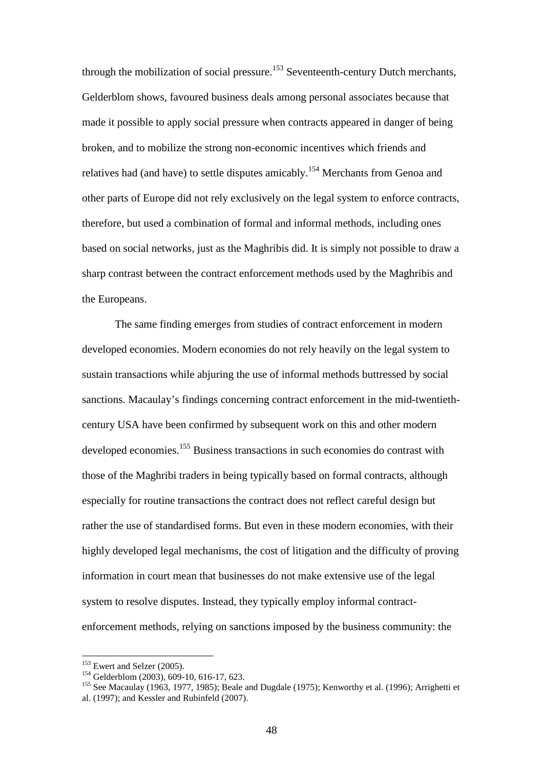through the mobilization of social pressure.[153] Seventeenth-century Dutch merchants, Gelderblom shows, favoured business deals among personal associates because that made it possible to apply social pressure when contracts appeared in danger of being broken, and to mobilize the strong non-economic incentives which friends and relatives had (and have) to settle disputes amicably.[154] Merchants from Genoa and other parts of Europe did not rely exclusively on the legal system to enforce contracts, therefore, but used a combination of formal and informal methods, including ones based on social networks, just as the Maghribis did. It is simply not possible to draw a sharp contrast between the contract enforcement methods used by the Maghribis and the Europeans.

The same finding emerges from studies of contract enforcement in modern developed economies. Modern economies do not rely heavily on the legal system to sustain transactions while abjuring the use of informal methods buttressed by social sanctions. Macaulay's findings concerning contract enforcement in the mid-twentieth-century USA have been confirmed by subsequent work on this and other modern developed economies.[155] Business transactions in such economies do contrast with those of the Maghribi traders in being typically based on formal contracts, although especially for routine transactions the contract does not reflect careful design but rather the use of standardised forms. But even in these modern economies, with their highly developed legal mechanisms, the cost of litigation and the difficulty of proving information in court mean that businesses do not make extensive use of the legal system to resolve disputes. Instead, they typically employ informal contract-enforcement methods, relying on sanctions imposed by the business community: the

---

[153] Ewert and Selzer (2005).

[154] Gelderblom (2003), 609-10, 616-17, 623.

[155] See Macaulay (1963, 1977, 1985); Beale and Dugdale (1975); Kenworthy et al. (1996); Arrighetti et al. (1997); and Kessler and Rubinfeld (2007).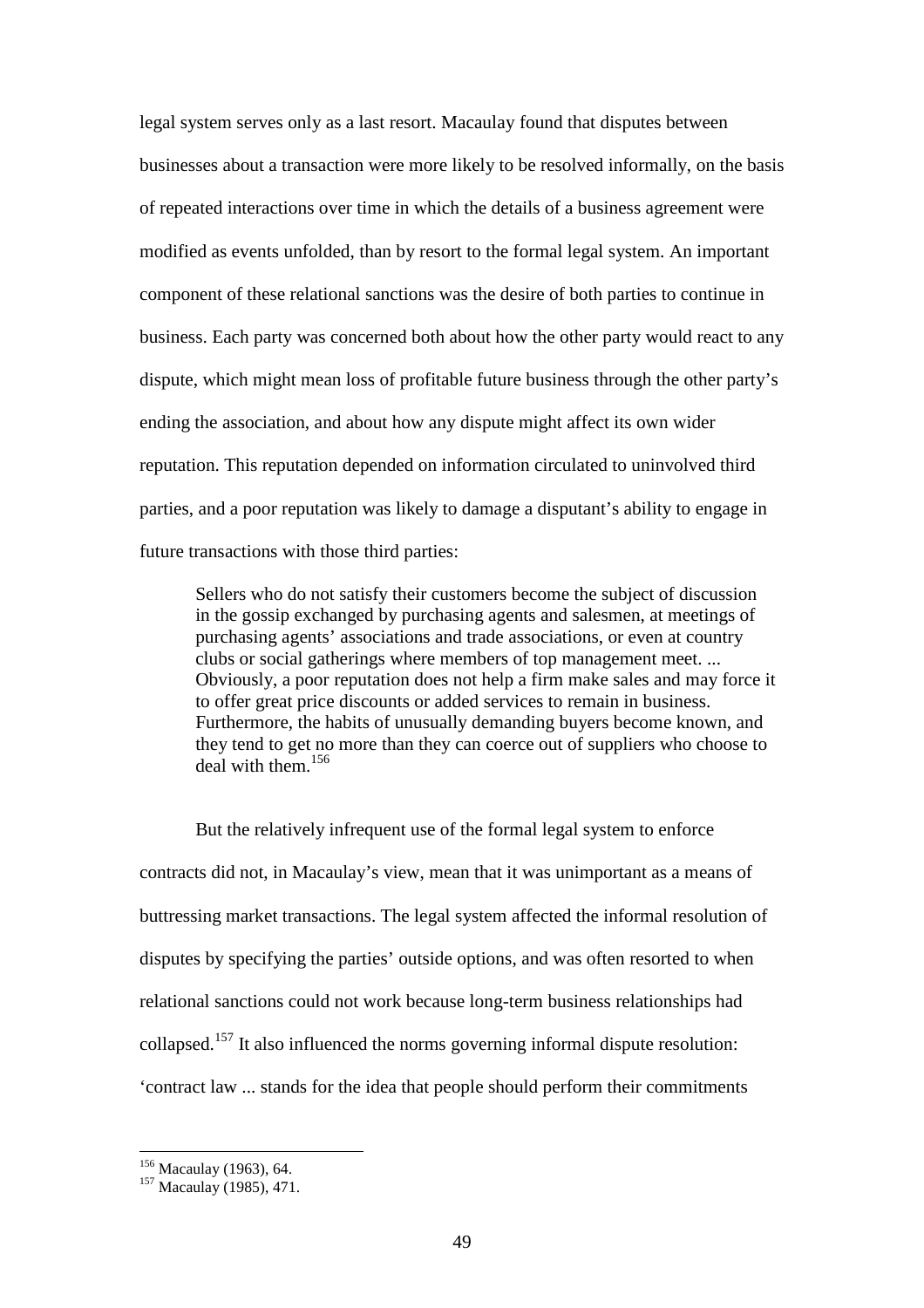legal system serves only as a last resort. Macaulay found that disputes between businesses about a transaction were more likely to be resolved informally, on the basis of repeated interactions over time in which the details of a business agreement were modified as events unfolded, than by resort to the formal legal system. An important component of these relational sanctions was the desire of both parties to continue in business. Each party was concerned both about how the other party would react to any dispute, which might mean loss of profitable future business through the other party's ending the association, and about how any dispute might affect its own wider reputation. This reputation depended on information circulated to uninvolved third parties, and a poor reputation was likely to damage a disputant's ability to engage in future transactions with those third parties:

> Sellers who do not satisfy their customers become the subject of discussion in the gossip exchanged by purchasing agents and salesmen, at meetings of purchasing agents' associations and trade associations, or even at country clubs or social gatherings where members of top management meet. ... Obviously, a poor reputation does not help a firm make sales and may force it to offer great price discounts or added services to remain in business. Furthermore, the habits of unusually demanding buyers become known, and they tend to get no more than they can coerce out of suppliers who choose to deal with them.[156]

But the relatively infrequent use of the formal legal system to enforce contracts did not, in Macaulay's view, mean that it was unimportant as a means of buttressing market transactions. The legal system affected the informal resolution of disputes by specifying the parties' outside options, and was often resorted to when relational sanctions could not work because long-term business relationships had collapsed.[157] It also influenced the norms governing informal dispute resolution: 'contract law ... stands for the idea that people should perform their commitments

---

[156] Macaulay (1963), 64.

[157] Macaulay (1985), 471.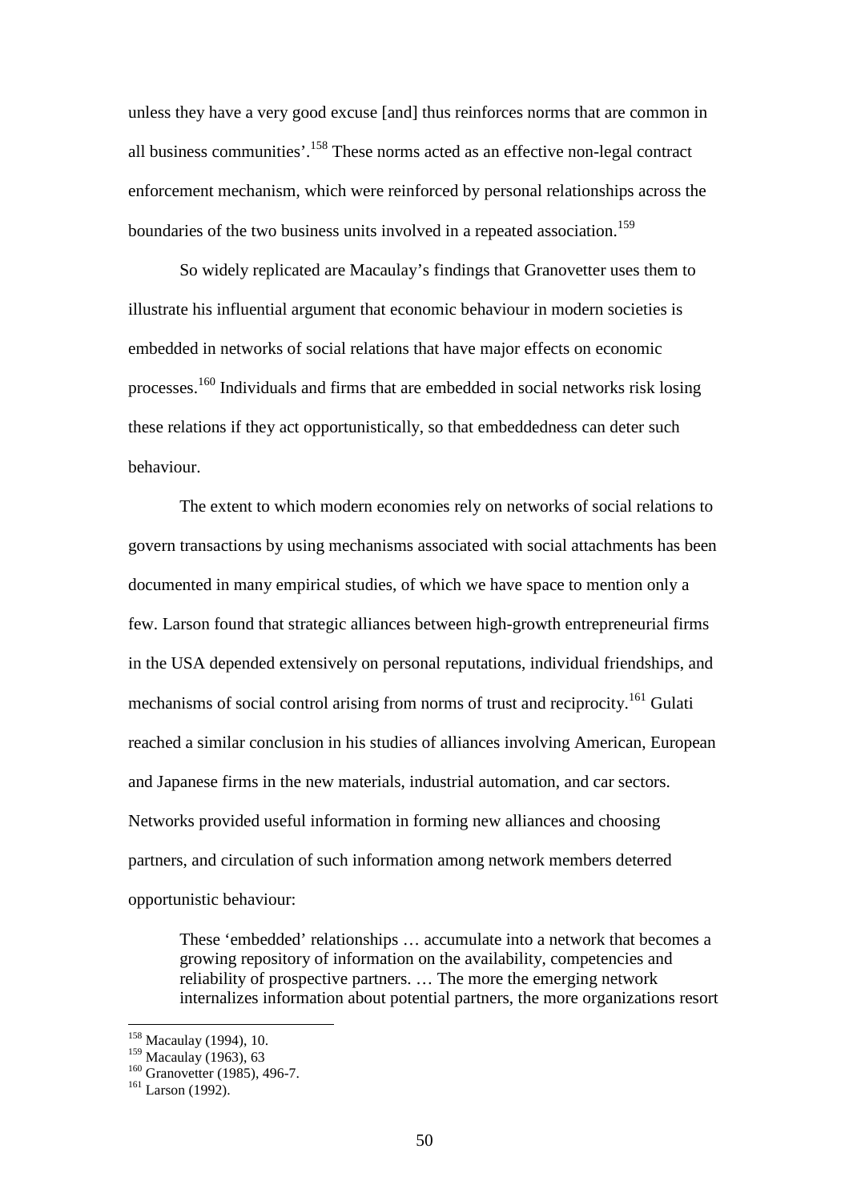unless they have a very good excuse [and] thus reinforces norms that are common in all business communities'.[158] These norms acted as an effective non-legal contract enforcement mechanism, which were reinforced by personal relationships across the boundaries of the two business units involved in a repeated association.[159]

So widely replicated are Macaulay's findings that Granovetter uses them to illustrate his influential argument that economic behaviour in modern societies is embedded in networks of social relations that have major effects on economic processes.[160] Individuals and firms that are embedded in social networks risk losing these relations if they act opportunistically, so that embeddedness can deter such behaviour.

The extent to which modern economies rely on networks of social relations to govern transactions by using mechanisms associated with social attachments has been documented in many empirical studies, of which we have space to mention only a few. Larson found that strategic alliances between high-growth entrepreneurial firms in the USA depended extensively on personal reputations, individual friendships, and mechanisms of social control arising from norms of trust and reciprocity.[161] Gulati reached a similar conclusion in his studies of alliances involving American, European and Japanese firms in the new materials, industrial automation, and car sectors. Networks provided useful information in forming new alliances and choosing partners, and circulation of such information among network members deterred opportunistic behaviour:

> These 'embedded' relationships … accumulate into a network that becomes a growing repository of information on the availability, competencies and reliability of prospective partners. … The more the emerging network internalizes information about potential partners, the more organizations resort

---

[158] Macaulay (1994), 10.

[159] Macaulay (1963), 63

[160] Granovetter (1985), 496-7.

[161] Larson (1992).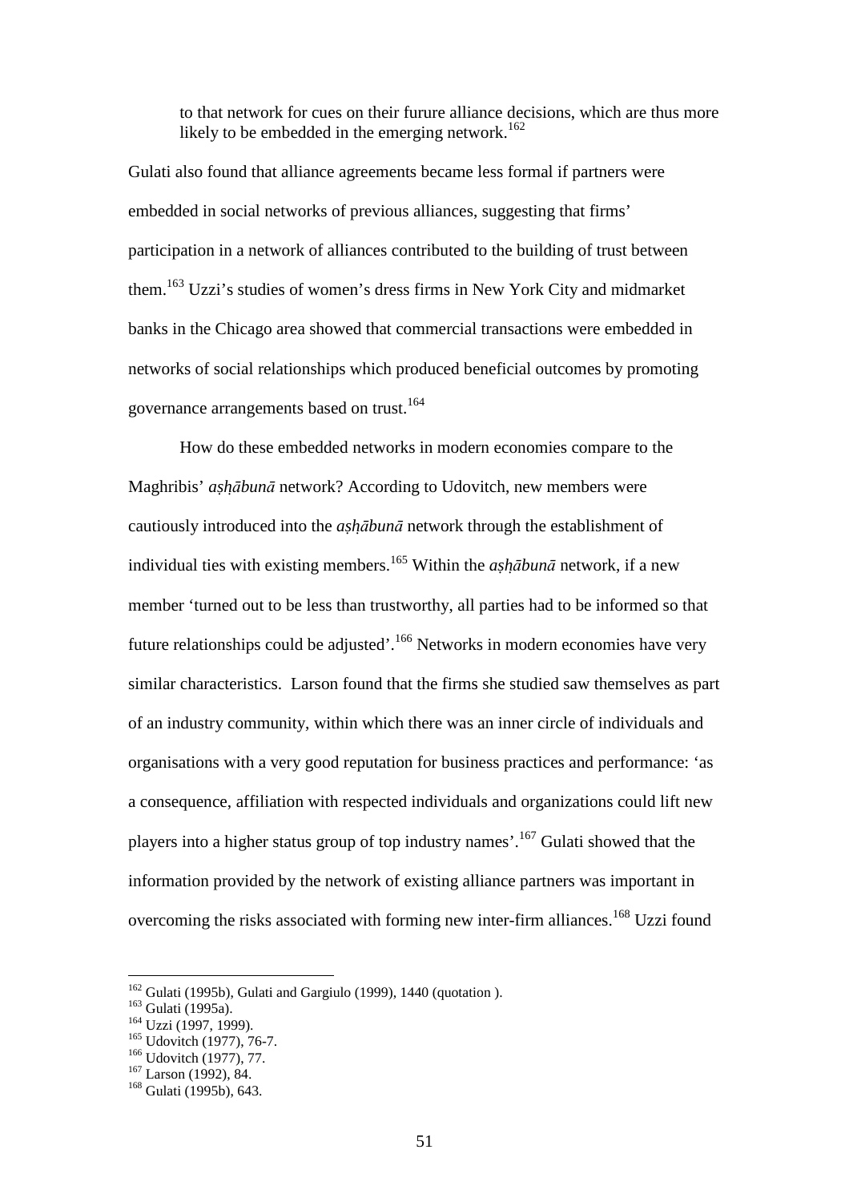> to that network for cues on their furure alliance decisions, which are thus more likely to be embedded in the emerging network.[162]

Gulati also found that alliance agreements became less formal if partners were embedded in social networks of previous alliances, suggesting that firms' participation in a network of alliances contributed to the building of trust between them.[163] Uzzi's studies of women's dress firms in New York City and midmarket banks in the Chicago area showed that commercial transactions were embedded in networks of social relationships which produced beneficial outcomes by promoting governance arrangements based on trust.[164]

How do these embedded networks in modern economies compare to the Maghribis' *aṣḥābunā* network? According to Udovitch, new members were cautiously introduced into the *aṣḥābunā* network through the establishment of individual ties with existing members.[165] Within the *aṣḥābunā* network, if a new member 'turned out to be less than trustworthy, all parties had to be informed so that future relationships could be adjusted'.[166] Networks in modern economies have very similar characteristics. Larson found that the firms she studied saw themselves as part of an industry community, within which there was an inner circle of individuals and organisations with a very good reputation for business practices and performance: 'as a consequence, affiliation with respected individuals and organizations could lift new players into a higher status group of top industry names'.[167] Gulati showed that the information provided by the network of existing alliance partners was important in overcoming the risks associated with forming new inter-firm alliances.[168] Uzzi found

---

[162] Gulati (1995b), Gulati and Gargiulo (1999), 1440 (quotation ).

[163] Gulati (1995a).

[164] Uzzi (1997, 1999).

[165] Udovitch (1977), 76-7.

[166] Udovitch (1977), 77.

[167] Larson (1992), 84.

[168] Gulati (1995b), 643.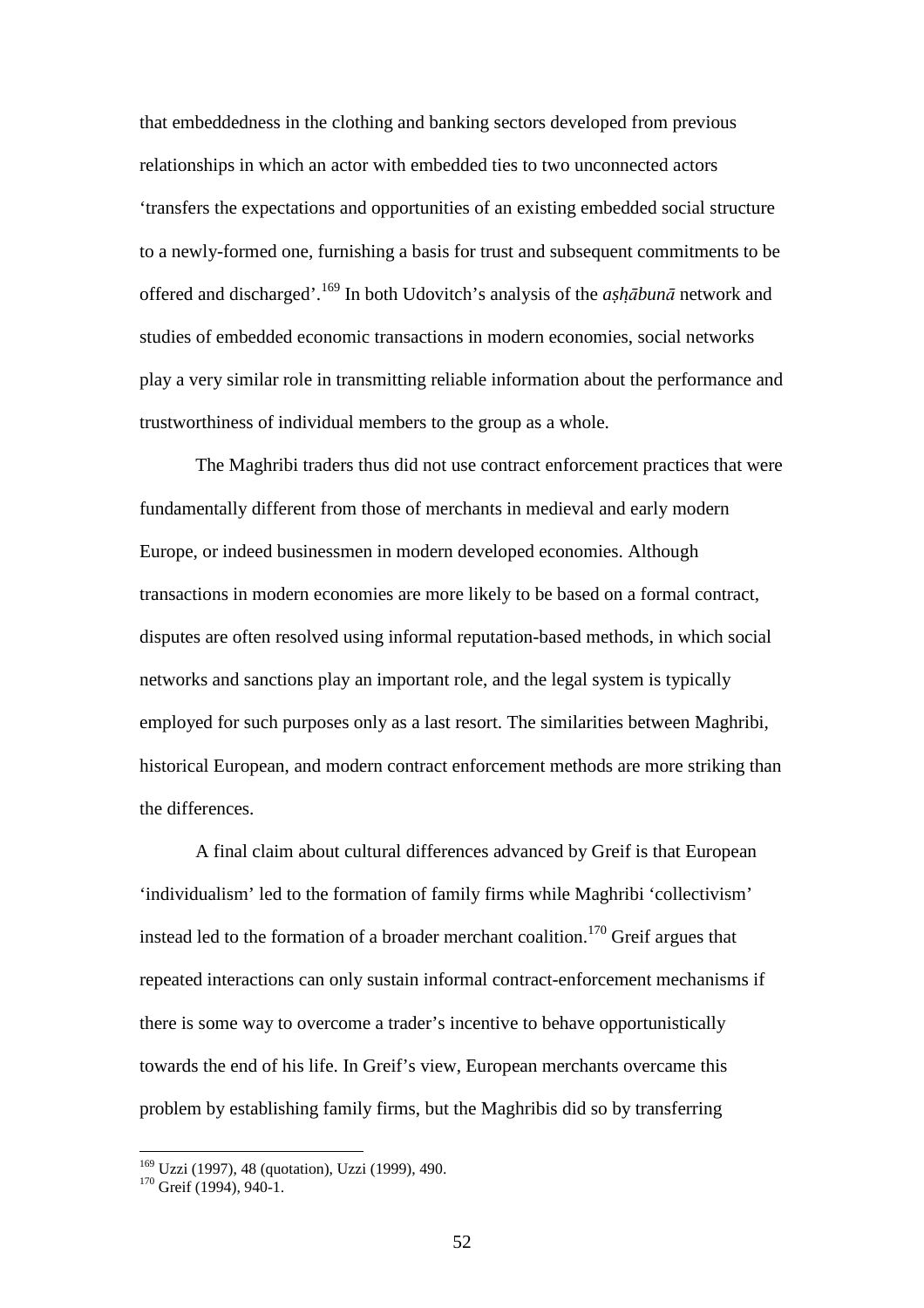that embeddedness in the clothing and banking sectors developed from previous relationships in which an actor with embedded ties to two unconnected actors 'transfers the expectations and opportunities of an existing embedded social structure to a newly-formed one, furnishing a basis for trust and subsequent commitments to be offered and discharged'.[169] In both Udovitch's analysis of the *aṣḥābunā* network and studies of embedded economic transactions in modern economies, social networks play a very similar role in transmitting reliable information about the performance and trustworthiness of individual members to the group as a whole.

The Maghribi traders thus did not use contract enforcement practices that were fundamentally different from those of merchants in medieval and early modern Europe, or indeed businessmen in modern developed economies. Although transactions in modern economies are more likely to be based on a formal contract, disputes are often resolved using informal reputation-based methods, in which social networks and sanctions play an important role, and the legal system is typically employed for such purposes only as a last resort. The similarities between Maghribi, historical European, and modern contract enforcement methods are more striking than the differences.

A final claim about cultural differences advanced by Greif is that European 'individualism' led to the formation of family firms while Maghribi 'collectivism' instead led to the formation of a broader merchant coalition.[170] Greif argues that repeated interactions can only sustain informal contract-enforcement mechanisms if there is some way to overcome a trader's incentive to behave opportunistically towards the end of his life. In Greif's view, European merchants overcame this problem by establishing family firms, but the Maghribis did so by transferring

[169] Uzzi (1997), 48 (quotation), Uzzi (1999), 490.

[170] Greif (1994), 940-1.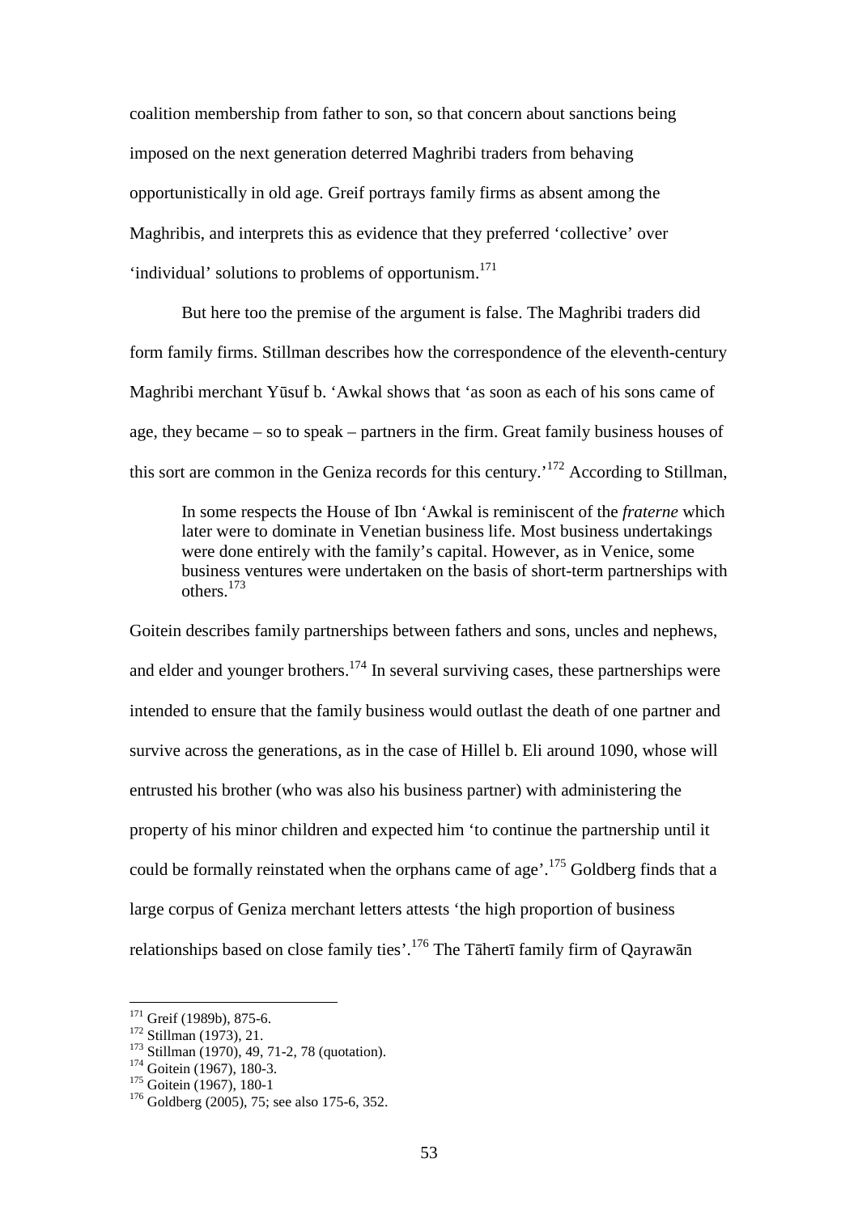coalition membership from father to son, so that concern about sanctions being imposed on the next generation deterred Maghribi traders from behaving opportunistically in old age. Greif portrays family firms as absent among the Maghribis, and interprets this as evidence that they preferred 'collective' over 'individual' solutions to problems of opportunism.[171]

But here too the premise of the argument is false. The Maghribi traders did form family firms. Stillman describes how the correspondence of the eleventh-century Maghribi merchant Yūsuf b. 'Awkal shows that 'as soon as each of his sons came of age, they became – so to speak – partners in the firm. Great family business houses of this sort are common in the Geniza records for this century.'[172] According to Stillman,

> In some respects the House of Ibn 'Awkal is reminiscent of the *fraterne* which later were to dominate in Venetian business life. Most business undertakings were done entirely with the family's capital. However, as in Venice, some business ventures were undertaken on the basis of short-term partnerships with others.[173]

Goitein describes family partnerships between fathers and sons, uncles and nephews, and elder and younger brothers.[174] In several surviving cases, these partnerships were intended to ensure that the family business would outlast the death of one partner and survive across the generations, as in the case of Hillel b. Eli around 1090, whose will entrusted his brother (who was also his business partner) with administering the property of his minor children and expected him 'to continue the partnership until it could be formally reinstated when the orphans came of age'.[175] Goldberg finds that a large corpus of Geniza merchant letters attests 'the high proportion of business relationships based on close family ties'.[176] The Tāhertī family firm of Qayrawān

---

[171] Greif (1989b), 875-6.
[172] Stillman (1973), 21.
[173] Stillman (1970), 49, 71-2, 78 (quotation).
[174] Goitein (1967), 180-3.
[175] Goitein (1967), 180-1
[176] Goldberg (2005), 75; see also 175-6, 352.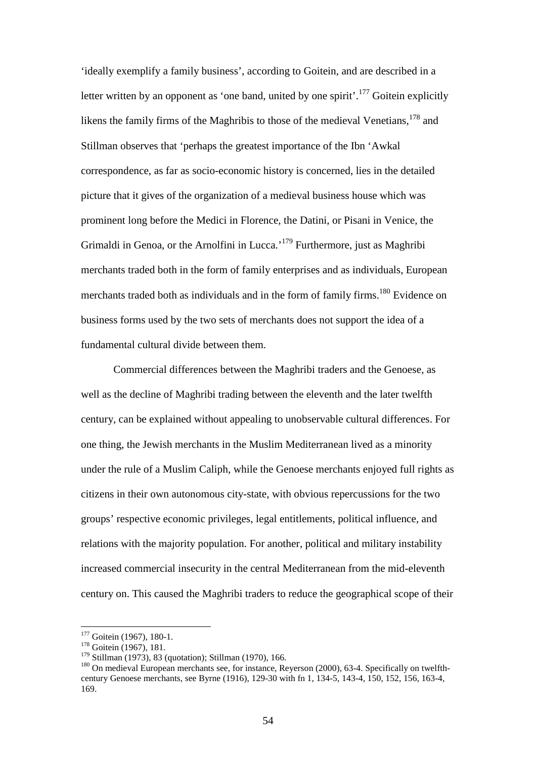'ideally exemplify a family business', according to Goitein, and are described in a letter written by an opponent as 'one band, united by one spirit'.[177] Goitein explicitly likens the family firms of the Maghribis to those of the medieval Venetians,[178] and Stillman observes that 'perhaps the greatest importance of the Ibn 'Awkal correspondence, as far as socio-economic history is concerned, lies in the detailed picture that it gives of the organization of a medieval business house which was prominent long before the Medici in Florence, the Datini, or Pisani in Venice, the Grimaldi in Genoa, or the Arnolfini in Lucca.'[179] Furthermore, just as Maghribi merchants traded both in the form of family enterprises and as individuals, European merchants traded both as individuals and in the form of family firms.[180] Evidence on business forms used by the two sets of merchants does not support the idea of a fundamental cultural divide between them.

Commercial differences between the Maghribi traders and the Genoese, as well as the decline of Maghribi trading between the eleventh and the later twelfth century, can be explained without appealing to unobservable cultural differences. For one thing, the Jewish merchants in the Muslim Mediterranean lived as a minority under the rule of a Muslim Caliph, while the Genoese merchants enjoyed full rights as citizens in their own autonomous city-state, with obvious repercussions for the two groups' respective economic privileges, legal entitlements, political influence, and relations with the majority population. For another, political and military instability increased commercial insecurity in the central Mediterranean from the mid-eleventh century on. This caused the Maghribi traders to reduce the geographical scope of their

---

[177] Goitein (1967), 180-1.

[178] Goitein (1967), 181.

[179] Stillman (1973), 83 (quotation); Stillman (1970), 166.

[180] On medieval European merchants see, for instance, Reyerson (2000), 63-4. Specifically on twelfth-century Genoese merchants, see Byrne (1916), 129-30 with fn 1, 134-5, 143-4, 150, 152, 156, 163-4, 169.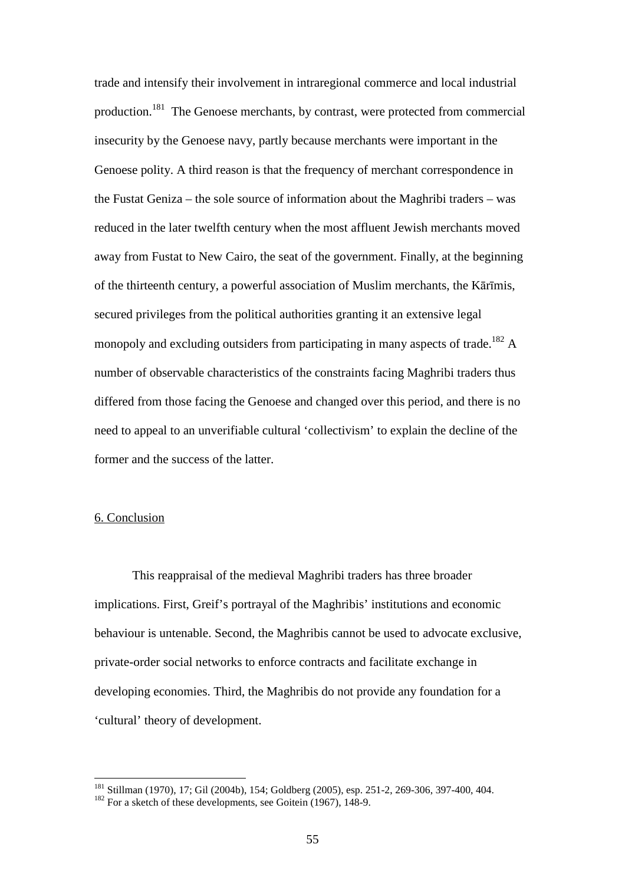trade and intensify their involvement in intraregional commerce and local industrial production.[181] The Genoese merchants, by contrast, were protected from commercial insecurity by the Genoese navy, partly because merchants were important in the Genoese polity. A third reason is that the frequency of merchant correspondence in the Fustat Geniza – the sole source of information about the Maghribi traders – was reduced in the later twelfth century when the most affluent Jewish merchants moved away from Fustat to New Cairo, the seat of the government. Finally, at the beginning of the thirteenth century, a powerful association of Muslim merchants, the Kārīmis, secured privileges from the political authorities granting it an extensive legal monopoly and excluding outsiders from participating in many aspects of trade.[182] A number of observable characteristics of the constraints facing Maghribi traders thus differed from those facing the Genoese and changed over this period, and there is no need to appeal to an unverifiable cultural 'collectivism' to explain the decline of the former and the success of the latter.

## 6. Conclusion

This reappraisal of the medieval Maghribi traders has three broader implications. First, Greif's portrayal of the Maghribis' institutions and economic behaviour is untenable. Second, the Maghribis cannot be used to advocate exclusive, private-order social networks to enforce contracts and facilitate exchange in developing economies. Third, the Maghribis do not provide any foundation for a 'cultural' theory of development.

---

[181] Stillman (1970), 17; Gil (2004b), 154; Goldberg (2005), esp. 251-2, 269-306, 397-400, 404.

[182] For a sketch of these developments, see Goitein (1967), 148-9.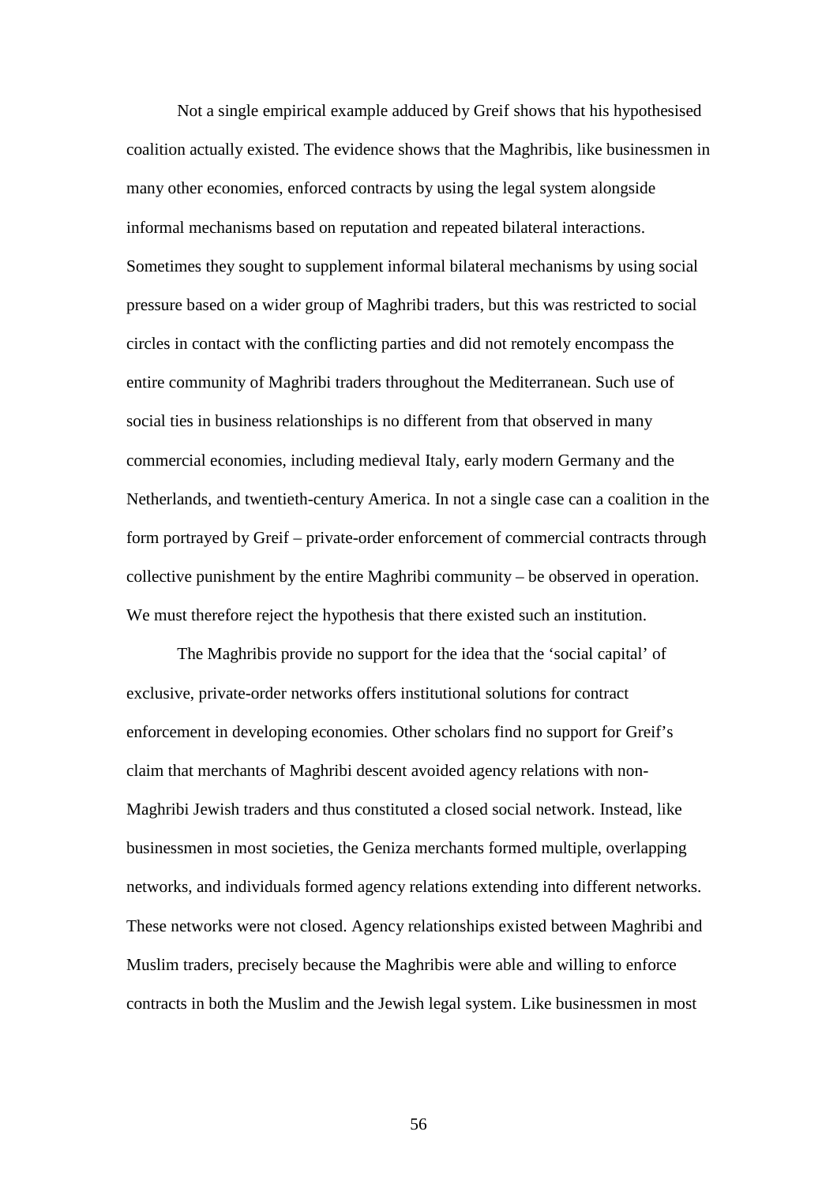Not a single empirical example adduced by Greif shows that his hypothesised coalition actually existed. The evidence shows that the Maghribis, like businessmen in many other economies, enforced contracts by using the legal system alongside informal mechanisms based on reputation and repeated bilateral interactions. Sometimes they sought to supplement informal bilateral mechanisms by using social pressure based on a wider group of Maghribi traders, but this was restricted to social circles in contact with the conflicting parties and did not remotely encompass the entire community of Maghribi traders throughout the Mediterranean. Such use of social ties in business relationships is no different from that observed in many commercial economies, including medieval Italy, early modern Germany and the Netherlands, and twentieth-century America. In not a single case can a coalition in the form portrayed by Greif – private-order enforcement of commercial contracts through collective punishment by the entire Maghribi community – be observed in operation. We must therefore reject the hypothesis that there existed such an institution.

The Maghribis provide no support for the idea that the 'social capital' of exclusive, private-order networks offers institutional solutions for contract enforcement in developing economies. Other scholars find no support for Greif's claim that merchants of Maghribi descent avoided agency relations with non-Maghribi Jewish traders and thus constituted a closed social network. Instead, like businessmen in most societies, the Geniza merchants formed multiple, overlapping networks, and individuals formed agency relations extending into different networks. These networks were not closed. Agency relationships existed between Maghribi and Muslim traders, precisely because the Maghribis were able and willing to enforce contracts in both the Muslim and the Jewish legal system. Like businessmen in most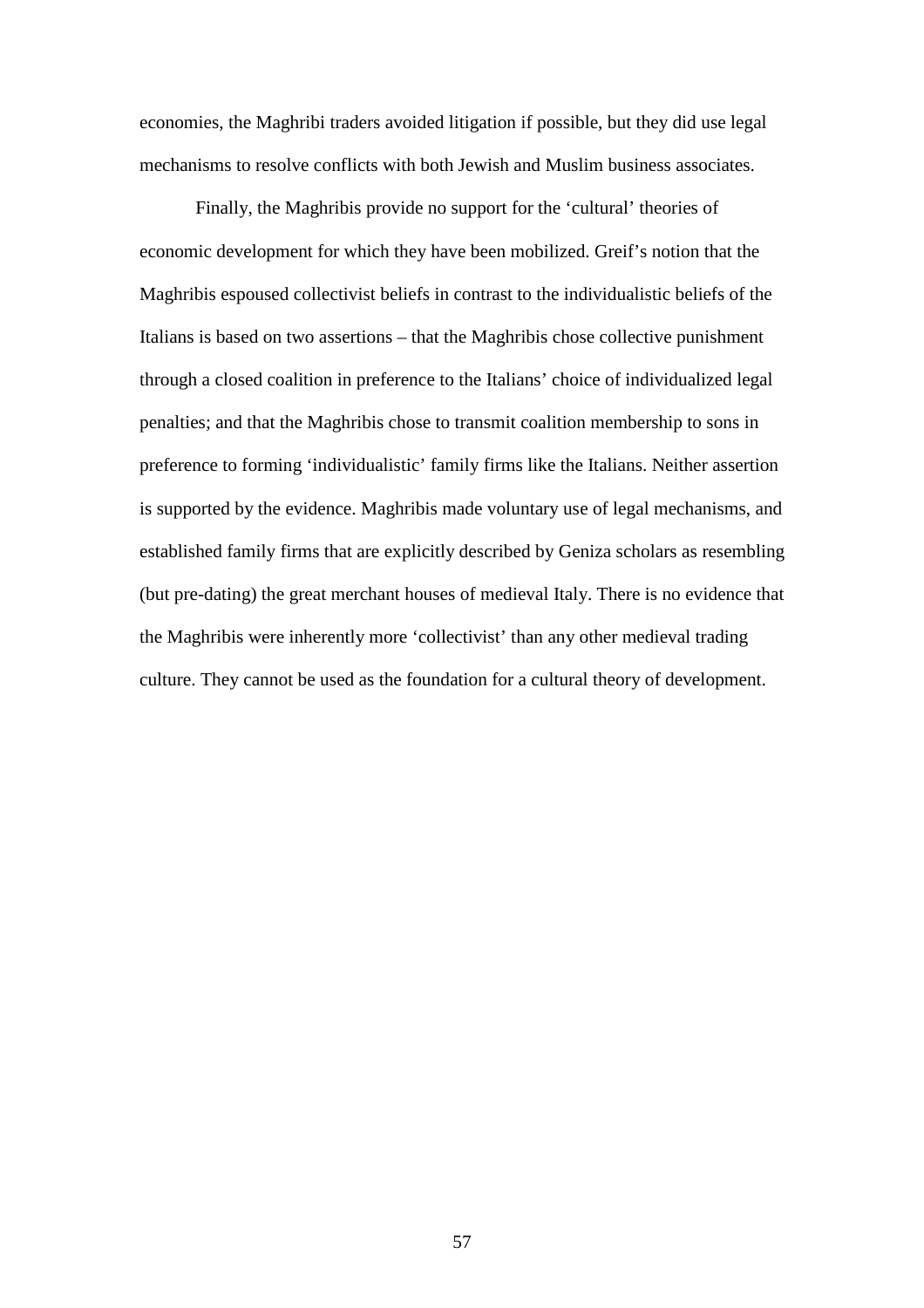economies, the Maghribi traders avoided litigation if possible, but they did use legal mechanisms to resolve conflicts with both Jewish and Muslim business associates.

Finally, the Maghribis provide no support for the 'cultural' theories of economic development for which they have been mobilized. Greif's notion that the Maghribis espoused collectivist beliefs in contrast to the individualistic beliefs of the Italians is based on two assertions – that the Maghribis chose collective punishment through a closed coalition in preference to the Italians' choice of individualized legal penalties; and that the Maghribis chose to transmit coalition membership to sons in preference to forming 'individualistic' family firms like the Italians. Neither assertion is supported by the evidence. Maghribis made voluntary use of legal mechanisms, and established family firms that are explicitly described by Geniza scholars as resembling (but pre-dating) the great merchant houses of medieval Italy. There is no evidence that the Maghribis were inherently more 'collectivist' than any other medieval trading culture. They cannot be used as the foundation for a cultural theory of development.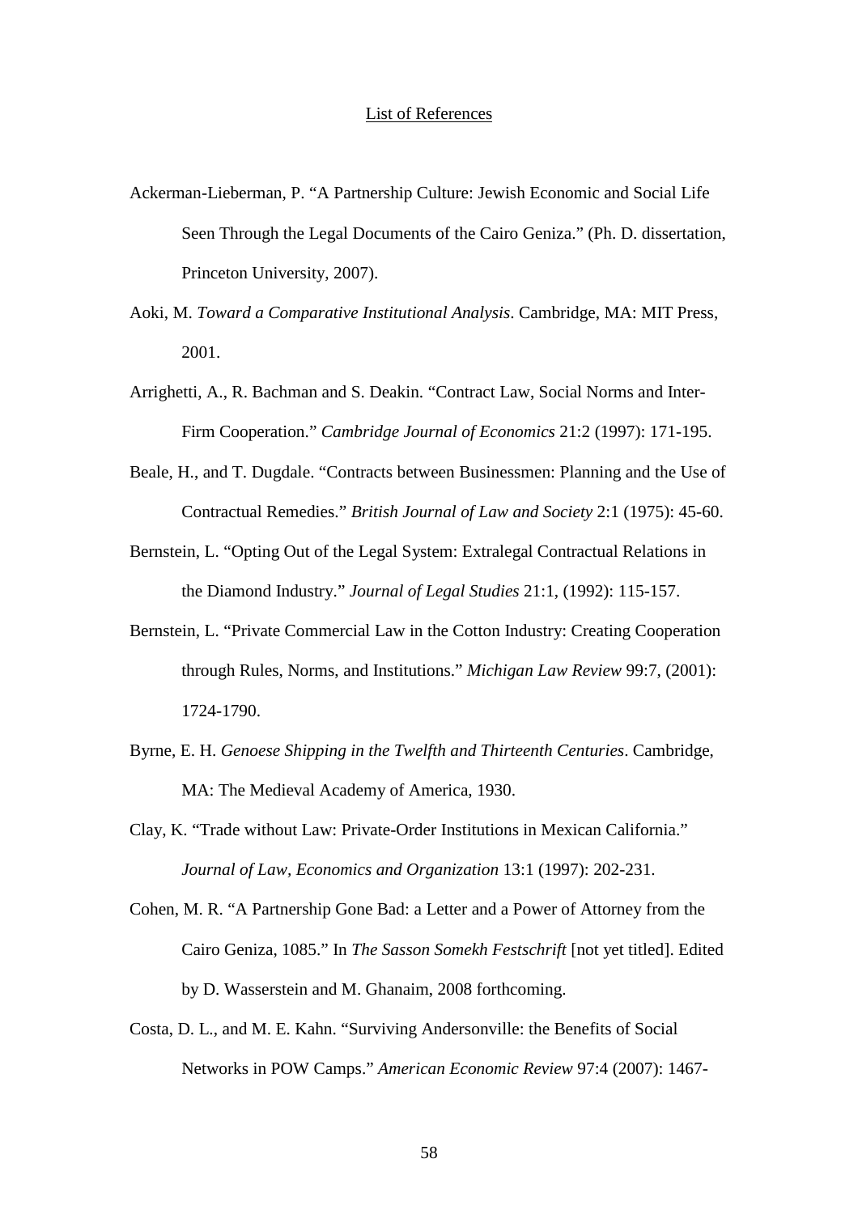# List of References

Ackerman-Lieberman, P. "A Partnership Culture: Jewish Economic and Social Life Seen Through the Legal Documents of the Cairo Geniza." (Ph. D. dissertation, Princeton University, 2007).

Aoki, M. *Toward a Comparative Institutional Analysis*. Cambridge, MA: MIT Press, 2001.

Arrighetti, A., R. Bachman and S. Deakin. "Contract Law, Social Norms and Inter-Firm Cooperation." *Cambridge Journal of Economics* 21:2 (1997): 171-195.

Beale, H., and T. Dugdale. "Contracts between Businessmen: Planning and the Use of Contractual Remedies." *British Journal of Law and Society* 2:1 (1975): 45-60.

Bernstein, L. "Opting Out of the Legal System: Extralegal Contractual Relations in the Diamond Industry." *Journal of Legal Studies* 21:1, (1992): 115-157.

Bernstein, L. "Private Commercial Law in the Cotton Industry: Creating Cooperation through Rules, Norms, and Institutions." *Michigan Law Review* 99:7, (2001): 1724-1790.

Byrne, E. H. *Genoese Shipping in the Twelfth and Thirteenth Centuries*. Cambridge, MA: The Medieval Academy of America, 1930.

Clay, K. "Trade without Law: Private-Order Institutions in Mexican California." *Journal of Law, Economics and Organization* 13:1 (1997): 202-231.

Cohen, M. R. "A Partnership Gone Bad: a Letter and a Power of Attorney from the Cairo Geniza, 1085." In *The Sasson Somekh Festschrift* [not yet titled]. Edited by D. Wasserstein and M. Ghanaim, 2008 forthcoming.

Costa, D. L., and M. E. Kahn. "Surviving Andersonville: the Benefits of Social Networks in POW Camps." *American Economic Review* 97:4 (2007): 1467-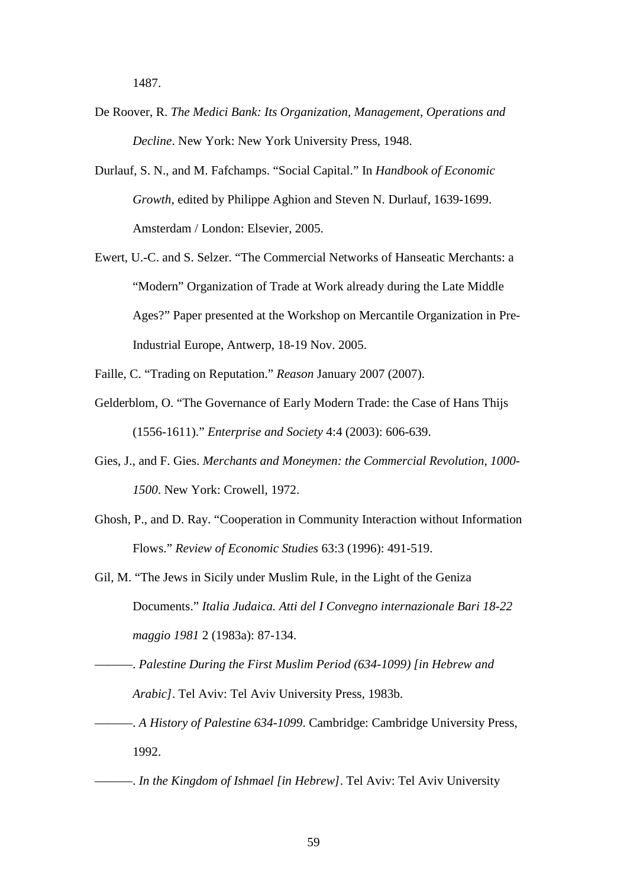1487.

De Roover, R. *The Medici Bank: Its Organization, Management, Operations and Decline*. New York: New York University Press, 1948.

Durlauf, S. N., and M. Fafchamps. "Social Capital." In *Handbook of Economic Growth*, edited by Philippe Aghion and Steven N. Durlauf, 1639-1699. Amsterdam / London: Elsevier, 2005.

Ewert, U.-C. and S. Selzer. "The Commercial Networks of Hanseatic Merchants: a "Modern" Organization of Trade at Work already during the Late Middle Ages?" Paper presented at the Workshop on Mercantile Organization in Pre-Industrial Europe, Antwerp, 18-19 Nov. 2005.

Faille, C. "Trading on Reputation." *Reason* January 2007 (2007).

Gelderblom, O. "The Governance of Early Modern Trade: the Case of Hans Thijs (1556-1611)." *Enterprise and Society* 4:4 (2003): 606-639.

Gies, J., and F. Gies. *Merchants and Moneymen: the Commercial Revolution, 1000-1500*. New York: Crowell, 1972.

Ghosh, P., and D. Ray. "Cooperation in Community Interaction without Information Flows." *Review of Economic Studies* 63:3 (1996): 491-519.

Gil, M. "The Jews in Sicily under Muslim Rule, in the Light of the Geniza Documents." *Italia Judaica. Atti del I Convegno internazionale Bari 18-22 maggio 1981* 2 (1983a): 87-134.

———. *Palestine During the First Muslim Period (634-1099) [in Hebrew and Arabic]*. Tel Aviv: Tel Aviv University Press, 1983b.

———. *A History of Palestine 634-1099*. Cambridge: Cambridge University Press, 1992.

———. *In the Kingdom of Ishmael [in Hebrew]*. Tel Aviv: Tel Aviv University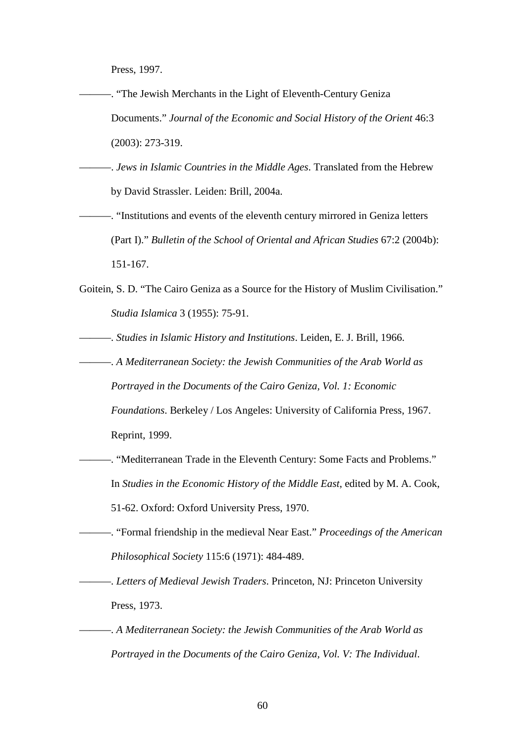Press, 1997.

———. "The Jewish Merchants in the Light of Eleventh-Century Geniza Documents." *Journal of the Economic and Social History of the Orient* 46:3 (2003): 273-319.

———. *Jews in Islamic Countries in the Middle Ages*. Translated from the Hebrew by David Strassler. Leiden: Brill, 2004a.

———. "Institutions and events of the eleventh century mirrored in Geniza letters (Part I)." *Bulletin of the School of Oriental and African Studies* 67:2 (2004b): 151-167.

Goitein, S. D. "The Cairo Geniza as a Source for the History of Muslim Civilisation." *Studia Islamica* 3 (1955): 75-91.

———. *Studies in Islamic History and Institutions*. Leiden, E. J. Brill, 1966.

———. *A Mediterranean Society: the Jewish Communities of the Arab World as Portrayed in the Documents of the Cairo Geniza, Vol. 1: Economic Foundations*. Berkeley / Los Angeles: University of California Press, 1967. Reprint, 1999.

———. "Mediterranean Trade in the Eleventh Century: Some Facts and Problems." In *Studies in the Economic History of the Middle East*, edited by M. A. Cook, 51-62. Oxford: Oxford University Press, 1970.

———. "Formal friendship in the medieval Near East." *Proceedings of the American Philosophical Society* 115:6 (1971): 484-489.

———. *Letters of Medieval Jewish Traders*. Princeton, NJ: Princeton University Press, 1973.

———. *A Mediterranean Society: the Jewish Communities of the Arab World as Portrayed in the Documents of the Cairo Geniza, Vol. V: The Individual*.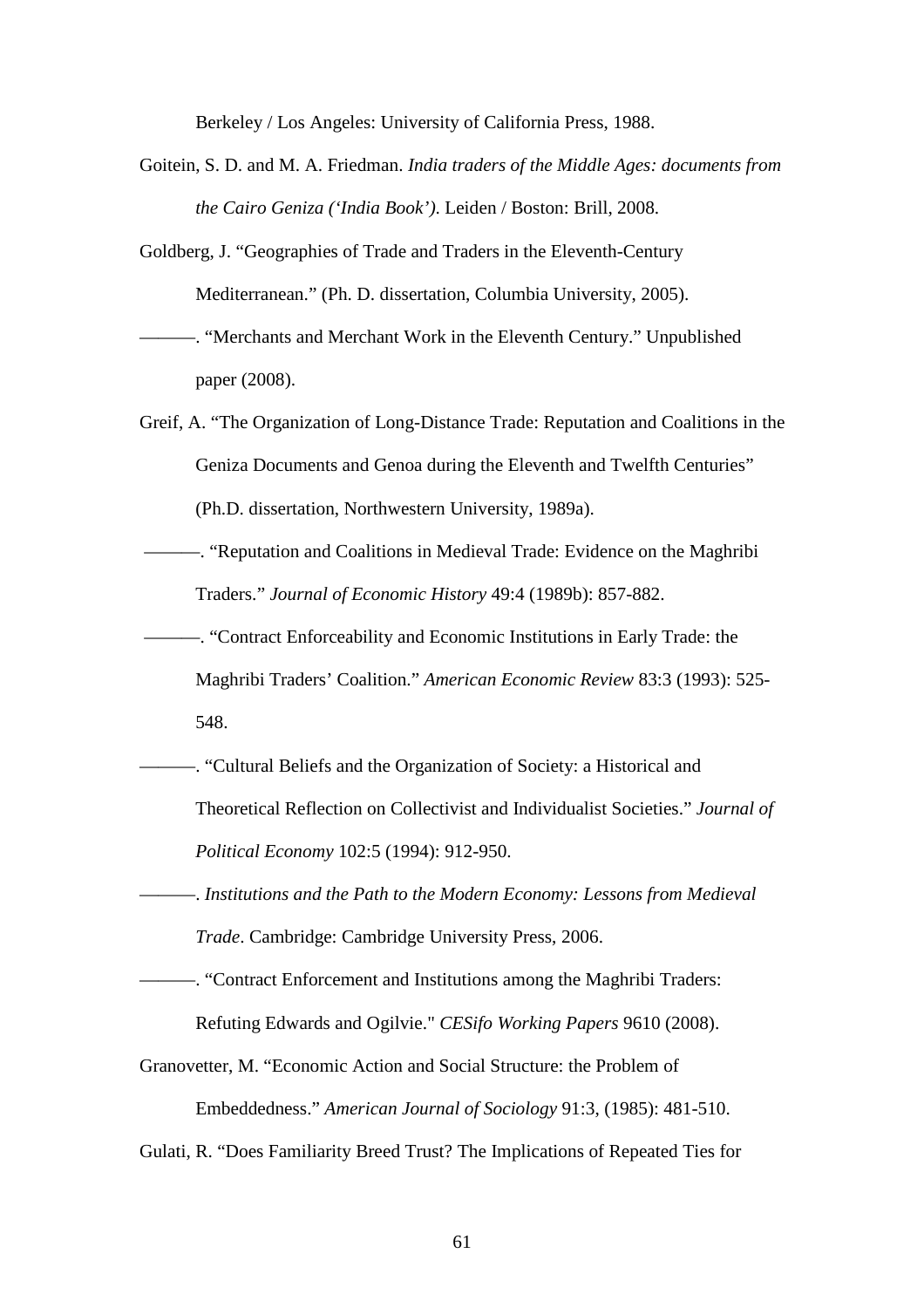Berkeley / Los Angeles: University of California Press, 1988.

Goitein, S. D. and M. A. Friedman. *India traders of the Middle Ages: documents from the Cairo Geniza ('India Book')*. Leiden / Boston: Brill, 2008.

Goldberg, J. "Geographies of Trade and Traders in the Eleventh-Century Mediterranean." (Ph. D. dissertation, Columbia University, 2005).

———. "Merchants and Merchant Work in the Eleventh Century." Unpublished paper (2008).

Greif, A. "The Organization of Long-Distance Trade: Reputation and Coalitions in the Geniza Documents and Genoa during the Eleventh and Twelfth Centuries" (Ph.D. dissertation, Northwestern University, 1989a).

———. "Reputation and Coalitions in Medieval Trade: Evidence on the Maghribi Traders." *Journal of Economic History* 49:4 (1989b): 857-882.

———. "Contract Enforceability and Economic Institutions in Early Trade: the Maghribi Traders' Coalition." *American Economic Review* 83:3 (1993): 525-548.

———. "Cultural Beliefs and the Organization of Society: a Historical and Theoretical Reflection on Collectivist and Individualist Societies." *Journal of Political Economy* 102:5 (1994): 912-950.

———. *Institutions and the Path to the Modern Economy: Lessons from Medieval Trade*. Cambridge: Cambridge University Press, 2006.

———. "Contract Enforcement and Institutions among the Maghribi Traders: Refuting Edwards and Ogilvie." *CESifo Working Papers* 9610 (2008).

Granovetter, M. "Economic Action and Social Structure: the Problem of Embeddedness." *American Journal of Sociology* 91:3, (1985): 481-510.

Gulati, R. "Does Familiarity Breed Trust? The Implications of Repeated Ties for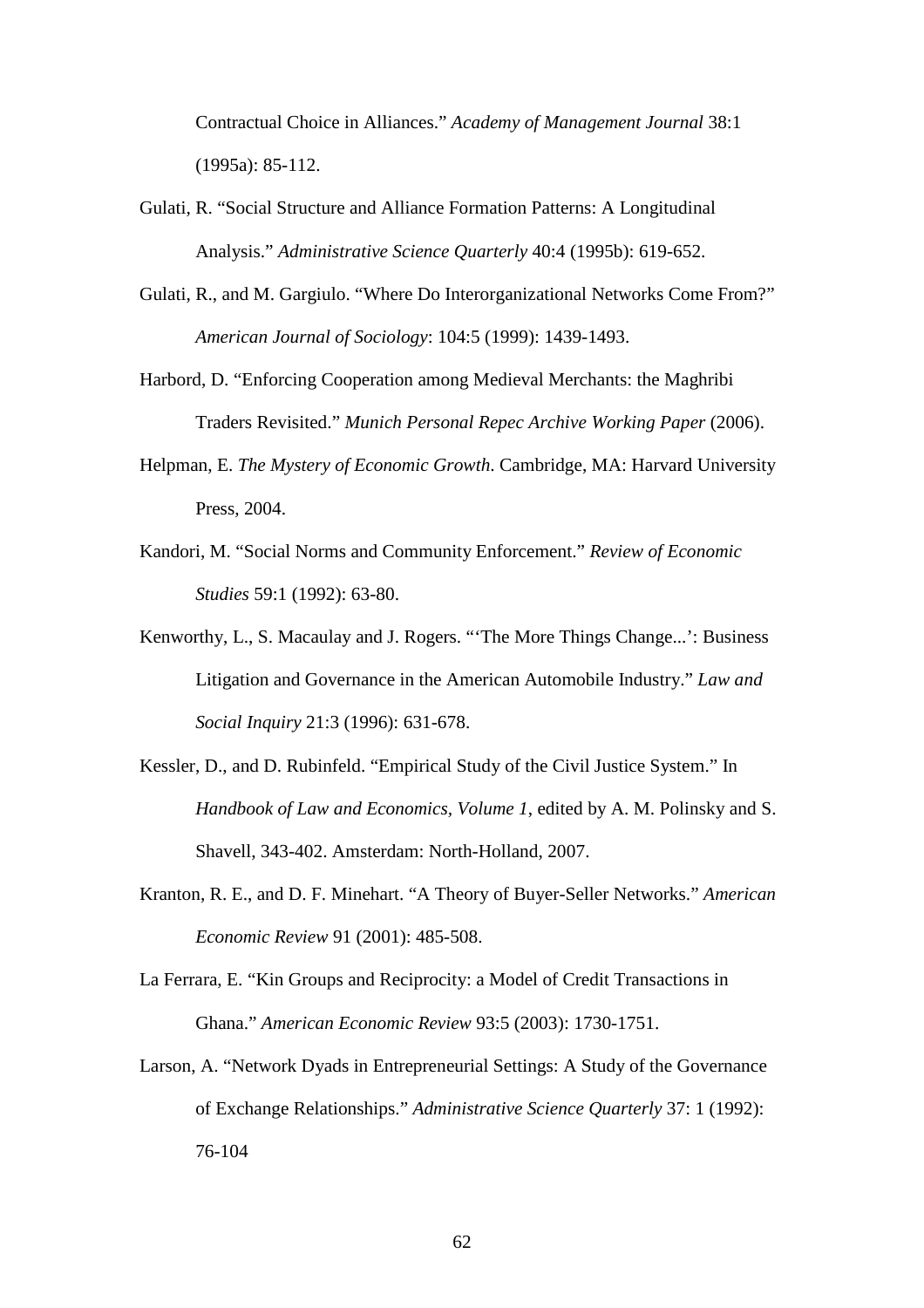Contractual Choice in Alliances." *Academy of Management Journal* 38:1 (1995a): 85-112.

Gulati, R. "Social Structure and Alliance Formation Patterns: A Longitudinal Analysis." *Administrative Science Quarterly* 40:4 (1995b): 619-652.

Gulati, R., and M. Gargiulo. "Where Do Interorganizational Networks Come From?" *American Journal of Sociology*: 104:5 (1999): 1439-1493.

Harbord, D. "Enforcing Cooperation among Medieval Merchants: the Maghribi Traders Revisited." *Munich Personal Repec Archive Working Paper* (2006).

Helpman, E. *The Mystery of Economic Growth*. Cambridge, MA: Harvard University Press, 2004.

Kandori, M. "Social Norms and Community Enforcement." *Review of Economic Studies* 59:1 (1992): 63-80.

Kenworthy, L., S. Macaulay and J. Rogers. "'The More Things Change...': Business Litigation and Governance in the American Automobile Industry." *Law and Social Inquiry* 21:3 (1996): 631-678.

Kessler, D., and D. Rubinfeld. "Empirical Study of the Civil Justice System." In *Handbook of Law and Economics, Volume 1*, edited by A. M. Polinsky and S. Shavell, 343-402. Amsterdam: North-Holland, 2007.

Kranton, R. E., and D. F. Minehart. "A Theory of Buyer-Seller Networks." *American Economic Review* 91 (2001): 485-508.

La Ferrara, E. "Kin Groups and Reciprocity: a Model of Credit Transactions in Ghana." *American Economic Review* 93:5 (2003): 1730-1751.

Larson, A. "Network Dyads in Entrepreneurial Settings: A Study of the Governance of Exchange Relationships." *Administrative Science Quarterly* 37: 1 (1992): 76-104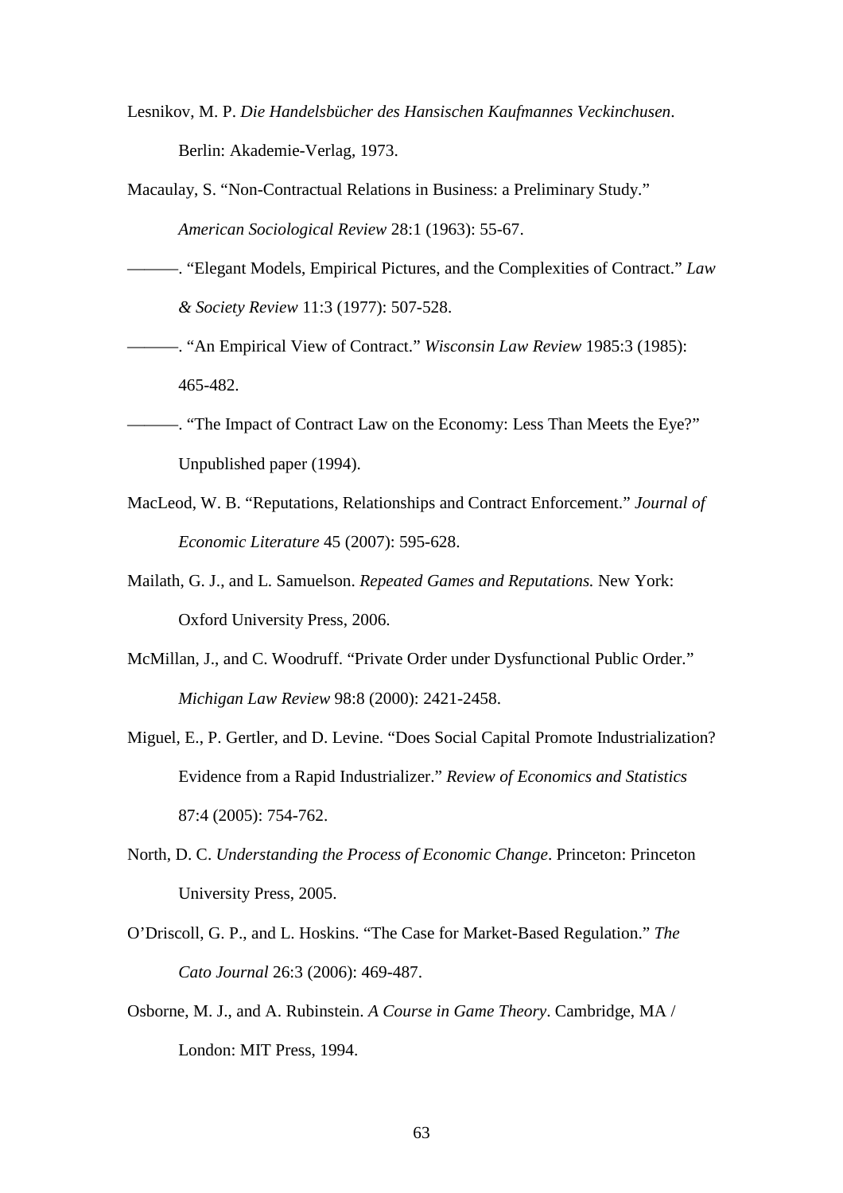Lesnikov, M. P. *Die Handelsbücher des Hansischen Kaufmannes Veckinchusen*. Berlin: Akademie-Verlag, 1973.

Macaulay, S. "Non-Contractual Relations in Business: a Preliminary Study." *American Sociological Review* 28:1 (1963): 55-67.

———. "Elegant Models, Empirical Pictures, and the Complexities of Contract." *Law & Society Review* 11:3 (1977): 507-528.

———. "An Empirical View of Contract." *Wisconsin Law Review* 1985:3 (1985): 465-482.

———. "The Impact of Contract Law on the Economy: Less Than Meets the Eye?" Unpublished paper (1994).

MacLeod, W. B. "Reputations, Relationships and Contract Enforcement." *Journal of Economic Literature* 45 (2007): 595-628.

Mailath, G. J., and L. Samuelson. *Repeated Games and Reputations.* New York: Oxford University Press, 2006.

McMillan, J., and C. Woodruff. "Private Order under Dysfunctional Public Order." *Michigan Law Review* 98:8 (2000): 2421-2458.

Miguel, E., P. Gertler, and D. Levine. "Does Social Capital Promote Industrialization? Evidence from a Rapid Industrializer." *Review of Economics and Statistics* 87:4 (2005): 754-762.

North, D. C. *Understanding the Process of Economic Change*. Princeton: Princeton University Press, 2005.

O'Driscoll, G. P., and L. Hoskins. "The Case for Market-Based Regulation." *The Cato Journal* 26:3 (2006): 469-487.

Osborne, M. J., and A. Rubinstein. *A Course in Game Theory*. Cambridge, MA / London: MIT Press, 1994.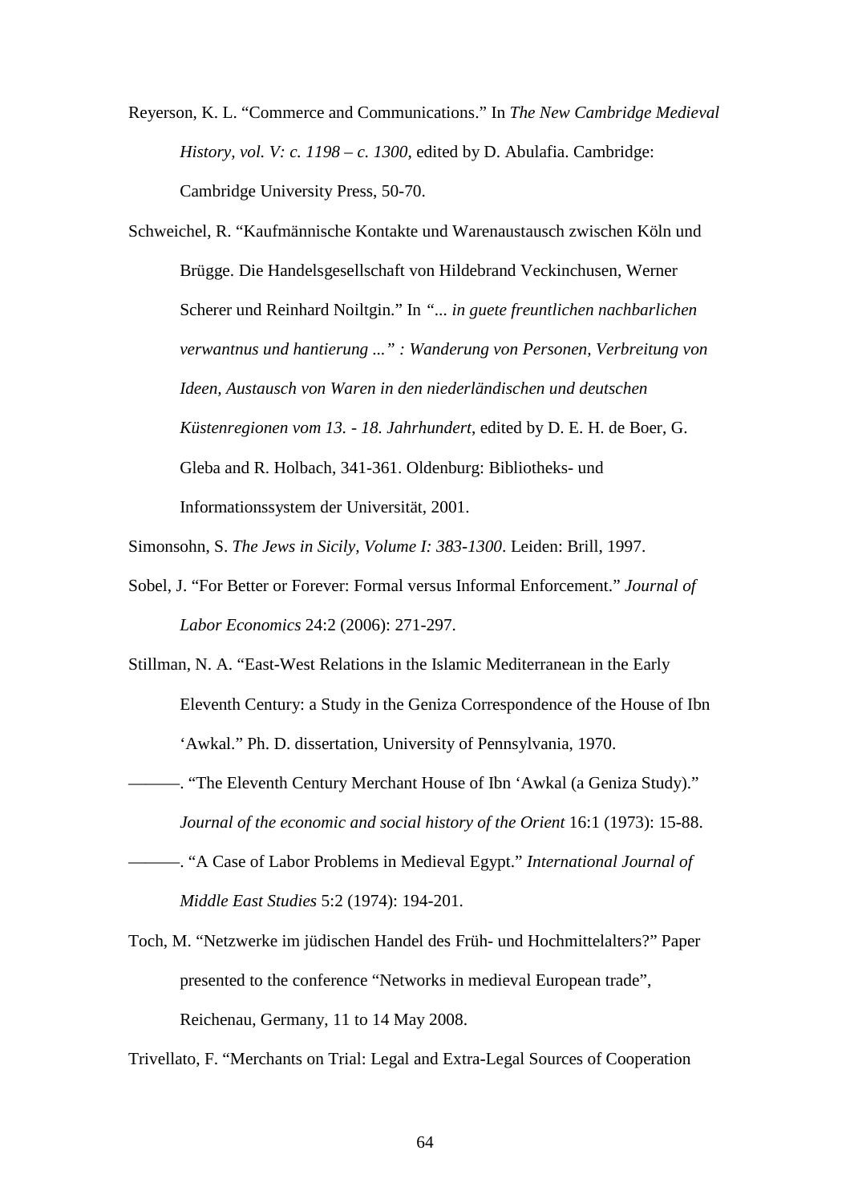Reyerson, K. L. "Commerce and Communications." In *The New Cambridge Medieval History, vol. V: c. 1198 – c. 1300*, edited by D. Abulafia. Cambridge: Cambridge University Press, 50-70.

Schweichel, R. "Kaufmännische Kontakte und Warenaustausch zwischen Köln und Brügge. Die Handelsgesellschaft von Hildebrand Veckinchusen, Werner Scherer und Reinhard Noiltgin." In *"... in guete freuntlichen nachbarlichen verwantnus und hantierung ..." : Wanderung von Personen, Verbreitung von Ideen, Austausch von Waren in den niederländischen und deutschen Küstenregionen vom 13. - 18. Jahrhundert*, edited by D. E. H. de Boer, G. Gleba and R. Holbach, 341-361. Oldenburg: Bibliotheks- und Informationssystem der Universität, 2001.

Simonsohn, S. *The Jews in Sicily, Volume I: 383-1300*. Leiden: Brill, 1997.

Sobel, J. "For Better or Forever: Formal versus Informal Enforcement." *Journal of Labor Economics* 24:2 (2006): 271-297.

Stillman, N. A. "East-West Relations in the Islamic Mediterranean in the Early Eleventh Century: a Study in the Geniza Correspondence of the House of Ibn 'Awkal." Ph. D. dissertation, University of Pennsylvania, 1970.

———. "The Eleventh Century Merchant House of Ibn 'Awkal (a Geniza Study)." *Journal of the economic and social history of the Orient* 16:1 (1973): 15-88.

———. "A Case of Labor Problems in Medieval Egypt." *International Journal of Middle East Studies* 5:2 (1974): 194-201.

Toch, M. "Netzwerke im jüdischen Handel des Früh- und Hochmittelalters?" Paper presented to the conference "Networks in medieval European trade", Reichenau, Germany, 11 to 14 May 2008.

Trivellato, F. "Merchants on Trial: Legal and Extra-Legal Sources of Cooperation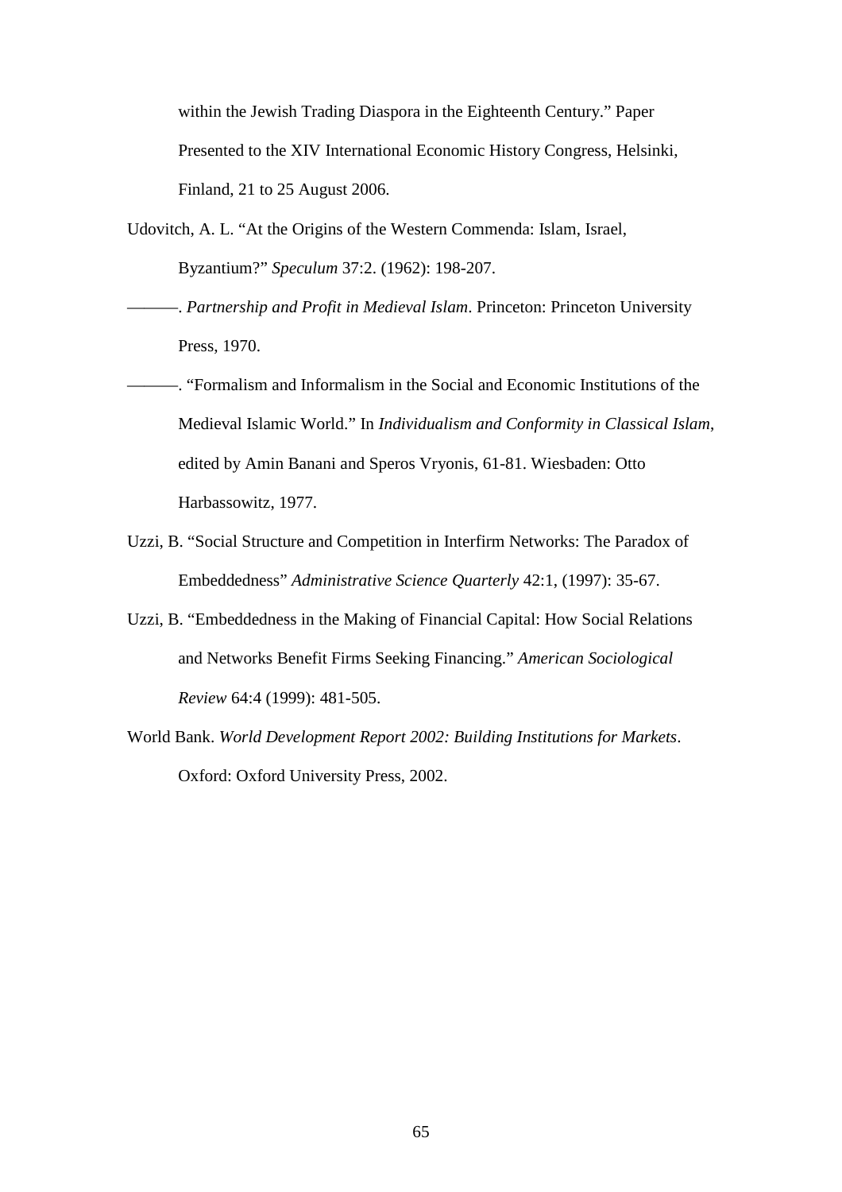within the Jewish Trading Diaspora in the Eighteenth Century." Paper Presented to the XIV International Economic History Congress, Helsinki, Finland, 21 to 25 August 2006.

Udovitch, A. L. "At the Origins of the Western Commenda: Islam, Israel, Byzantium?" *Speculum* 37:2. (1962): 198-207.

———. *Partnership and Profit in Medieval Islam*. Princeton: Princeton University Press, 1970.

———. "Formalism and Informalism in the Social and Economic Institutions of the Medieval Islamic World." In *Individualism and Conformity in Classical Islam*, edited by Amin Banani and Speros Vryonis, 61-81. Wiesbaden: Otto Harbassowitz, 1977.

Uzzi, B. "Social Structure and Competition in Interfirm Networks: The Paradox of Embeddedness" *Administrative Science Quarterly* 42:1, (1997): 35-67.

Uzzi, B. "Embeddedness in the Making of Financial Capital: How Social Relations and Networks Benefit Firms Seeking Financing." *American Sociological Review* 64:4 (1999): 481-505.

World Bank. *World Development Report 2002: Building Institutions for Markets*. Oxford: Oxford University Press, 2002.